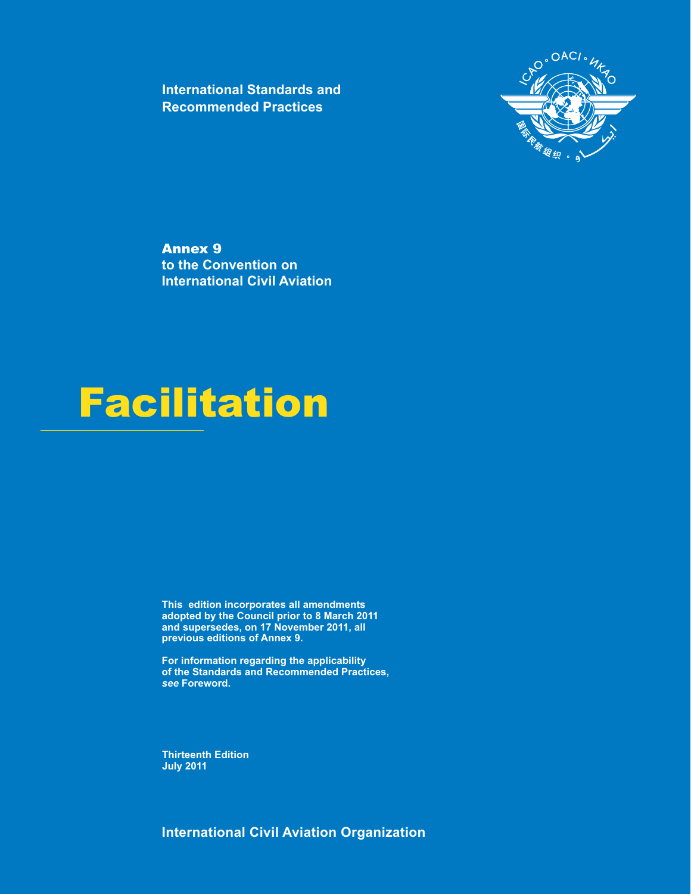**International Standards and Recommended Practices**

**Annex 9**
**to the Convention on International Civil Aviation**

# Facilitation

**This edition incorporates all amendments adopted by the Council prior to 8 March 2011 and supersedes, on 17 November 2011, all previous editions of Annex 9.**

**For information regarding the applicability of the Standards and Recommended Practices,** ***see*** **Foreword.**

**Thirteenth Edition**
**July 2011**

**International Civil Aviation Organization**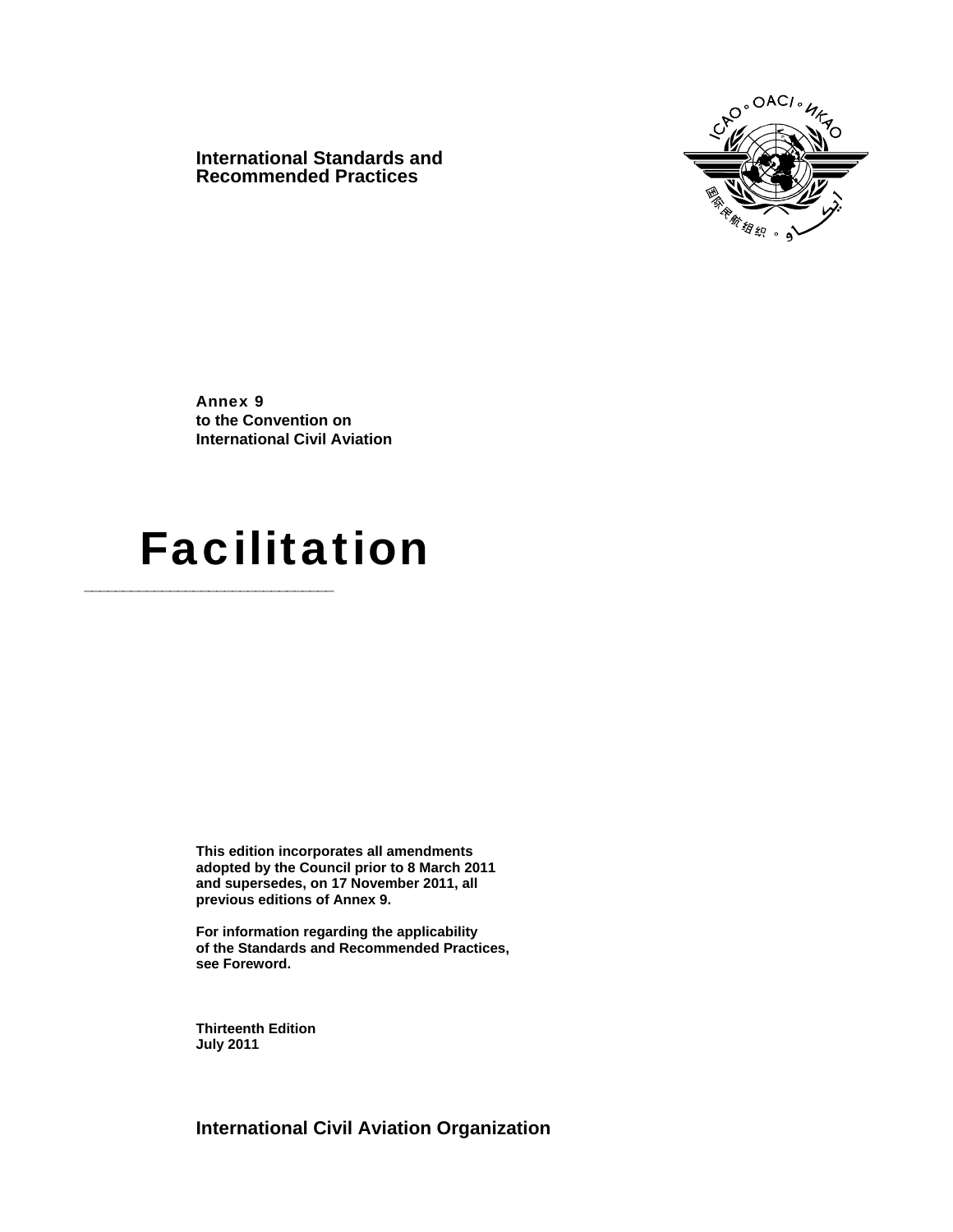International Standards and Recommended Practices

Annex 9
to the Convention on
International Civil Aviation

# Facilitation

**This edition incorporates all amendments adopted by the Council prior to 8 March 2011 and supersedes, on 17 November 2011, all previous editions of Annex 9.**

**For information regarding the applicability of the Standards and Recommended Practices, see Foreword.**

**Thirteenth Edition**
**July 2011**

**International Civil Aviation Organization**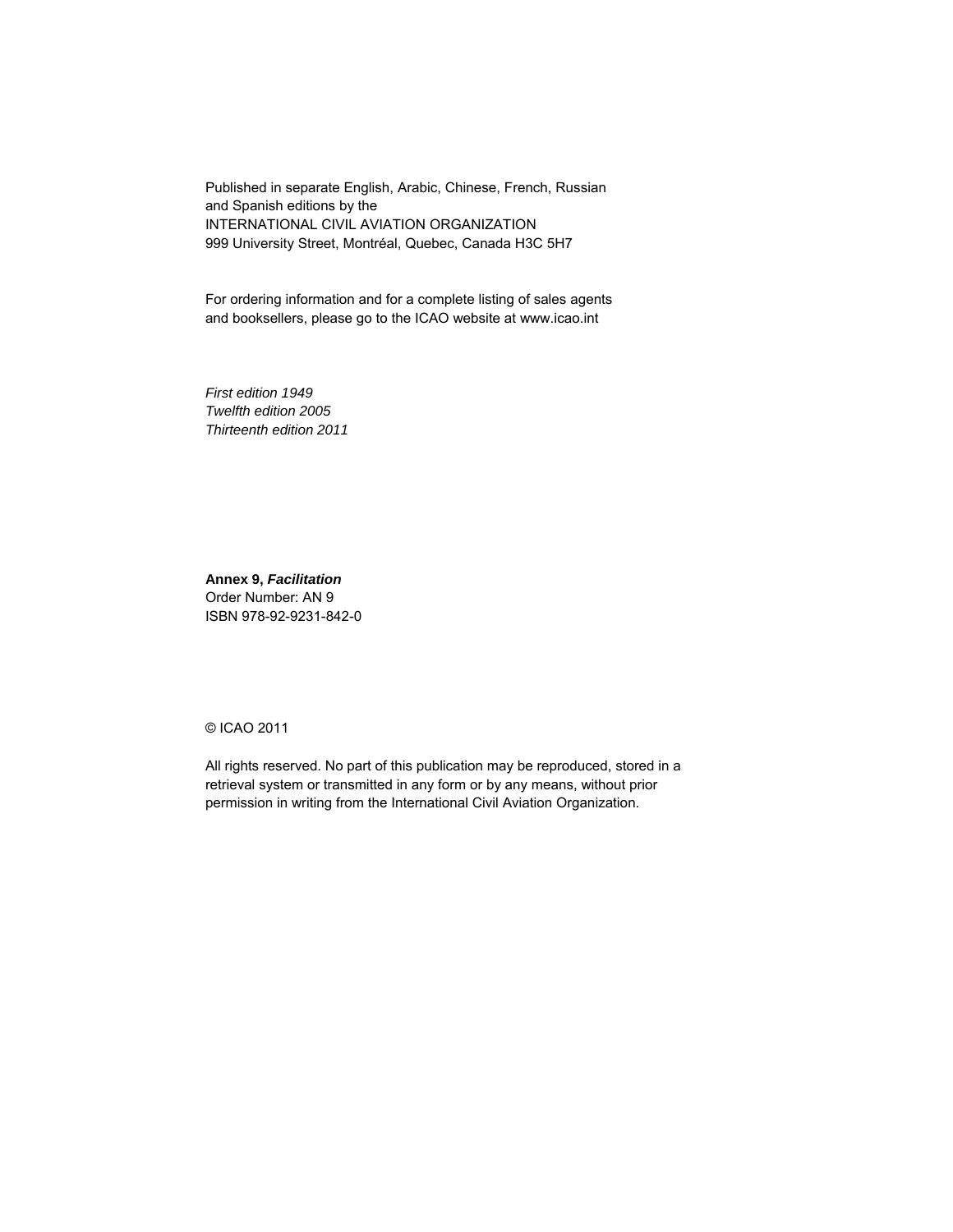Published in separate English, Arabic, Chinese, French, Russian
and Spanish editions by the
INTERNATIONAL CIVIL AVIATION ORGANIZATION
999 University Street, Montréal, Quebec, Canada H3C 5H7

For ordering information and for a complete listing of sales agents
and booksellers, please go to the ICAO website at www.icao.int

*First edition 1949*
*Twelfth edition 2005*
*Thirteenth edition 2011*

**Annex 9, *Facilitation***
Order Number: AN 9
ISBN 978-92-9231-842-0

© ICAO 2011

All rights reserved. No part of this publication may be reproduced, stored in a retrieval system or transmitted in any form or by any means, without prior permission in writing from the International Civil Aviation Organization.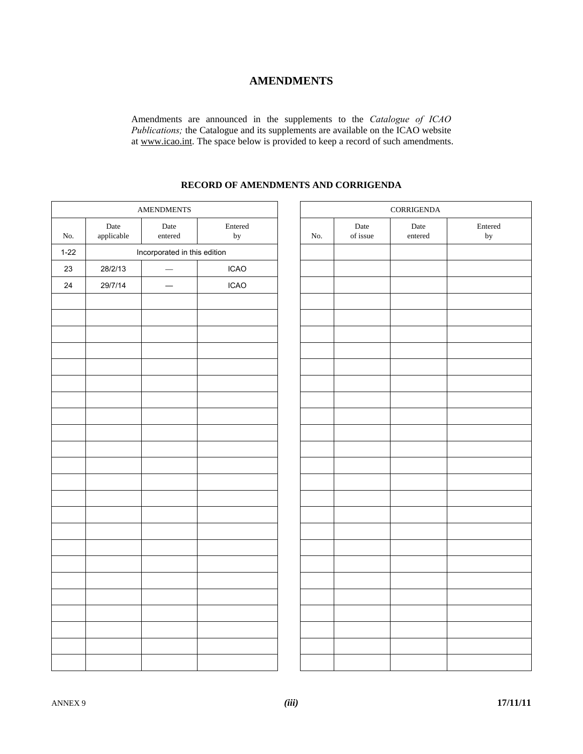# AMENDMENTS

Amendments are announced in the supplements to the *Catalogue of ICAO Publications;* the Catalogue and its supplements are available on the ICAO website at www.icao.int. The space below is provided to keep a record of such amendments.

## RECORD OF AMENDMENTS AND CORRIGENDA

| AMENDMENTS | | | |
|---|---|---|---|
| No. | Date applicable | Date entered | Entered by |
| 1-22 | Incorporated in this edition | | |
| 23 | 28/2/13 | — | ICAO |
| 24 | 29/7/14 | — | ICAO |
| | | | |
| | | | |
| | | | |
| | | | |
| | | | |
| | | | |
| | | | |
| | | | |
| | | | |
| | | | |
| | | | |
| | | | |
| | | | |
| | | | |
| | | | |
| | | | |
| | | | |
| | | | |
| | | | |
| | | | |
| | | | |
| | | | |

| CORRIGENDA | | | |
|---|---|---|---|
| No. | Date of issue | Date entered | Entered by |
| | | | |
| | | | |
| | | | |
| | | | |
| | | | |
| | | | |
| | | | |
| | | | |
| | | | |
| | | | |
| | | | |
| | | | |
| | | | |
| | | | |
| | | | |
| | | | |
| | | | |
| | | | |
| | | | |
| | | | |
| | | | |
| | | | |
| | | | |
| | | | |
| | | | |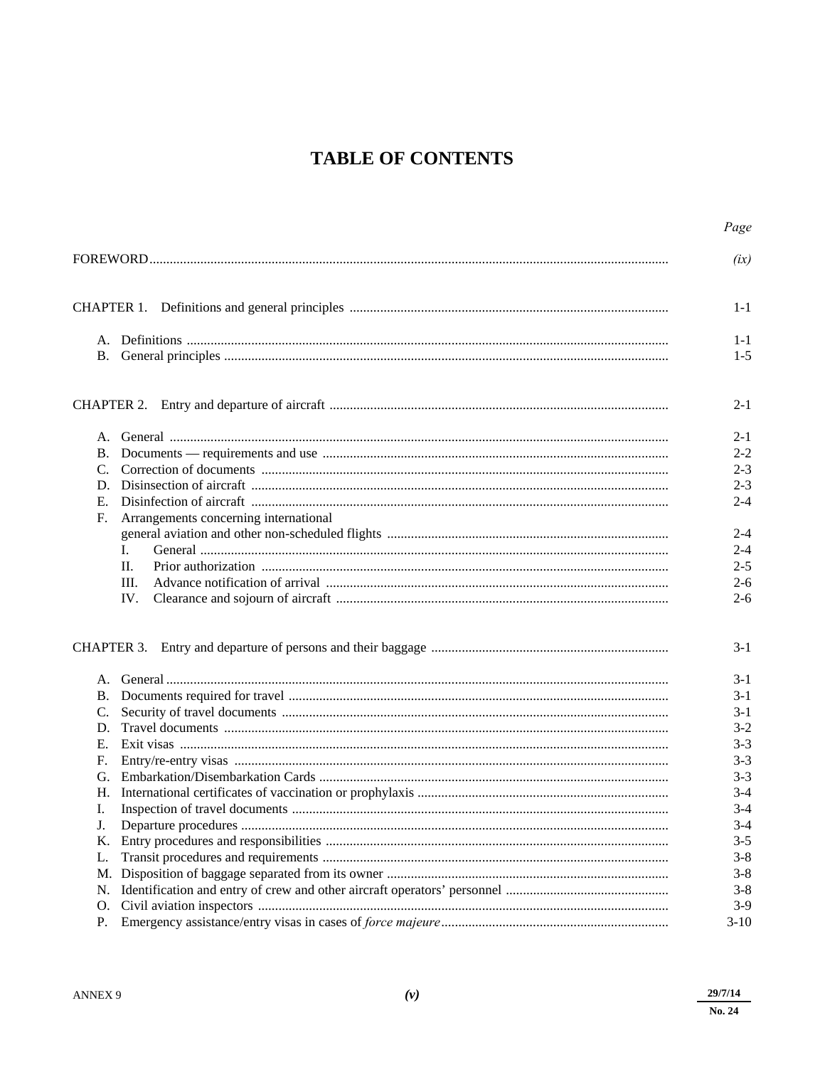# TABLE OF CONTENTS

| | Page |
|---|---|
| FOREWORD | *(ix)* |
| | |
| CHAPTER 1. Definitions and general principles | 1-1 |
| A. Definitions | 1-1 |
| B. General principles | 1-5 |
| | |
| CHAPTER 2. Entry and departure of aircraft | 2-1 |
| A. General | 2-1 |
| B. Documents — requirements and use | 2-2 |
| C. Correction of documents | 2-3 |
| D. Disinsection of aircraft | 2-3 |
| E. Disinfection of aircraft | 2-4 |
| F. Arrangements concerning international general aviation and other non-scheduled flights | 2-4 |
| I. General | 2-4 |
| II. Prior authorization | 2-5 |
| III. Advance notification of arrival | 2-6 |
| IV. Clearance and sojourn of aircraft | 2-6 |
| | |
| CHAPTER 3. Entry and departure of persons and their baggage | 3-1 |
| A. General | 3-1 |
| B. Documents required for travel | 3-1 |
| C. Security of travel documents | 3-1 |
| D. Travel documents | 3-2 |
| E. Exit visas | 3-3 |
| F. Entry/re-entry visas | 3-3 |
| G. Embarkation/Disembarkation Cards | 3-3 |
| H. International certificates of vaccination or prophylaxis | 3-4 |
| I. Inspection of travel documents | 3-4 |
| J. Departure procedures | 3-4 |
| K. Entry procedures and responsibilities | 3-5 |
| L. Transit procedures and requirements | 3-8 |
| M. Disposition of baggage separated from its owner | 3-8 |
| N. Identification and entry of crew and other aircraft operators' personnel | 3-8 |
| O. Civil aviation inspectors | 3-9 |
| P. Emergency assistance/entry visas in cases of *force majeure* | 3-10 |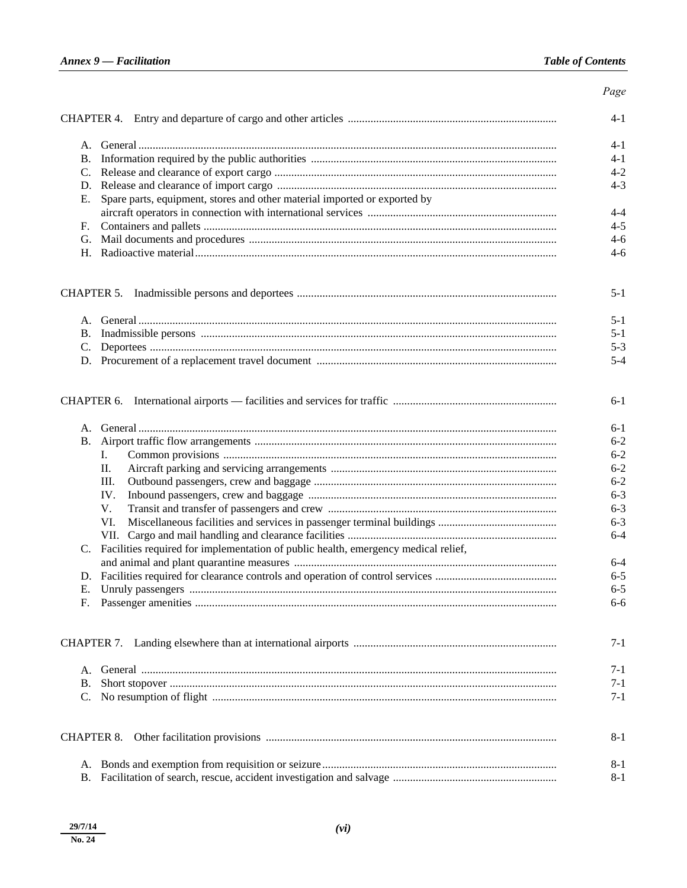| | Page |
|---|---|
| CHAPTER 4. Entry and departure of cargo and other articles | 4-1 |
| A. General | 4-1 |
| B. Information required by the public authorities | 4-1 |
| C. Release and clearance of export cargo | 4-2 |
| D. Release and clearance of import cargo | 4-3 |
| E. Spare parts, equipment, stores and other material imported or exported by aircraft operators in connection with international services | 4-4 |
| F. Containers and pallets | 4-5 |
| G. Mail documents and procedures | 4-6 |
| H. Radioactive material | 4-6 |
| CHAPTER 5. Inadmissible persons and deportees | 5-1 |
| A. General | 5-1 |
| B. Inadmissible persons | 5-1 |
| C. Deportees | 5-3 |
| D. Procurement of a replacement travel document | 5-4 |
| CHAPTER 6. International airports — facilities and services for traffic | 6-1 |
| A. General | 6-1 |
| B. Airport traffic flow arrangements | 6-2 |
| I. Common provisions | 6-2 |
| II. Aircraft parking and servicing arrangements | 6-2 |
| III. Outbound passengers, crew and baggage | 6-2 |
| IV. Inbound passengers, crew and baggage | 6-3 |
| V. Transit and transfer of passengers and crew | 6-3 |
| VI. Miscellaneous facilities and services in passenger terminal buildings | 6-3 |
| VII. Cargo and mail handling and clearance facilities | 6-4 |
| C. Facilities required for implementation of public health, emergency medical relief, and animal and plant quarantine measures | 6-4 |
| D. Facilities required for clearance controls and operation of control services | 6-5 |
| E. Unruly passengers | 6-5 |
| F. Passenger amenities | 6-6 |
| CHAPTER 7. Landing elsewhere than at international airports | 7-1 |
| A. General | 7-1 |
| B. Short stopover | 7-1 |
| C. No resumption of flight | 7-1 |
| CHAPTER 8. Other facilitation provisions | 8-1 |
| A. Bonds and exemption from requisition or seizure | 8-1 |
| B. Facilitation of search, rescue, accident investigation and salvage | 8-1 |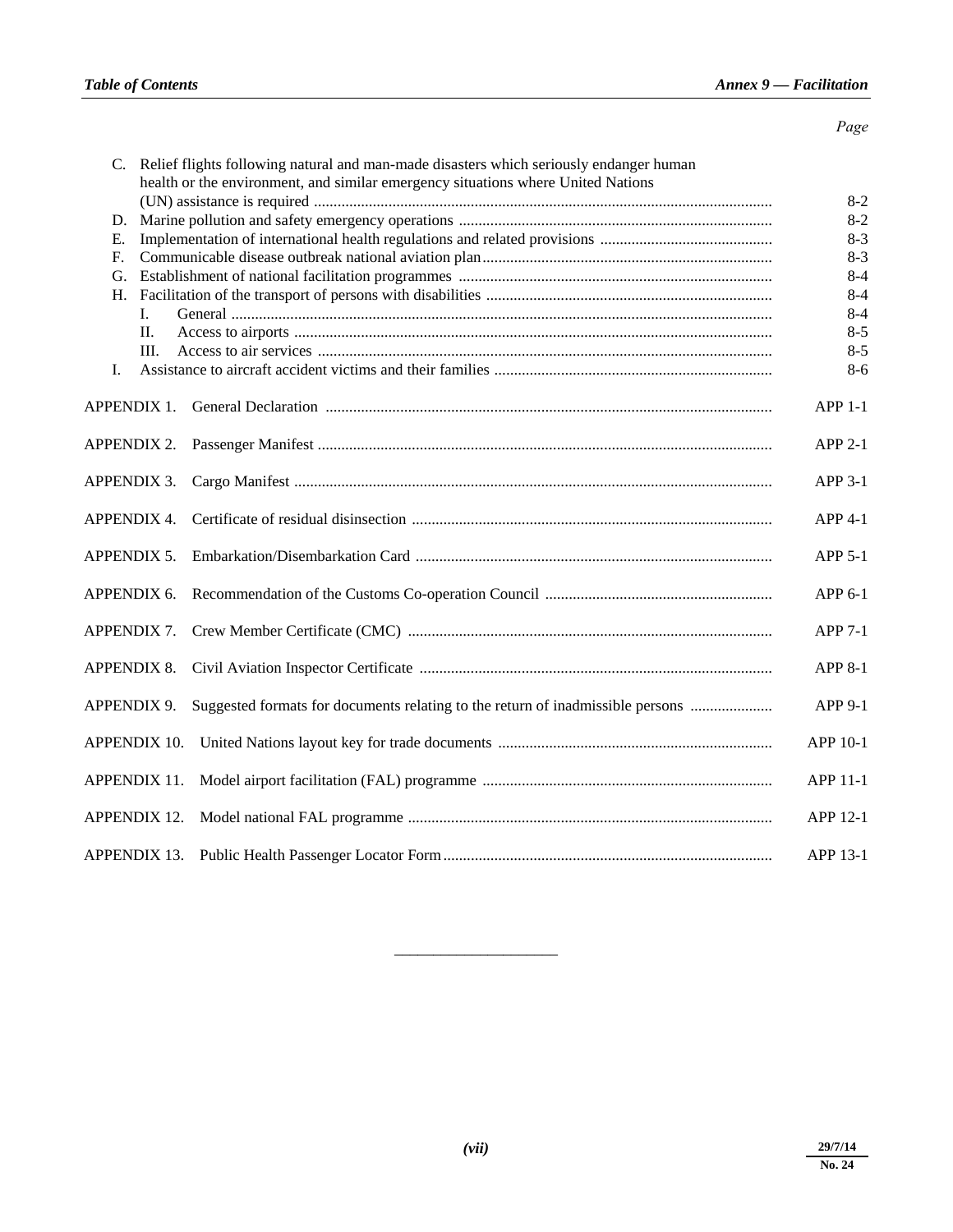| | Page |
|---|---|
| C. Relief flights following natural and man-made disasters which seriously endanger human health or the environment, and similar emergency situations where United Nations (UN) assistance is required | 8-2 |
| D. Marine pollution and safety emergency operations | 8-2 |
| E. Implementation of international health regulations and related provisions | 8-3 |
| F. Communicable disease outbreak national aviation plan | 8-3 |
| G. Establishment of national facilitation programmes | 8-4 |
| H. Facilitation of the transport of persons with disabilities | 8-4 |
| I. General | 8-4 |
| II. Access to airports | 8-5 |
| III. Access to air services | 8-5 |
| I. Assistance to aircraft accident victims and their families | 8-6 |
| APPENDIX 1. General Declaration | APP 1-1 |
| APPENDIX 2. Passenger Manifest | APP 2-1 |
| APPENDIX 3. Cargo Manifest | APP 3-1 |
| APPENDIX 4. Certificate of residual disinsection | APP 4-1 |
| APPENDIX 5. Embarkation/Disembarkation Card | APP 5-1 |
| APPENDIX 6. Recommendation of the Customs Co-operation Council | APP 6-1 |
| APPENDIX 7. Crew Member Certificate (CMC) | APP 7-1 |
| APPENDIX 8. Civil Aviation Inspector Certificate | APP 8-1 |
| APPENDIX 9. Suggested formats for documents relating to the return of inadmissible persons | APP 9-1 |
| APPENDIX 10. United Nations layout key for trade documents | APP 10-1 |
| APPENDIX 11. Model airport facilitation (FAL) programme | APP 11-1 |
| APPENDIX 12. Model national FAL programme | APP 12-1 |
| APPENDIX 13. Public Health Passenger Locator Form | APP 13-1 |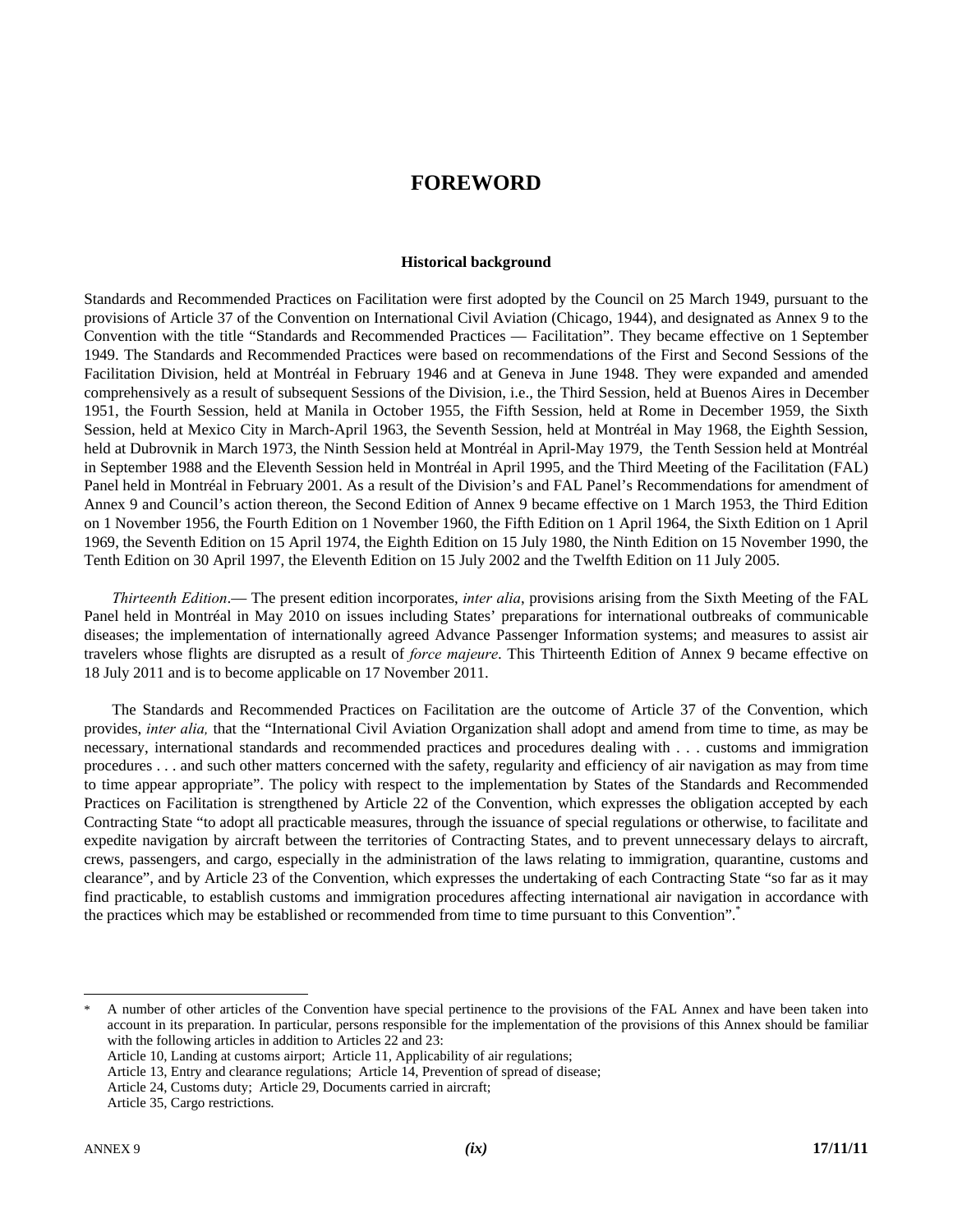# FOREWORD

### Historical background

Standards and Recommended Practices on Facilitation were first adopted by the Council on 25 March 1949, pursuant to the provisions of Article 37 of the Convention on International Civil Aviation (Chicago, 1944), and designated as Annex 9 to the Convention with the title "Standards and Recommended Practices — Facilitation". They became effective on 1 September 1949. The Standards and Recommended Practices were based on recommendations of the First and Second Sessions of the Facilitation Division, held at Montréal in February 1946 and at Geneva in June 1948. They were expanded and amended comprehensively as a result of subsequent Sessions of the Division, i.e., the Third Session, held at Buenos Aires in December 1951, the Fourth Session, held at Manila in October 1955, the Fifth Session, held at Rome in December 1959, the Sixth Session, held at Mexico City in March-April 1963, the Seventh Session, held at Montréal in May 1968, the Eighth Session, held at Dubrovnik in March 1973, the Ninth Session held at Montréal in April-May 1979, the Tenth Session held at Montréal in September 1988 and the Eleventh Session held in Montréal in April 1995, and the Third Meeting of the Facilitation (FAL) Panel held in Montréal in February 2001. As a result of the Division's and FAL Panel's Recommendations for amendment of Annex 9 and Council's action thereon, the Second Edition of Annex 9 became effective on 1 March 1953, the Third Edition on 1 November 1956, the Fourth Edition on 1 November 1960, the Fifth Edition on 1 April 1964, the Sixth Edition on 1 April 1969, the Seventh Edition on 15 April 1974, the Eighth Edition on 15 July 1980, the Ninth Edition on 15 November 1990, the Tenth Edition on 30 April 1997, the Eleventh Edition on 15 July 2002 and the Twelfth Edition on 11 July 2005.

*Thirteenth Edition*.— The present edition incorporates, *inter alia*, provisions arising from the Sixth Meeting of the FAL Panel held in Montréal in May 2010 on issues including States' preparations for international outbreaks of communicable diseases; the implementation of internationally agreed Advance Passenger Information systems; and measures to assist air travelers whose flights are disrupted as a result of *force majeure*. This Thirteenth Edition of Annex 9 became effective on 18 July 2011 and is to become applicable on 17 November 2011.

The Standards and Recommended Practices on Facilitation are the outcome of Article 37 of the Convention, which provides, *inter alia,* that the "International Civil Aviation Organization shall adopt and amend from time to time, as may be necessary, international standards and recommended practices and procedures dealing with . . . customs and immigration procedures . . . and such other matters concerned with the safety, regularity and efficiency of air navigation as may from time to time appear appropriate". The policy with respect to the implementation by States of the Standards and Recommended Practices on Facilitation is strengthened by Article 22 of the Convention, which expresses the obligation accepted by each Contracting State "to adopt all practicable measures, through the issuance of special regulations or otherwise, to facilitate and expedite navigation by aircraft between the territories of Contracting States, and to prevent unnecessary delays to aircraft, crews, passengers, and cargo, especially in the administration of the laws relating to immigration, quarantine, customs and clearance", and by Article 23 of the Convention, which expresses the undertaking of each Contracting State "so far as it may find practicable, to establish customs and immigration procedures affecting international air navigation in accordance with the practices which may be established or recommended from time to time pursuant to this Convention".*

---

\* A number of other articles of the Convention have special pertinence to the provisions of the FAL Annex and have been taken into account in its preparation. In particular, persons responsible for the implementation of the provisions of this Annex should be familiar with the following articles in addition to Articles 22 and 23:
Article 10, Landing at customs airport; Article 11, Applicability of air regulations;
Article 13, Entry and clearance regulations; Article 14, Prevention of spread of disease;
Article 24, Customs duty; Article 29, Documents carried in aircraft;
Article 35, Cargo restrictions.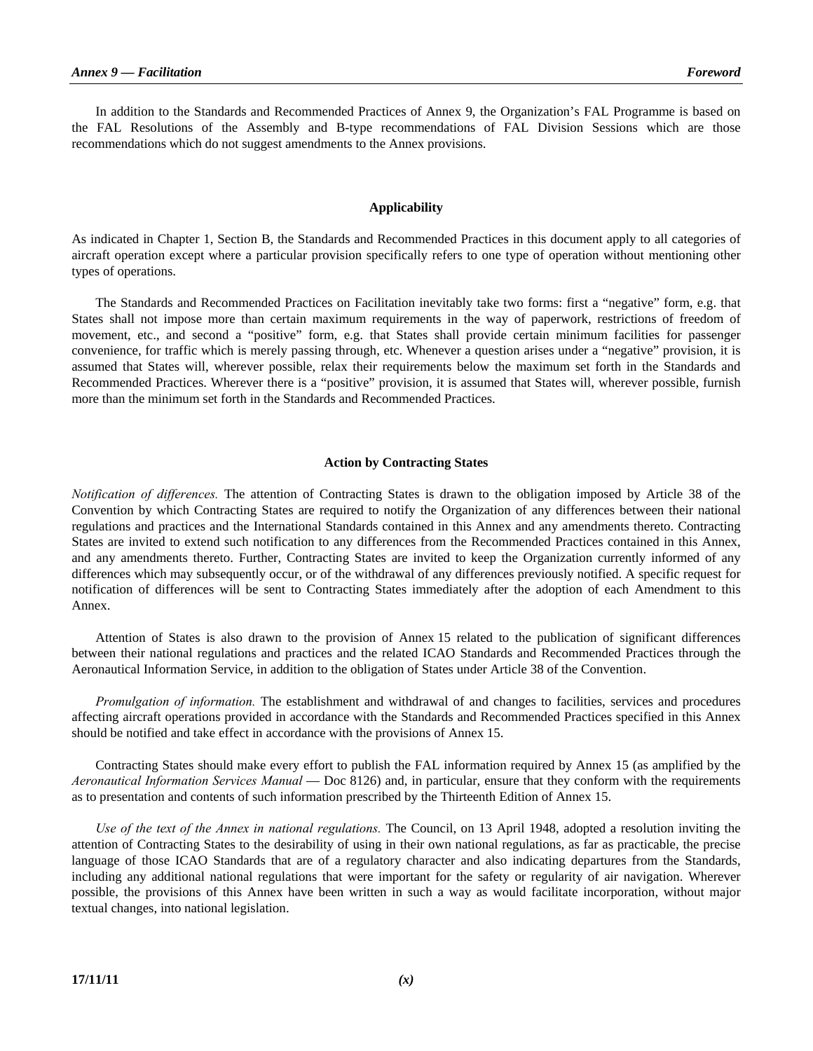In addition to the Standards and Recommended Practices of Annex 9, the Organization's FAL Programme is based on the FAL Resolutions of the Assembly and B-type recommendations of FAL Division Sessions which are those recommendations which do not suggest amendments to the Annex provisions.

## Applicability

As indicated in Chapter 1, Section B, the Standards and Recommended Practices in this document apply to all categories of aircraft operation except where a particular provision specifically refers to one type of operation without mentioning other types of operations.

The Standards and Recommended Practices on Facilitation inevitably take two forms: first a "negative" form, e.g. that States shall not impose more than certain maximum requirements in the way of paperwork, restrictions of freedom of movement, etc., and second a "positive" form, e.g. that States shall provide certain minimum facilities for passenger convenience, for traffic which is merely passing through, etc. Whenever a question arises under a "negative" provision, it is assumed that States will, wherever possible, relax their requirements below the maximum set forth in the Standards and Recommended Practices. Wherever there is a "positive" provision, it is assumed that States will, wherever possible, furnish more than the minimum set forth in the Standards and Recommended Practices.

## Action by Contracting States

*Notification of differences.* The attention of Contracting States is drawn to the obligation imposed by Article 38 of the Convention by which Contracting States are required to notify the Organization of any differences between their national regulations and practices and the International Standards contained in this Annex and any amendments thereto. Contracting States are invited to extend such notification to any differences from the Recommended Practices contained in this Annex, and any amendments thereto. Further, Contracting States are invited to keep the Organization currently informed of any differences which may subsequently occur, or of the withdrawal of any differences previously notified. A specific request for notification of differences will be sent to Contracting States immediately after the adoption of each Amendment to this Annex.

Attention of States is also drawn to the provision of Annex 15 related to the publication of significant differences between their national regulations and practices and the related ICAO Standards and Recommended Practices through the Aeronautical Information Service, in addition to the obligation of States under Article 38 of the Convention.

*Promulgation of information.* The establishment and withdrawal of and changes to facilities, services and procedures affecting aircraft operations provided in accordance with the Standards and Recommended Practices specified in this Annex should be notified and take effect in accordance with the provisions of Annex 15.

Contracting States should make every effort to publish the FAL information required by Annex 15 (as amplified by the *Aeronautical Information Services Manual* — Doc 8126) and, in particular, ensure that they conform with the requirements as to presentation and contents of such information prescribed by the Thirteenth Edition of Annex 15.

*Use of the text of the Annex in national regulations.* The Council, on 13 April 1948, adopted a resolution inviting the attention of Contracting States to the desirability of using in their own national regulations, as far as practicable, the precise language of those ICAO Standards that are of a regulatory character and also indicating departures from the Standards, including any additional national regulations that were important for the safety or regularity of air navigation. Wherever possible, the provisions of this Annex have been written in such a way as would facilitate incorporation, without major textual changes, into national legislation.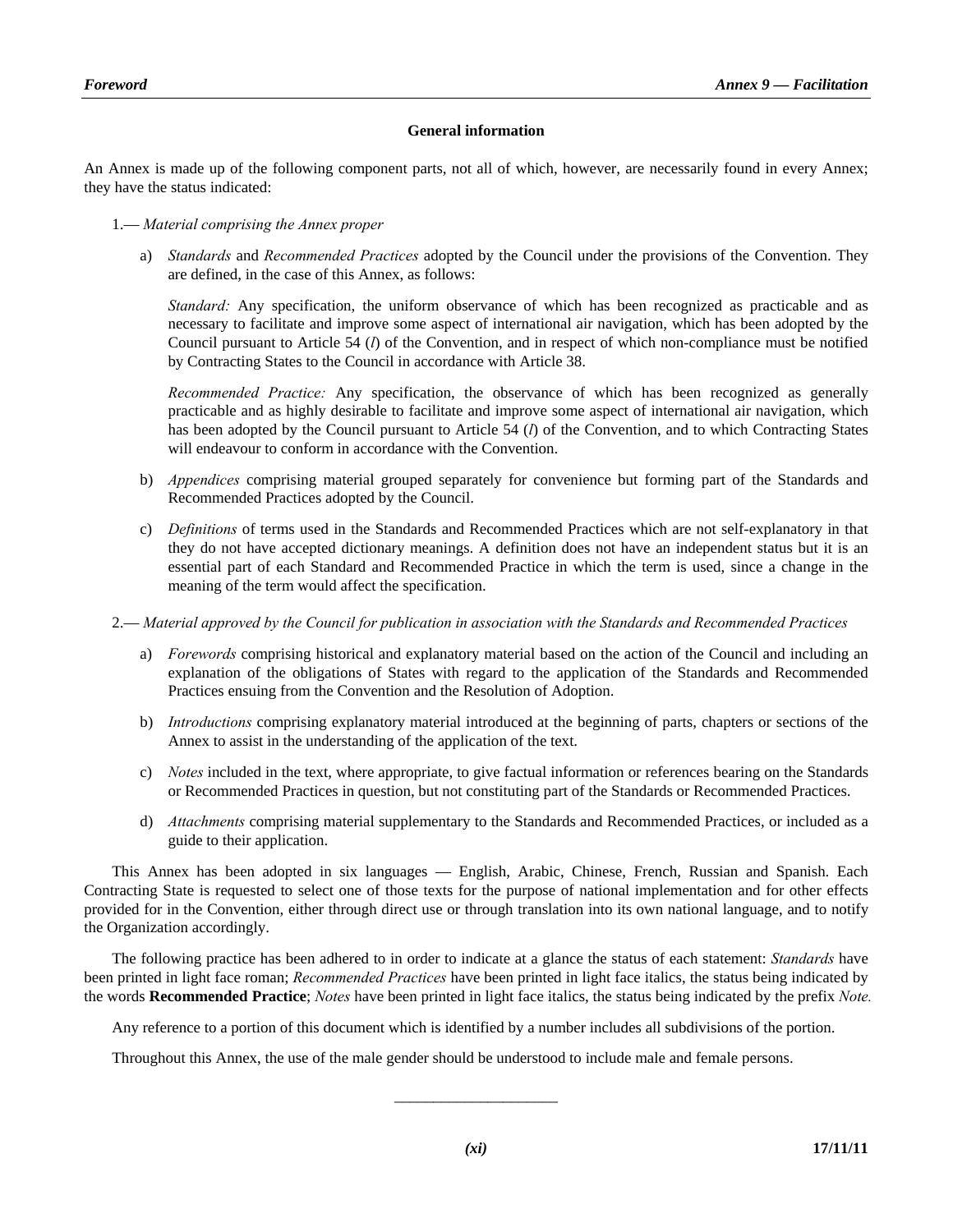## General information

An Annex is made up of the following component parts, not all of which, however, are necessarily found in every Annex; they have the status indicated:

1.— *Material comprising the Annex proper*

a) *Standards* and *Recommended Practices* adopted by the Council under the provisions of the Convention. They are defined, in the case of this Annex, as follows:

*Standard:* Any specification, the uniform observance of which has been recognized as practicable and as necessary to facilitate and improve some aspect of international air navigation, which has been adopted by the Council pursuant to Article 54 (*l*) of the Convention, and in respect of which non-compliance must be notified by Contracting States to the Council in accordance with Article 38.

*Recommended Practice:* Any specification, the observance of which has been recognized as generally practicable and as highly desirable to facilitate and improve some aspect of international air navigation, which has been adopted by the Council pursuant to Article 54 (*l*) of the Convention, and to which Contracting States will endeavour to conform in accordance with the Convention.

b) *Appendices* comprising material grouped separately for convenience but forming part of the Standards and Recommended Practices adopted by the Council.

c) *Definitions* of terms used in the Standards and Recommended Practices which are not self-explanatory in that they do not have accepted dictionary meanings. A definition does not have an independent status but it is an essential part of each Standard and Recommended Practice in which the term is used, since a change in the meaning of the term would affect the specification.

2.— *Material approved by the Council for publication in association with the Standards and Recommended Practices*

a) *Forewords* comprising historical and explanatory material based on the action of the Council and including an explanation of the obligations of States with regard to the application of the Standards and Recommended Practices ensuing from the Convention and the Resolution of Adoption.

b) *Introductions* comprising explanatory material introduced at the beginning of parts, chapters or sections of the Annex to assist in the understanding of the application of the text.

c) *Notes* included in the text, where appropriate, to give factual information or references bearing on the Standards or Recommended Practices in question, but not constituting part of the Standards or Recommended Practices.

d) *Attachments* comprising material supplementary to the Standards and Recommended Practices, or included as a guide to their application.

This Annex has been adopted in six languages — English, Arabic, Chinese, French, Russian and Spanish. Each Contracting State is requested to select one of those texts for the purpose of national implementation and for other effects provided for in the Convention, either through direct use or through translation into its own national language, and to notify the Organization accordingly.

The following practice has been adhered to in order to indicate at a glance the status of each statement: *Standards* have been printed in light face roman; *Recommended Practices* have been printed in light face italics, the status being indicated by the words **Recommended Practice**; *Notes* have been printed in light face italics, the status being indicated by the prefix *Note.*

Any reference to a portion of this document which is identified by a number includes all subdivisions of the portion.

Throughout this Annex, the use of the male gender should be understood to include male and female persons.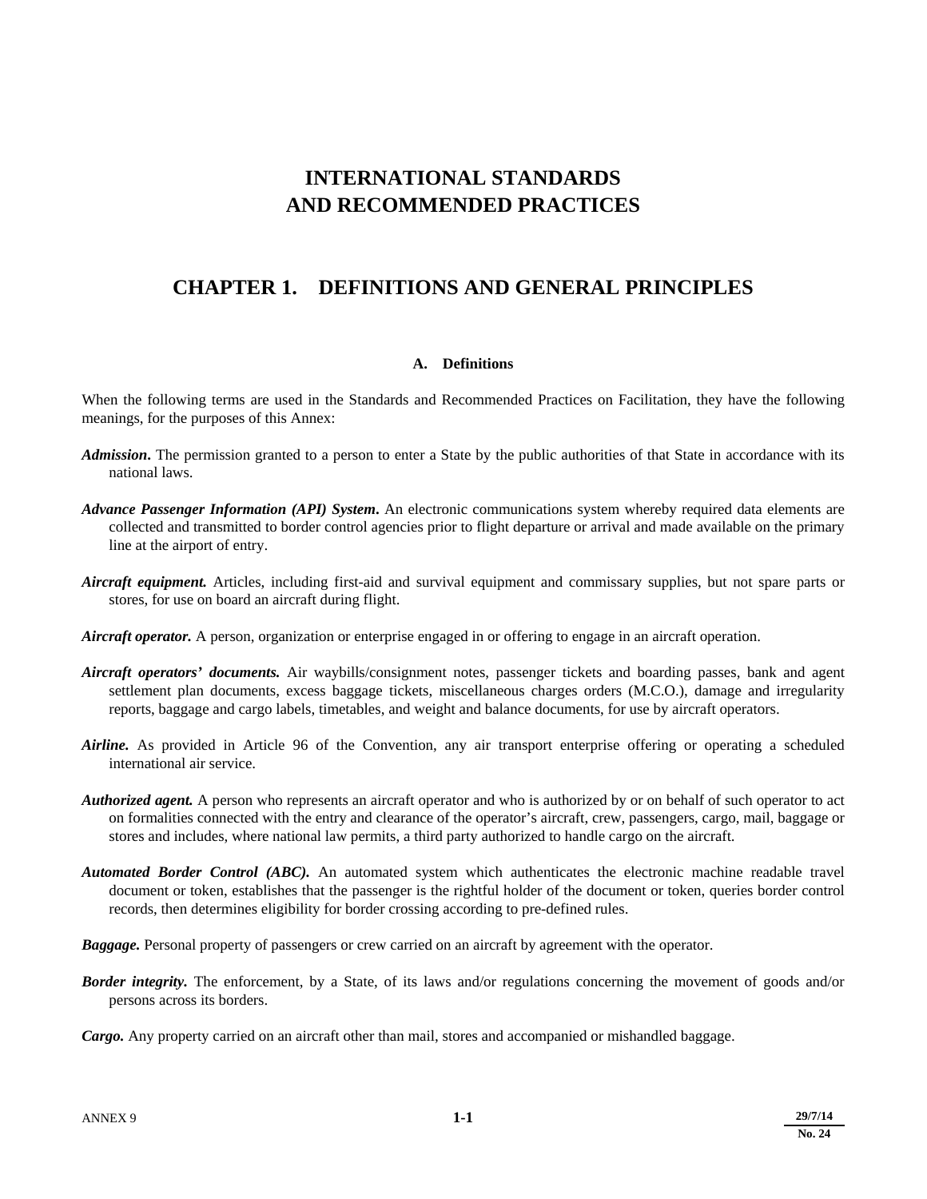# INTERNATIONAL STANDARDS AND RECOMMENDED PRACTICES

## CHAPTER 1. DEFINITIONS AND GENERAL PRINCIPLES

### A. Definitions

When the following terms are used in the Standards and Recommended Practices on Facilitation, they have the following meanings, for the purposes of this Annex:

***Admission*****.** The permission granted to a person to enter a State by the public authorities of that State in accordance with its national laws.

***Advance Passenger Information (API) System*****.** An electronic communications system whereby required data elements are collected and transmitted to border control agencies prior to flight departure or arrival and made available on the primary line at the airport of entry.

***Aircraft equipment.*** Articles, including first-aid and survival equipment and commissary supplies, but not spare parts or stores, for use on board an aircraft during flight.

***Aircraft operator.*** A person, organization or enterprise engaged in or offering to engage in an aircraft operation.

***Aircraft operators' documents.*** Air waybills/consignment notes, passenger tickets and boarding passes, bank and agent settlement plan documents, excess baggage tickets, miscellaneous charges orders (M.C.O.), damage and irregularity reports, baggage and cargo labels, timetables, and weight and balance documents, for use by aircraft operators.

***Airline.*** As provided in Article 96 of the Convention, any air transport enterprise offering or operating a scheduled international air service.

***Authorized agent.*** A person who represents an aircraft operator and who is authorized by or on behalf of such operator to act on formalities connected with the entry and clearance of the operator's aircraft, crew, passengers, cargo, mail, baggage or stores and includes, where national law permits, a third party authorized to handle cargo on the aircraft.

***Automated Border Control (ABC).*** An automated system which authenticates the electronic machine readable travel document or token, establishes that the passenger is the rightful holder of the document or token, queries border control records, then determines eligibility for border crossing according to pre-defined rules.

***Baggage.*** Personal property of passengers or crew carried on an aircraft by agreement with the operator.

***Border integrity.*** The enforcement, by a State, of its laws and/or regulations concerning the movement of goods and/or persons across its borders.

***Cargo.*** Any property carried on an aircraft other than mail, stores and accompanied or mishandled baggage.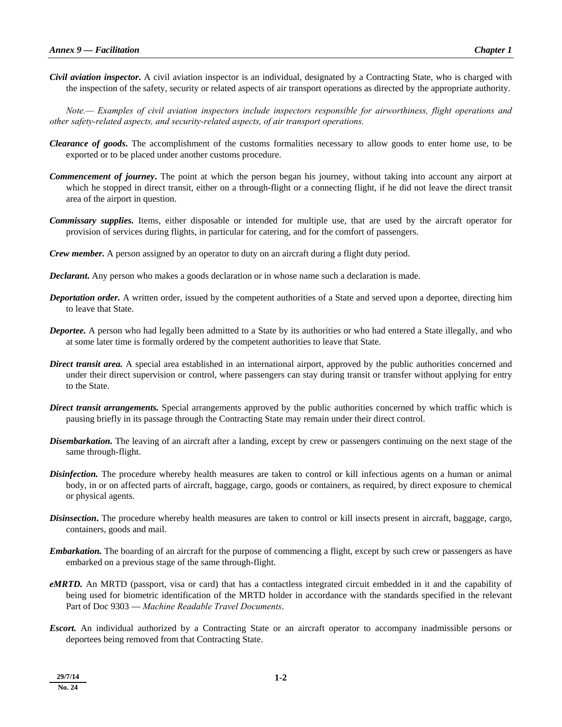***Civil aviation inspector*.** A civil aviation inspector is an individual, designated by a Contracting State, who is charged with the inspection of the safety, security or related aspects of air transport operations as directed by the appropriate authority.

*Note.— Examples of civil aviation inspectors include inspectors responsible for airworthiness, flight operations and other safety-related aspects, and security-related aspects, of air transport operations.*

***Clearance of goods*.** The accomplishment of the customs formalities necessary to allow goods to enter home use, to be exported or to be placed under another customs procedure.

***Commencement of journey*.** The point at which the person began his journey, without taking into account any airport at which he stopped in direct transit, either on a through-flight or a connecting flight, if he did not leave the direct transit area of the airport in question.

***Commissary supplies.*** Items, either disposable or intended for multiple use, that are used by the aircraft operator for provision of services during flights, in particular for catering, and for the comfort of passengers.

***Crew member.*** A person assigned by an operator to duty on an aircraft during a flight duty period.

***Declarant*.** Any person who makes a goods declaration or in whose name such a declaration is made.

***Deportation order.*** A written order, issued by the competent authorities of a State and served upon a deportee, directing him to leave that State.

***Deportee.*** A person who had legally been admitted to a State by its authorities or who had entered a State illegally, and who at some later time is formally ordered by the competent authorities to leave that State.

***Direct transit area.*** A special area established in an international airport, approved by the public authorities concerned and under their direct supervision or control, where passengers can stay during transit or transfer without applying for entry to the State.

***Direct transit arrangements.*** Special arrangements approved by the public authorities concerned by which traffic which is pausing briefly in its passage through the Contracting State may remain under their direct control.

***Disembarkation.*** The leaving of an aircraft after a landing, except by crew or passengers continuing on the next stage of the same through-flight.

***Disinfection.*** The procedure whereby health measures are taken to control or kill infectious agents on a human or animal body, in or on affected parts of aircraft, baggage, cargo, goods or containers, as required, by direct exposure to chemical or physical agents.

***Disinsection*.** The procedure whereby health measures are taken to control or kill insects present in aircraft, baggage, cargo, containers, goods and mail.

***Embarkation.*** The boarding of an aircraft for the purpose of commencing a flight, except by such crew or passengers as have embarked on a previous stage of the same through-flight.

***eMRTD.*** An MRTD (passport, visa or card) that has a contactless integrated circuit embedded in it and the capability of being used for biometric identification of the MRTD holder in accordance with the standards specified in the relevant Part of Doc 9303 — *Machine Readable Travel Documents*.

***Escort.*** An individual authorized by a Contracting State or an aircraft operator to accompany inadmissible persons or deportees being removed from that Contracting State.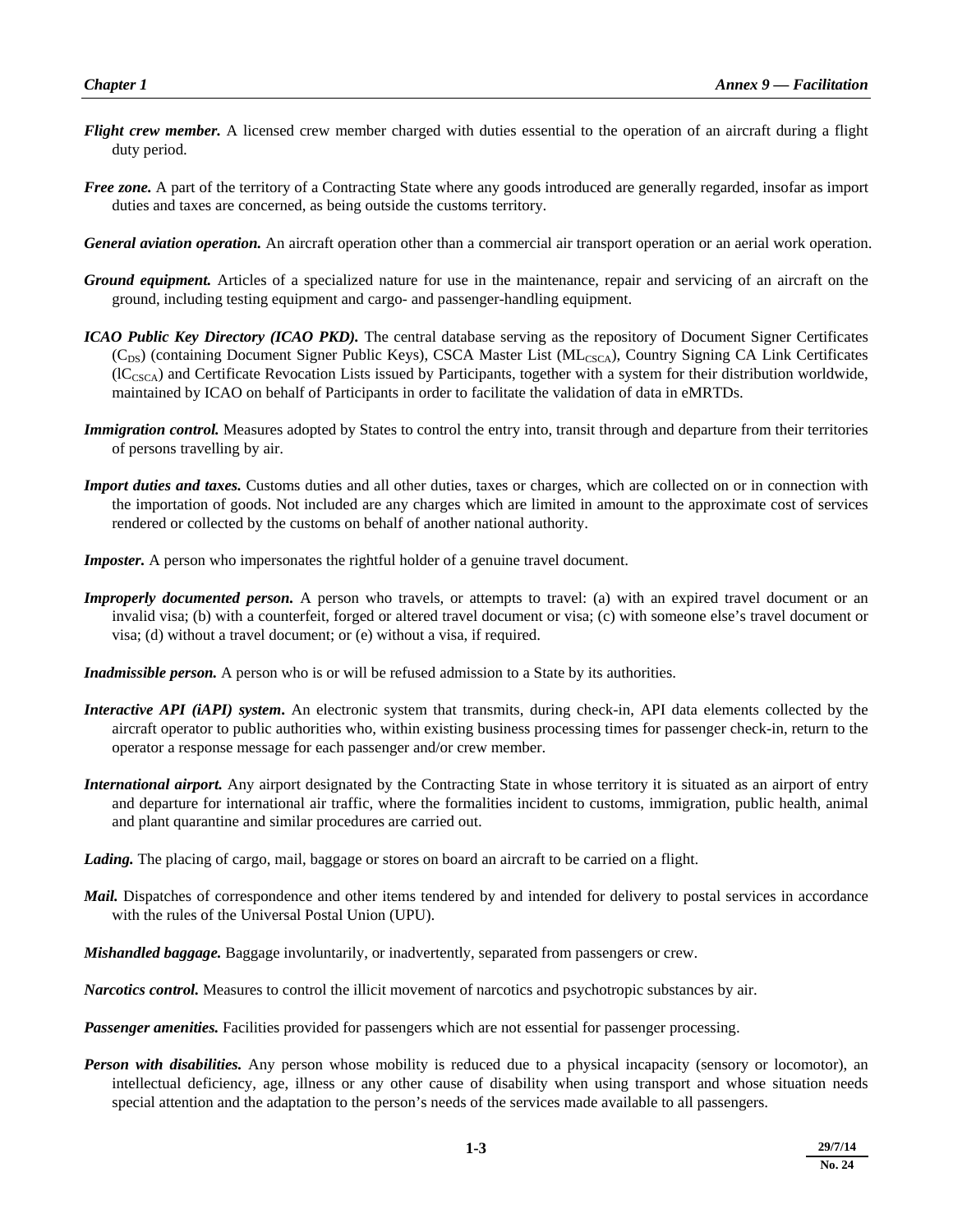***Flight crew member.*** A licensed crew member charged with duties essential to the operation of an aircraft during a flight duty period.

***Free zone.*** A part of the territory of a Contracting State where any goods introduced are generally regarded, insofar as import duties and taxes are concerned, as being outside the customs territory.

***General aviation operation.*** An aircraft operation other than a commercial air transport operation or an aerial work operation.

***Ground equipment.*** Articles of a specialized nature for use in the maintenance, repair and servicing of an aircraft on the ground, including testing equipment and cargo- and passenger-handling equipment.

***ICAO Public Key Directory (ICAO PKD).*** The central database serving as the repository of Document Signer Certificates ($C_{DS}$) (containing Document Signer Public Keys), CSCA Master List ($ML_{CSCA}$), Country Signing CA Link Certificates ($lC_{CSCA}$) and Certificate Revocation Lists issued by Participants, together with a system for their distribution worldwide, maintained by ICAO on behalf of Participants in order to facilitate the validation of data in eMRTDs.

***Immigration control.*** Measures adopted by States to control the entry into, transit through and departure from their territories of persons travelling by air.

***Import duties and taxes.*** Customs duties and all other duties, taxes or charges, which are collected on or in connection with the importation of goods. Not included are any charges which are limited in amount to the approximate cost of services rendered or collected by the customs on behalf of another national authority.

***Imposter.*** A person who impersonates the rightful holder of a genuine travel document.

***Improperly documented person.*** A person who travels, or attempts to travel: (a) with an expired travel document or an invalid visa; (b) with a counterfeit, forged or altered travel document or visa; (c) with someone else's travel document or visa; (d) without a travel document; or (e) without a visa, if required.

***Inadmissible person.*** A person who is or will be refused admission to a State by its authorities.

***Interactive API (iAPI) system.*** An electronic system that transmits, during check-in, API data elements collected by the aircraft operator to public authorities who, within existing business processing times for passenger check-in, return to the operator a response message for each passenger and/or crew member.

***International airport.*** Any airport designated by the Contracting State in whose territory it is situated as an airport of entry and departure for international air traffic, where the formalities incident to customs, immigration, public health, animal and plant quarantine and similar procedures are carried out.

***Lading.*** The placing of cargo, mail, baggage or stores on board an aircraft to be carried on a flight.

***Mail.*** Dispatches of correspondence and other items tendered by and intended for delivery to postal services in accordance with the rules of the Universal Postal Union (UPU).

***Mishandled baggage.*** Baggage involuntarily, or inadvertently, separated from passengers or crew.

***Narcotics control.*** Measures to control the illicit movement of narcotics and psychotropic substances by air.

***Passenger amenities.*** Facilities provided for passengers which are not essential for passenger processing.

***Person with disabilities.*** Any person whose mobility is reduced due to a physical incapacity (sensory or locomotor), an intellectual deficiency, age, illness or any other cause of disability when using transport and whose situation needs special attention and the adaptation to the person's needs of the services made available to all passengers.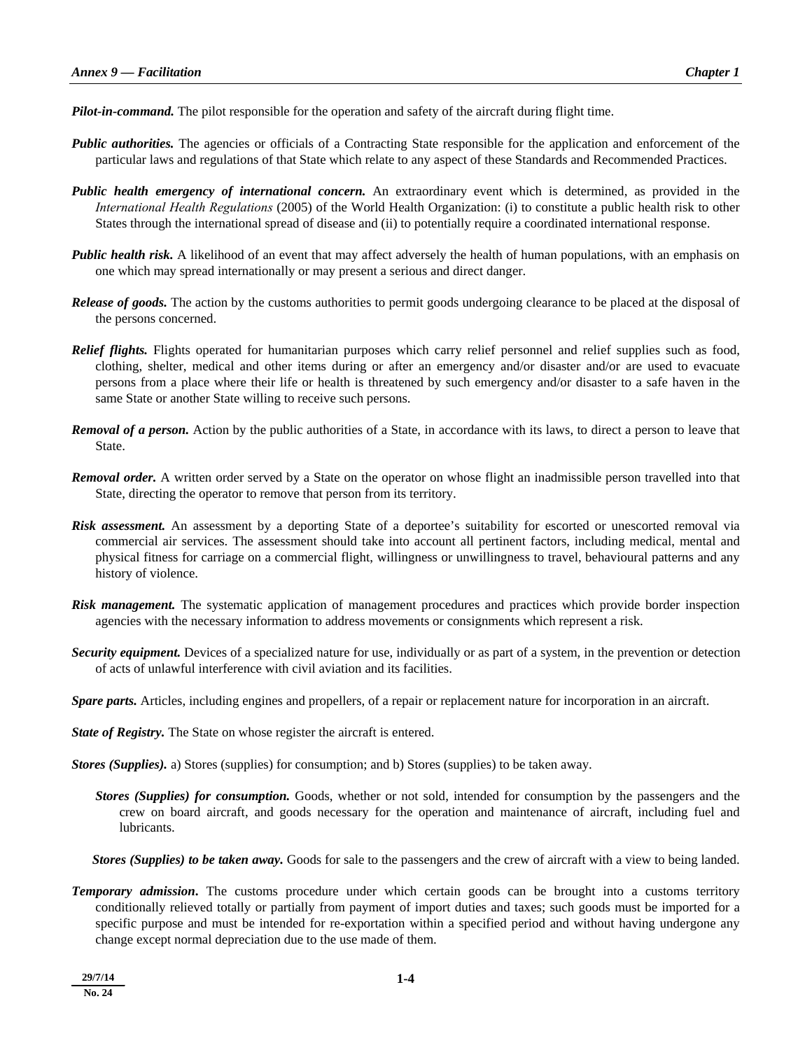***Pilot-in-command.*** The pilot responsible for the operation and safety of the aircraft during flight time.

***Public authorities.*** The agencies or officials of a Contracting State responsible for the application and enforcement of the particular laws and regulations of that State which relate to any aspect of these Standards and Recommended Practices.

***Public health emergency of international concern.*** An extraordinary event which is determined, as provided in the *International Health Regulations* (2005) of the World Health Organization: (i) to constitute a public health risk to other States through the international spread of disease and (ii) to potentially require a coordinated international response.

***Public health risk.*** A likelihood of an event that may affect adversely the health of human populations, with an emphasis on one which may spread internationally or may present a serious and direct danger.

***Release of goods.*** The action by the customs authorities to permit goods undergoing clearance to be placed at the disposal of the persons concerned.

***Relief flights.*** Flights operated for humanitarian purposes which carry relief personnel and relief supplies such as food, clothing, shelter, medical and other items during or after an emergency and/or disaster and/or are used to evacuate persons from a place where their life or health is threatened by such emergency and/or disaster to a safe haven in the same State or another State willing to receive such persons.

***Removal of a person.*** Action by the public authorities of a State, in accordance with its laws, to direct a person to leave that State.

***Removal order.*** A written order served by a State on the operator on whose flight an inadmissible person travelled into that State, directing the operator to remove that person from its territory.

***Risk assessment.*** An assessment by a deporting State of a deportee's suitability for escorted or unescorted removal via commercial air services. The assessment should take into account all pertinent factors, including medical, mental and physical fitness for carriage on a commercial flight, willingness or unwillingness to travel, behavioural patterns and any history of violence.

***Risk management.*** The systematic application of management procedures and practices which provide border inspection agencies with the necessary information to address movements or consignments which represent a risk.

***Security equipment.*** Devices of a specialized nature for use, individually or as part of a system, in the prevention or detection of acts of unlawful interference with civil aviation and its facilities.

***Spare parts.*** Articles, including engines and propellers, of a repair or replacement nature for incorporation in an aircraft.

***State of Registry.*** The State on whose register the aircraft is entered.

***Stores (Supplies).*** a) Stores (supplies) for consumption; and b) Stores (supplies) to be taken away.

> ***Stores (Supplies) for consumption.*** Goods, whether or not sold, intended for consumption by the passengers and the crew on board aircraft, and goods necessary for the operation and maintenance of aircraft, including fuel and lubricants.
>
> ***Stores (Supplies) to be taken away.*** Goods for sale to the passengers and the crew of aircraft with a view to being landed.

***Temporary admission.*** The customs procedure under which certain goods can be brought into a customs territory conditionally relieved totally or partially from payment of import duties and taxes; such goods must be imported for a specific purpose and must be intended for re-exportation within a specified period and without having undergone any change except normal depreciation due to the use made of them.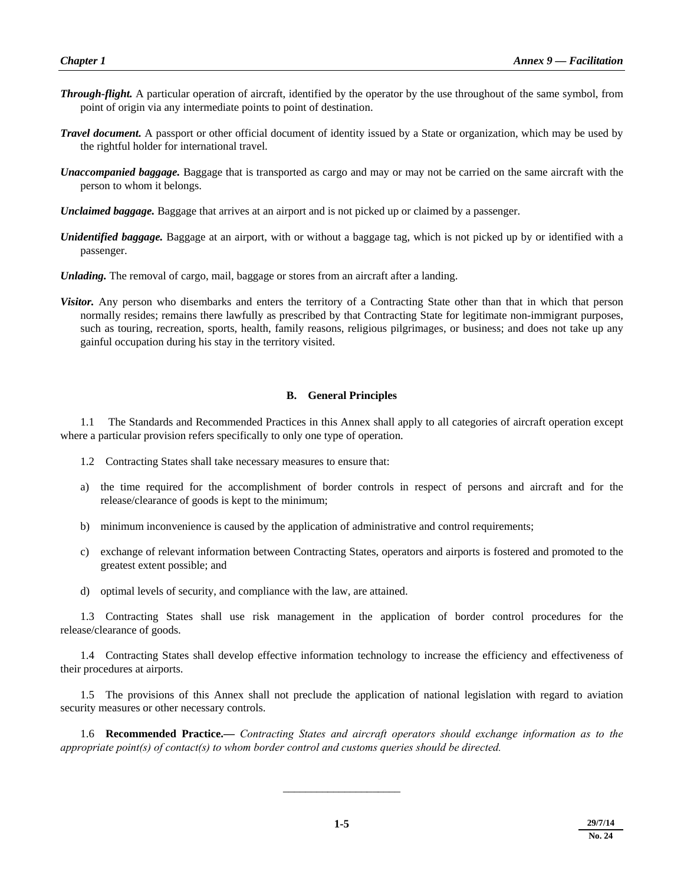***Through-flight.*** A particular operation of aircraft, identified by the operator by the use throughout of the same symbol, from point of origin via any intermediate points to point of destination.

***Travel document.*** A passport or other official document of identity issued by a State or organization, which may be used by the rightful holder for international travel.

***Unaccompanied baggage.*** Baggage that is transported as cargo and may or may not be carried on the same aircraft with the person to whom it belongs.

***Unclaimed baggage.*** Baggage that arrives at an airport and is not picked up or claimed by a passenger.

***Unidentified baggage.*** Baggage at an airport, with or without a baggage tag, which is not picked up by or identified with a passenger.

***Unlading.*** The removal of cargo, mail, baggage or stores from an aircraft after a landing.

***Visitor.*** Any person who disembarks and enters the territory of a Contracting State other than that in which that person normally resides; remains there lawfully as prescribed by that Contracting State for legitimate non-immigrant purposes, such as touring, recreation, sports, health, family reasons, religious pilgrimages, or business; and does not take up any gainful occupation during his stay in the territory visited.

## B. General Principles

1.1 The Standards and Recommended Practices in this Annex shall apply to all categories of aircraft operation except where a particular provision refers specifically to only one type of operation.

1.2 Contracting States shall take necessary measures to ensure that:

a) the time required for the accomplishment of border controls in respect of persons and aircraft and for the release/clearance of goods is kept to the minimum;

b) minimum inconvenience is caused by the application of administrative and control requirements;

c) exchange of relevant information between Contracting States, operators and airports is fostered and promoted to the greatest extent possible; and

d) optimal levels of security, and compliance with the law, are attained.

1.3 Contracting States shall use risk management in the application of border control procedures for the release/clearance of goods.

1.4 Contracting States shall develop effective information technology to increase the efficiency and effectiveness of their procedures at airports.

1.5 The provisions of this Annex shall not preclude the application of national legislation with regard to aviation security measures or other necessary controls.

1.6 **Recommended Practice.—** *Contracting States and aircraft operators should exchange information as to the appropriate point(s) of contact(s) to whom border control and customs queries should be directed.*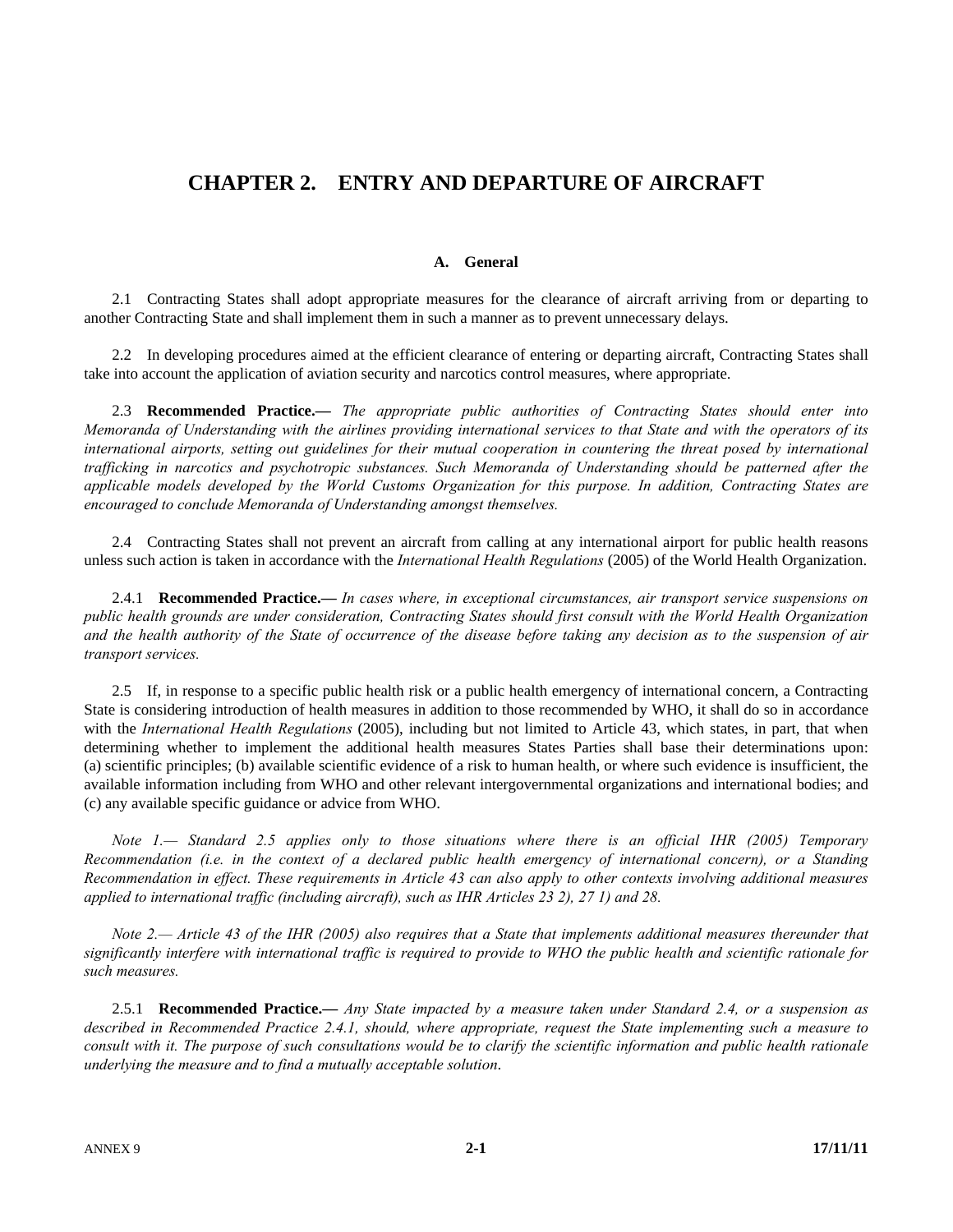# CHAPTER 2. ENTRY AND DEPARTURE OF AIRCRAFT

## A. General

2.1 Contracting States shall adopt appropriate measures for the clearance of aircraft arriving from or departing to another Contracting State and shall implement them in such a manner as to prevent unnecessary delays.

2.2 In developing procedures aimed at the efficient clearance of entering or departing aircraft, Contracting States shall take into account the application of aviation security and narcotics control measures, where appropriate.

2.3 **Recommended Practice.—** *The appropriate public authorities of Contracting States should enter into Memoranda of Understanding with the airlines providing international services to that State and with the operators of its international airports, setting out guidelines for their mutual cooperation in countering the threat posed by international trafficking in narcotics and psychotropic substances. Such Memoranda of Understanding should be patterned after the applicable models developed by the World Customs Organization for this purpose. In addition, Contracting States are encouraged to conclude Memoranda of Understanding amongst themselves.*

2.4 Contracting States shall not prevent an aircraft from calling at any international airport for public health reasons unless such action is taken in accordance with the *International Health Regulations* (2005) of the World Health Organization.

2.4.1 **Recommended Practice.—** *In cases where, in exceptional circumstances, air transport service suspensions on public health grounds are under consideration, Contracting States should first consult with the World Health Organization and the health authority of the State of occurrence of the disease before taking any decision as to the suspension of air transport services.*

2.5 If, in response to a specific public health risk or a public health emergency of international concern, a Contracting State is considering introduction of health measures in addition to those recommended by WHO, it shall do so in accordance with the *International Health Regulations* (2005), including but not limited to Article 43, which states, in part, that when determining whether to implement the additional health measures States Parties shall base their determinations upon: (a) scientific principles; (b) available scientific evidence of a risk to human health, or where such evidence is insufficient, the available information including from WHO and other relevant intergovernmental organizations and international bodies; and (c) any available specific guidance or advice from WHO.

*Note 1.— Standard 2.5 applies only to those situations where there is an official IHR (2005) Temporary Recommendation (i.e. in the context of a declared public health emergency of international concern), or a Standing Recommendation in effect. These requirements in Article 43 can also apply to other contexts involving additional measures applied to international traffic (including aircraft), such as IHR Articles 23 2), 27 1) and 28.*

*Note 2.— Article 43 of the IHR (2005) also requires that a State that implements additional measures thereunder that significantly interfere with international traffic is required to provide to WHO the public health and scientific rationale for such measures.*

2.5.1 **Recommended Practice.—** *Any State impacted by a measure taken under Standard 2.4, or a suspension as described in Recommended Practice 2.4.1, should, where appropriate, request the State implementing such a measure to consult with it. The purpose of such consultations would be to clarify the scientific information and public health rationale underlying the measure and to find a mutually acceptable solution.*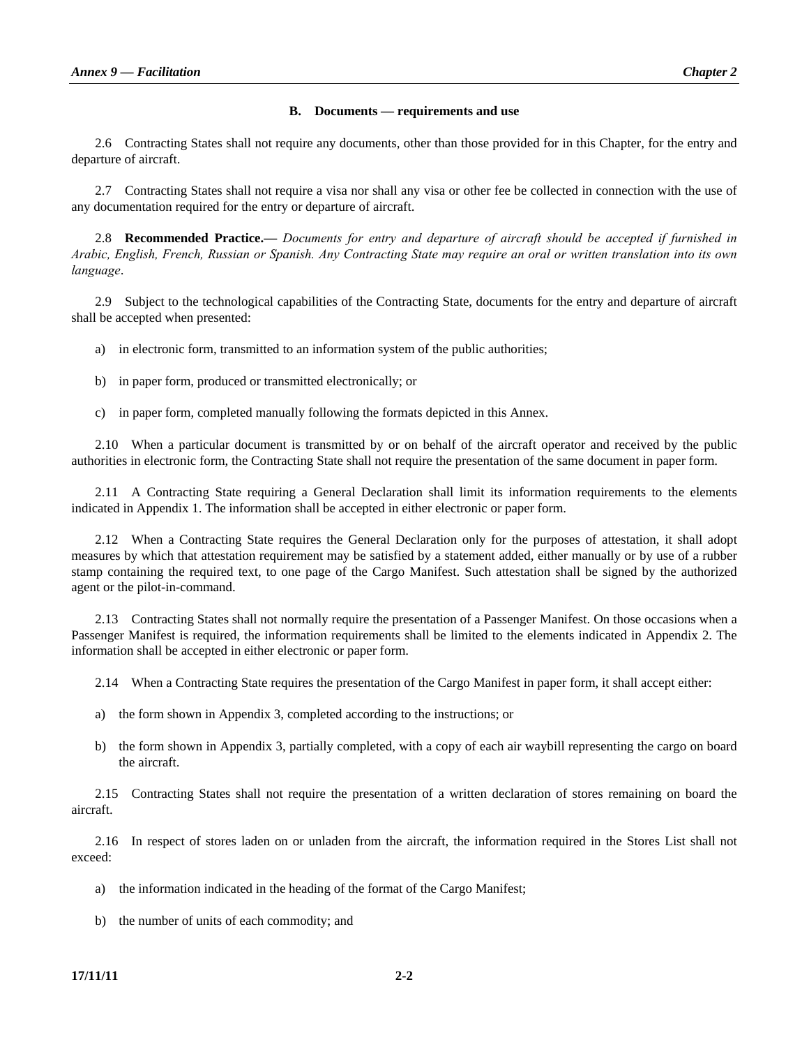### B. Documents — requirements and use

2.6 Contracting States shall not require any documents, other than those provided for in this Chapter, for the entry and departure of aircraft.

2.7 Contracting States shall not require a visa nor shall any visa or other fee be collected in connection with the use of any documentation required for the entry or departure of aircraft.

2.8 **Recommended Practice.—** *Documents for entry and departure of aircraft should be accepted if furnished in Arabic, English, French, Russian or Spanish. Any Contracting State may require an oral or written translation into its own language*.

2.9 Subject to the technological capabilities of the Contracting State, documents for the entry and departure of aircraft shall be accepted when presented:

a) in electronic form, transmitted to an information system of the public authorities;

b) in paper form, produced or transmitted electronically; or

c) in paper form, completed manually following the formats depicted in this Annex.

2.10 When a particular document is transmitted by or on behalf of the aircraft operator and received by the public authorities in electronic form, the Contracting State shall not require the presentation of the same document in paper form.

2.11 A Contracting State requiring a General Declaration shall limit its information requirements to the elements indicated in Appendix 1. The information shall be accepted in either electronic or paper form.

2.12 When a Contracting State requires the General Declaration only for the purposes of attestation, it shall adopt measures by which that attestation requirement may be satisfied by a statement added, either manually or by use of a rubber stamp containing the required text, to one page of the Cargo Manifest. Such attestation shall be signed by the authorized agent or the pilot-in-command.

2.13 Contracting States shall not normally require the presentation of a Passenger Manifest. On those occasions when a Passenger Manifest is required, the information requirements shall be limited to the elements indicated in Appendix 2. The information shall be accepted in either electronic or paper form.

2.14 When a Contracting State requires the presentation of the Cargo Manifest in paper form, it shall accept either:

a) the form shown in Appendix 3, completed according to the instructions; or

b) the form shown in Appendix 3, partially completed, with a copy of each air waybill representing the cargo on board the aircraft.

2.15 Contracting States shall not require the presentation of a written declaration of stores remaining on board the aircraft.

2.16 In respect of stores laden on or unladen from the aircraft, the information required in the Stores List shall not exceed:

a) the information indicated in the heading of the format of the Cargo Manifest;

b) the number of units of each commodity; and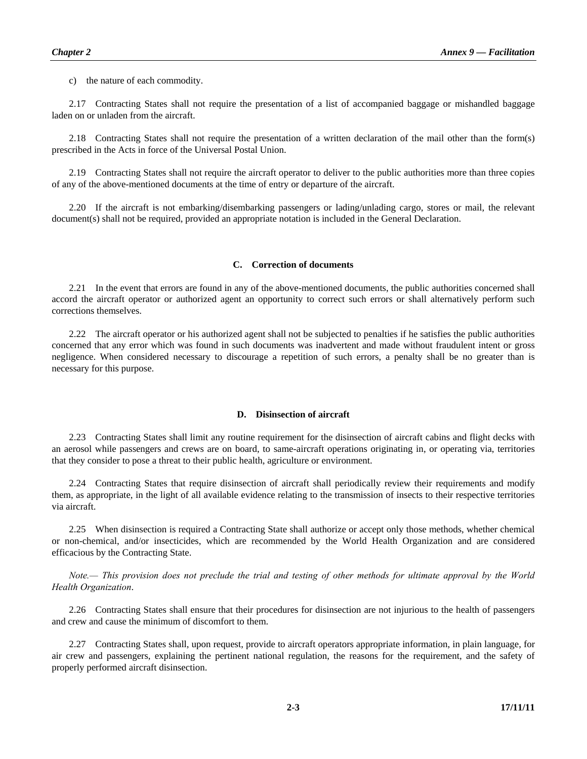c) the nature of each commodity.

2.17 Contracting States shall not require the presentation of a list of accompanied baggage or mishandled baggage laden on or unladen from the aircraft.

2.18 Contracting States shall not require the presentation of a written declaration of the mail other than the form(s) prescribed in the Acts in force of the Universal Postal Union.

2.19 Contracting States shall not require the aircraft operator to deliver to the public authorities more than three copies of any of the above-mentioned documents at the time of entry or departure of the aircraft.

2.20 If the aircraft is not embarking/disembarking passengers or lading/unlading cargo, stores or mail, the relevant document(s) shall not be required, provided an appropriate notation is included in the General Declaration.

### C. Correction of documents

2.21 In the event that errors are found in any of the above-mentioned documents, the public authorities concerned shall accord the aircraft operator or authorized agent an opportunity to correct such errors or shall alternatively perform such corrections themselves.

2.22 The aircraft operator or his authorized agent shall not be subjected to penalties if he satisfies the public authorities concerned that any error which was found in such documents was inadvertent and made without fraudulent intent or gross negligence. When considered necessary to discourage a repetition of such errors, a penalty shall be no greater than is necessary for this purpose.

### D. Disinsection of aircraft

2.23 Contracting States shall limit any routine requirement for the disinsection of aircraft cabins and flight decks with an aerosol while passengers and crews are on board, to same-aircraft operations originating in, or operating via, territories that they consider to pose a threat to their public health, agriculture or environment.

2.24 Contracting States that require disinsection of aircraft shall periodically review their requirements and modify them, as appropriate, in the light of all available evidence relating to the transmission of insects to their respective territories via aircraft.

2.25 When disinsection is required a Contracting State shall authorize or accept only those methods, whether chemical or non-chemical, and/or insecticides, which are recommended by the World Health Organization and are considered efficacious by the Contracting State.

*Note.— This provision does not preclude the trial and testing of other methods for ultimate approval by the World Health Organization.*

2.26 Contracting States shall ensure that their procedures for disinsection are not injurious to the health of passengers and crew and cause the minimum of discomfort to them.

2.27 Contracting States shall, upon request, provide to aircraft operators appropriate information, in plain language, for air crew and passengers, explaining the pertinent national regulation, the reasons for the requirement, and the safety of properly performed aircraft disinsection.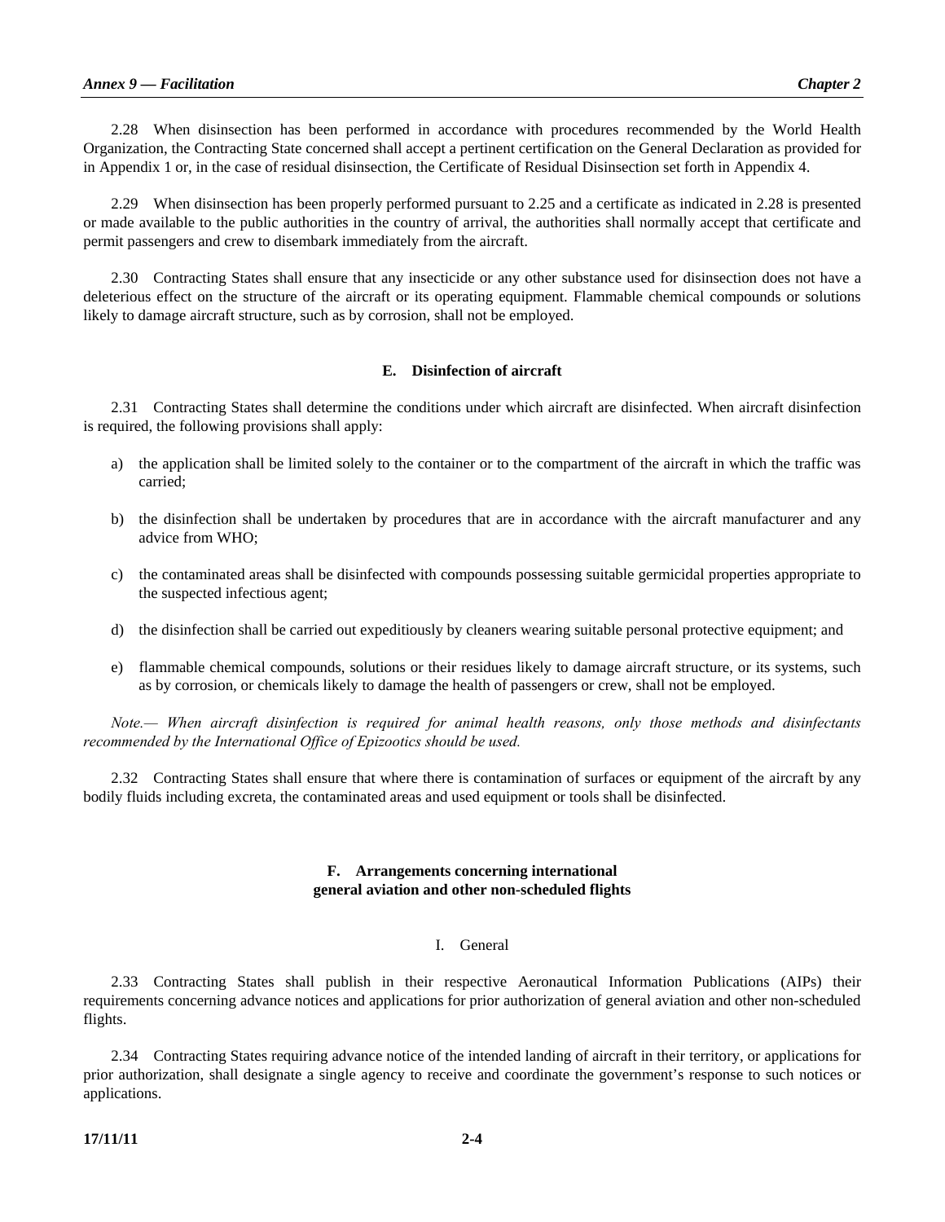2.28 When disinsection has been performed in accordance with procedures recommended by the World Health Organization, the Contracting State concerned shall accept a pertinent certification on the General Declaration as provided for in Appendix 1 or, in the case of residual disinsection, the Certificate of Residual Disinsection set forth in Appendix 4.

2.29 When disinsection has been properly performed pursuant to 2.25 and a certificate as indicated in 2.28 is presented or made available to the public authorities in the country of arrival, the authorities shall normally accept that certificate and permit passengers and crew to disembark immediately from the aircraft.

2.30 Contracting States shall ensure that any insecticide or any other substance used for disinsection does not have a deleterious effect on the structure of the aircraft or its operating equipment. Flammable chemical compounds or solutions likely to damage aircraft structure, such as by corrosion, shall not be employed.

## E. Disinfection of aircraft

2.31 Contracting States shall determine the conditions under which aircraft are disinfected. When aircraft disinfection is required, the following provisions shall apply:

a) the application shall be limited solely to the container or to the compartment of the aircraft in which the traffic was carried;

b) the disinfection shall be undertaken by procedures that are in accordance with the aircraft manufacturer and any advice from WHO;

c) the contaminated areas shall be disinfected with compounds possessing suitable germicidal properties appropriate to the suspected infectious agent;

d) the disinfection shall be carried out expeditiously by cleaners wearing suitable personal protective equipment; and

e) flammable chemical compounds, solutions or their residues likely to damage aircraft structure, or its systems, such as by corrosion, or chemicals likely to damage the health of passengers or crew, shall not be employed.

*Note.— When aircraft disinfection is required for animal health reasons, only those methods and disinfectants recommended by the International Office of Epizootics should be used.*

2.32 Contracting States shall ensure that where there is contamination of surfaces or equipment of the aircraft by any bodily fluids including excreta, the contaminated areas and used equipment or tools shall be disinfected.

## F. Arrangements concerning international general aviation and other non-scheduled flights

### I. General

2.33 Contracting States shall publish in their respective Aeronautical Information Publications (AIPs) their requirements concerning advance notices and applications for prior authorization of general aviation and other non-scheduled flights.

2.34 Contracting States requiring advance notice of the intended landing of aircraft in their territory, or applications for prior authorization, shall designate a single agency to receive and coordinate the government's response to such notices or applications.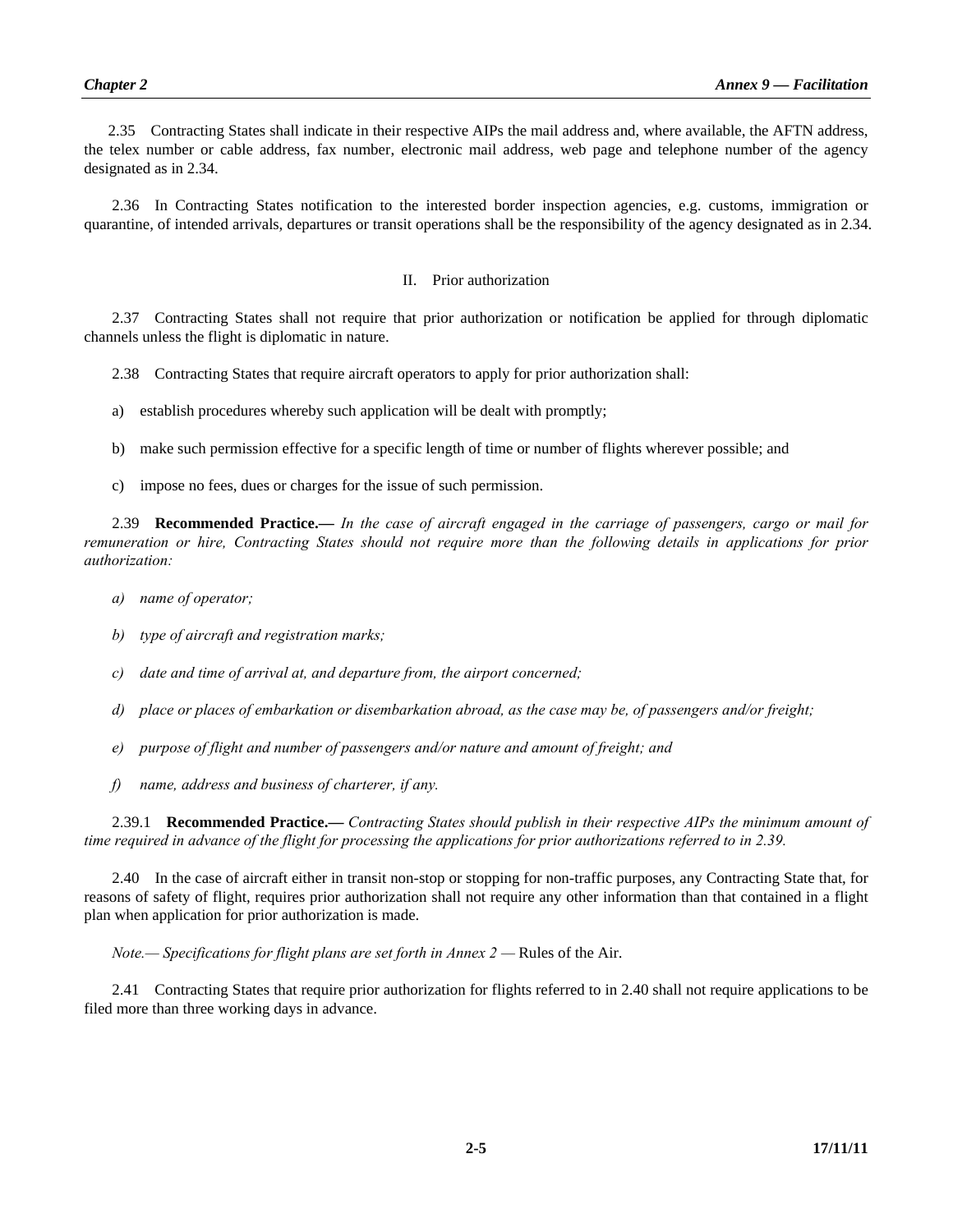2.35 Contracting States shall indicate in their respective AIPs the mail address and, where available, the AFTN address, the telex number or cable address, fax number, electronic mail address, web page and telephone number of the agency designated as in 2.34.

2.36 In Contracting States notification to the interested border inspection agencies, e.g. customs, immigration or quarantine, of intended arrivals, departures or transit operations shall be the responsibility of the agency designated as in 2.34.

## II. Prior authorization

2.37 Contracting States shall not require that prior authorization or notification be applied for through diplomatic channels unless the flight is diplomatic in nature.

2.38 Contracting States that require aircraft operators to apply for prior authorization shall:

a) establish procedures whereby such application will be dealt with promptly;

b) make such permission effective for a specific length of time or number of flights wherever possible; and

c) impose no fees, dues or charges for the issue of such permission.

2.39 **Recommended Practice.—** *In the case of aircraft engaged in the carriage of passengers, cargo or mail for remuneration or hire, Contracting States should not require more than the following details in applications for prior authorization:*

*a) name of operator;*

*b) type of aircraft and registration marks;*

*c) date and time of arrival at, and departure from, the airport concerned;*

*d) place or places of embarkation or disembarkation abroad, as the case may be, of passengers and/or freight;*

*e) purpose of flight and number of passengers and/or nature and amount of freight; and*

*f) name, address and business of charterer, if any.*

2.39.1 **Recommended Practice.—** *Contracting States should publish in their respective AIPs the minimum amount of time required in advance of the flight for processing the applications for prior authorizations referred to in 2.39.*

2.40 In the case of aircraft either in transit non-stop or stopping for non-traffic purposes, any Contracting State that, for reasons of safety of flight, requires prior authorization shall not require any other information than that contained in a flight plan when application for prior authorization is made.

*Note.— Specifications for flight plans are set forth in Annex 2 —* Rules of the Air.

2.41 Contracting States that require prior authorization for flights referred to in 2.40 shall not require applications to be filed more than three working days in advance.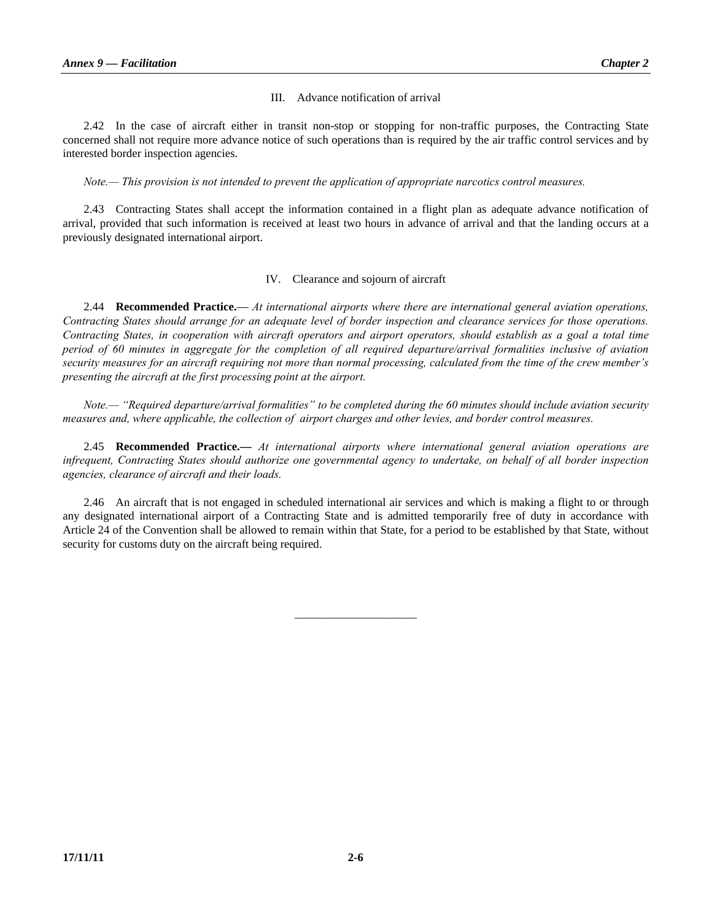### III. Advance notification of arrival

2.42 In the case of aircraft either in transit non-stop or stopping for non-traffic purposes, the Contracting State concerned shall not require more advance notice of such operations than is required by the air traffic control services and by interested border inspection agencies.

*Note.— This provision is not intended to prevent the application of appropriate narcotics control measures.*

2.43 Contracting States shall accept the information contained in a flight plan as adequate advance notification of arrival, provided that such information is received at least two hours in advance of arrival and that the landing occurs at a previously designated international airport.

### IV. Clearance and sojourn of aircraft

2.44 **Recommended Practice.—** *At international airports where there are international general aviation operations, Contracting States should arrange for an adequate level of border inspection and clearance services for those operations. Contracting States, in cooperation with aircraft operators and airport operators, should establish as a goal a total time period of 60 minutes in aggregate for the completion of all required departure/arrival formalities inclusive of aviation security measures for an aircraft requiring not more than normal processing, calculated from the time of the crew member's presenting the aircraft at the first processing point at the airport.*

*Note.— "Required departure/arrival formalities" to be completed during the 60 minutes should include aviation security measures and, where applicable, the collection of airport charges and other levies, and border control measures.*

2.45 **Recommended Practice.—** *At international airports where international general aviation operations are infrequent, Contracting States should authorize one governmental agency to undertake, on behalf of all border inspection agencies, clearance of aircraft and their loads.*

2.46 An aircraft that is not engaged in scheduled international air services and which is making a flight to or through any designated international airport of a Contracting State and is admitted temporarily free of duty in accordance with Article 24 of the Convention shall be allowed to remain within that State, for a period to be established by that State, without security for customs duty on the aircraft being required.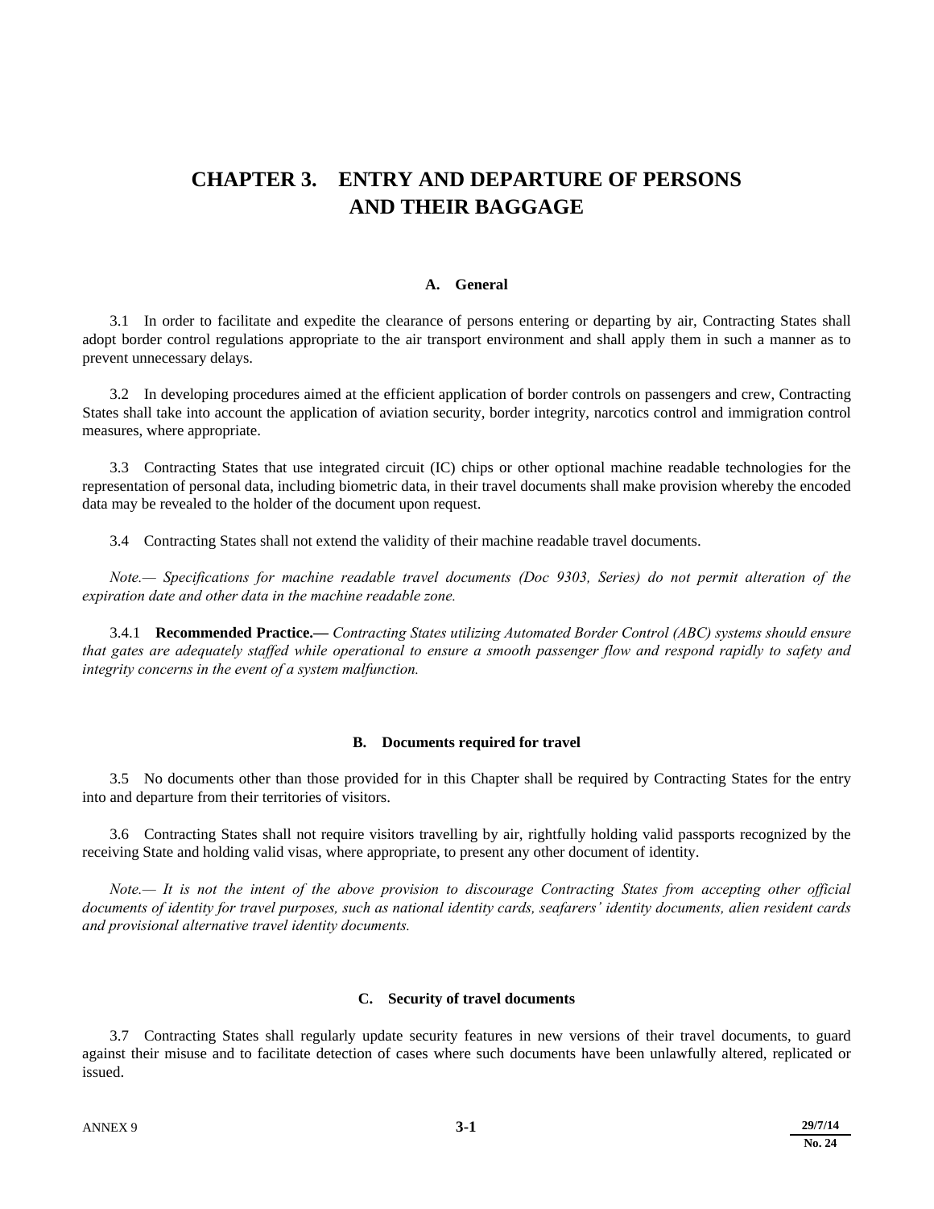# CHAPTER 3. ENTRY AND DEPARTURE OF PERSONS AND THEIR BAGGAGE

## A. General

3.1 In order to facilitate and expedite the clearance of persons entering or departing by air, Contracting States shall adopt border control regulations appropriate to the air transport environment and shall apply them in such a manner as to prevent unnecessary delays.

3.2 In developing procedures aimed at the efficient application of border controls on passengers and crew, Contracting States shall take into account the application of aviation security, border integrity, narcotics control and immigration control measures, where appropriate.

3.3 Contracting States that use integrated circuit (IC) chips or other optional machine readable technologies for the representation of personal data, including biometric data, in their travel documents shall make provision whereby the encoded data may be revealed to the holder of the document upon request.

3.4 Contracting States shall not extend the validity of their machine readable travel documents.

*Note.— Specifications for machine readable travel documents (Doc 9303, Series) do not permit alteration of the expiration date and other data in the machine readable zone.*

3.4.1 **Recommended Practice.—** *Contracting States utilizing Automated Border Control (ABC) systems should ensure that gates are adequately staffed while operational to ensure a smooth passenger flow and respond rapidly to safety and integrity concerns in the event of a system malfunction.*

## B. Documents required for travel

3.5 No documents other than those provided for in this Chapter shall be required by Contracting States for the entry into and departure from their territories of visitors.

3.6 Contracting States shall not require visitors travelling by air, rightfully holding valid passports recognized by the receiving State and holding valid visas, where appropriate, to present any other document of identity.

*Note.— It is not the intent of the above provision to discourage Contracting States from accepting other official documents of identity for travel purposes, such as national identity cards, seafarers' identity documents, alien resident cards and provisional alternative travel identity documents.*

## C. Security of travel documents

3.7 Contracting States shall regularly update security features in new versions of their travel documents, to guard against their misuse and to facilitate detection of cases where such documents have been unlawfully altered, replicated or issued.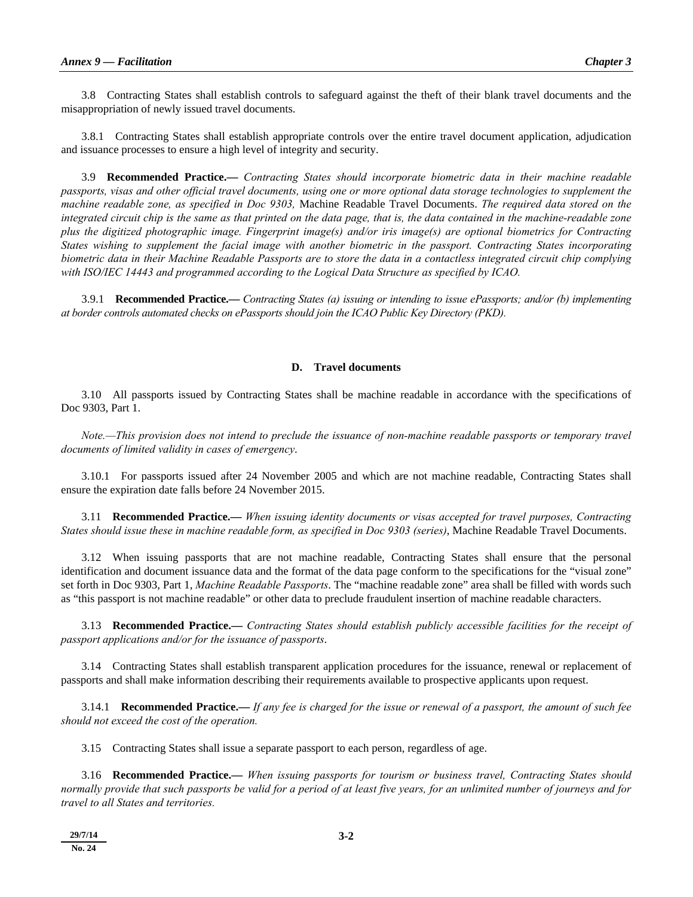3.8 Contracting States shall establish controls to safeguard against the theft of their blank travel documents and the misappropriation of newly issued travel documents.

3.8.1 Contracting States shall establish appropriate controls over the entire travel document application, adjudication and issuance processes to ensure a high level of integrity and security.

3.9 **Recommended Practice.—** *Contracting States should incorporate biometric data in their machine readable passports, visas and other official travel documents, using one or more optional data storage technologies to supplement the machine readable zone, as specified in Doc 9303,* Machine Readable Travel Documents. *The required data stored on the integrated circuit chip is the same as that printed on the data page, that is, the data contained in the machine-readable zone plus the digitized photographic image. Fingerprint image(s) and/or iris image(s) are optional biometrics for Contracting States wishing to supplement the facial image with another biometric in the passport. Contracting States incorporating biometric data in their Machine Readable Passports are to store the data in a contactless integrated circuit chip complying with ISO/IEC 14443 and programmed according to the Logical Data Structure as specified by ICAO.*

3.9.1 **Recommended Practice.—** *Contracting States (a) issuing or intending to issue ePassports; and/or (b) implementing at border controls automated checks on ePassports should join the ICAO Public Key Directory (PKD).*

## D. Travel documents

3.10 All passports issued by Contracting States shall be machine readable in accordance with the specifications of Doc 9303, Part 1.

*Note.—This provision does not intend to preclude the issuance of non-machine readable passports or temporary travel documents of limited validity in cases of emergency.*

3.10.1 For passports issued after 24 November 2005 and which are not machine readable, Contracting States shall ensure the expiration date falls before 24 November 2015.

3.11 **Recommended Practice.—** *When issuing identity documents or visas accepted for travel purposes, Contracting States should issue these in machine readable form, as specified in Doc 9303 (series),* Machine Readable Travel Documents.

3.12 When issuing passports that are not machine readable, Contracting States shall ensure that the personal identification and document issuance data and the format of the data page conform to the specifications for the "visual zone" set forth in Doc 9303, Part 1, *Machine Readable Passports*. The "machine readable zone" area shall be filled with words such as "this passport is not machine readable" or other data to preclude fraudulent insertion of machine readable characters.

3.13 **Recommended Practice.—** *Contracting States should establish publicly accessible facilities for the receipt of passport applications and/or for the issuance of passports.*

3.14 Contracting States shall establish transparent application procedures for the issuance, renewal or replacement of passports and shall make information describing their requirements available to prospective applicants upon request.

3.14.1 **Recommended Practice.—** *If any fee is charged for the issue or renewal of a passport, the amount of such fee should not exceed the cost of the operation.*

3.15 Contracting States shall issue a separate passport to each person, regardless of age.

3.16 **Recommended Practice.—** *When issuing passports for tourism or business travel, Contracting States should normally provide that such passports be valid for a period of at least five years, for an unlimited number of journeys and for travel to all States and territories.*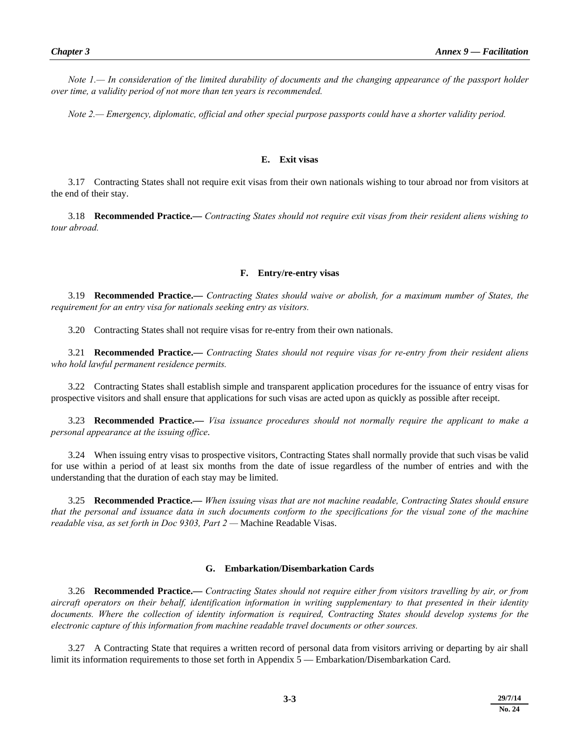*Note 1.— In consideration of the limited durability of documents and the changing appearance of the passport holder over time, a validity period of not more than ten years is recommended.*

*Note 2.— Emergency, diplomatic, official and other special purpose passports could have a shorter validity period.*

## E. Exit visas

3.17 Contracting States shall not require exit visas from their own nationals wishing to tour abroad nor from visitors at the end of their stay.

3.18 **Recommended Practice.—** *Contracting States should not require exit visas from their resident aliens wishing to tour abroad.*

## F. Entry/re-entry visas

3.19 **Recommended Practice.—** *Contracting States should waive or abolish, for a maximum number of States, the requirement for an entry visa for nationals seeking entry as visitors.*

3.20 Contracting States shall not require visas for re-entry from their own nationals.

3.21 **Recommended Practice.—** *Contracting States should not require visas for re-entry from their resident aliens who hold lawful permanent residence permits.*

3.22 Contracting States shall establish simple and transparent application procedures for the issuance of entry visas for prospective visitors and shall ensure that applications for such visas are acted upon as quickly as possible after receipt.

3.23 **Recommended Practice.—** *Visa issuance procedures should not normally require the applicant to make a personal appearance at the issuing office*.

3.24 When issuing entry visas to prospective visitors, Contracting States shall normally provide that such visas be valid for use within a period of at least six months from the date of issue regardless of the number of entries and with the understanding that the duration of each stay may be limited.

3.25 **Recommended Practice.—** *When issuing visas that are not machine readable, Contracting States should ensure that the personal and issuance data in such documents conform to the specifications for the visual zone of the machine readable visa, as set forth in Doc 9303, Part 2 —* Machine Readable Visas.

## G. Embarkation/Disembarkation Cards

3.26 **Recommended Practice.—** *Contracting States should not require either from visitors travelling by air, or from aircraft operators on their behalf, identification information in writing supplementary to that presented in their identity documents. Where the collection of identity information is required, Contracting States should develop systems for the electronic capture of this information from machine readable travel documents or other sources.*

3.27 A Contracting State that requires a written record of personal data from visitors arriving or departing by air shall limit its information requirements to those set forth in Appendix 5 — Embarkation/Disembarkation Card.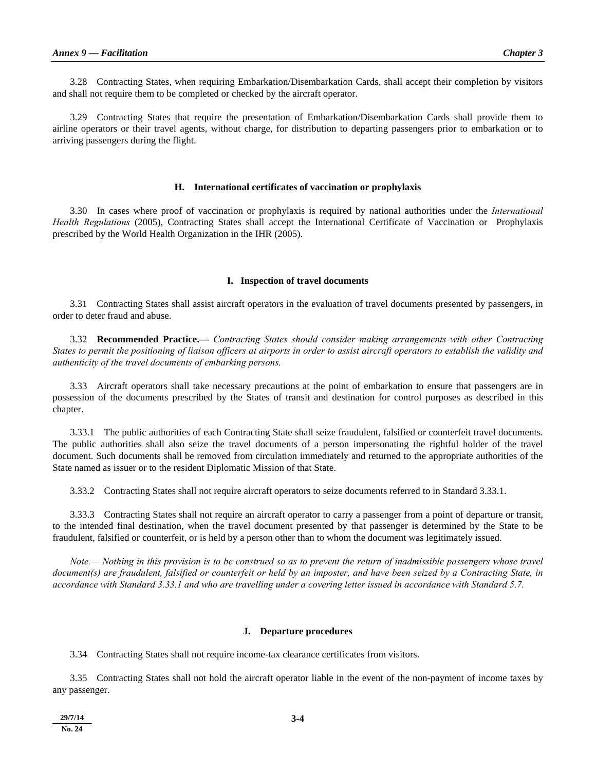3.28 Contracting States, when requiring Embarkation/Disembarkation Cards, shall accept their completion by visitors and shall not require them to be completed or checked by the aircraft operator.

3.29 Contracting States that require the presentation of Embarkation/Disembarkation Cards shall provide them to airline operators or their travel agents, without charge, for distribution to departing passengers prior to embarkation or to arriving passengers during the flight.

### H. International certificates of vaccination or prophylaxis

3.30 In cases where proof of vaccination or prophylaxis is required by national authorities under the *International Health Regulations* (2005), Contracting States shall accept the International Certificate of Vaccination or Prophylaxis prescribed by the World Health Organization in the IHR (2005).

### I. Inspection of travel documents

3.31 Contracting States shall assist aircraft operators in the evaluation of travel documents presented by passengers, in order to deter fraud and abuse.

3.32 **Recommended Practice.—** *Contracting States should consider making arrangements with other Contracting States to permit the positioning of liaison officers at airports in order to assist aircraft operators to establish the validity and authenticity of the travel documents of embarking persons.*

3.33 Aircraft operators shall take necessary precautions at the point of embarkation to ensure that passengers are in possession of the documents prescribed by the States of transit and destination for control purposes as described in this chapter.

3.33.1 The public authorities of each Contracting State shall seize fraudulent, falsified or counterfeit travel documents. The public authorities shall also seize the travel documents of a person impersonating the rightful holder of the travel document. Such documents shall be removed from circulation immediately and returned to the appropriate authorities of the State named as issuer or to the resident Diplomatic Mission of that State.

3.33.2 Contracting States shall not require aircraft operators to seize documents referred to in Standard 3.33.1.

3.33.3 Contracting States shall not require an aircraft operator to carry a passenger from a point of departure or transit, to the intended final destination, when the travel document presented by that passenger is determined by the State to be fraudulent, falsified or counterfeit, or is held by a person other than to whom the document was legitimately issued.

*Note.— Nothing in this provision is to be construed so as to prevent the return of inadmissible passengers whose travel document(s) are fraudulent, falsified or counterfeit or held by an imposter, and have been seized by a Contracting State, in accordance with Standard 3.33.1 and who are travelling under a covering letter issued in accordance with Standard 5.7.*

### J. Departure procedures

3.34 Contracting States shall not require income-tax clearance certificates from visitors.

3.35 Contracting States shall not hold the aircraft operator liable in the event of the non-payment of income taxes by any passenger.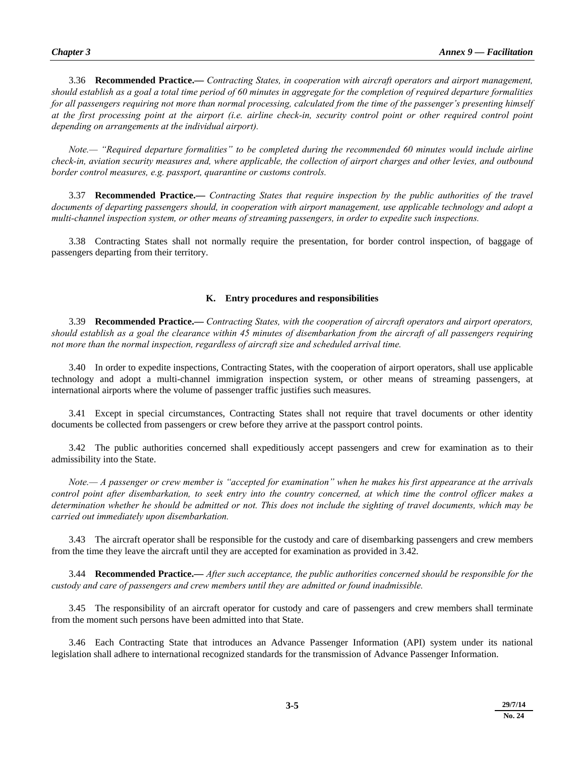3.36 **Recommended Practice.—** *Contracting States, in cooperation with aircraft operators and airport management, should establish as a goal a total time period of 60 minutes in aggregate for the completion of required departure formalities for all passengers requiring not more than normal processing, calculated from the time of the passenger's presenting himself at the first processing point at the airport (i.e. airline check-in, security control point or other required control point depending on arrangements at the individual airport).*

*Note.— "Required departure formalities" to be completed during the recommended 60 minutes would include airline check-in, aviation security measures and, where applicable, the collection of airport charges and other levies, and outbound border control measures, e.g. passport, quarantine or customs controls.*

3.37 **Recommended Practice.—** *Contracting States that require inspection by the public authorities of the travel documents of departing passengers should, in cooperation with airport management, use applicable technology and adopt a multi-channel inspection system, or other means of streaming passengers, in order to expedite such inspections.*

3.38 Contracting States shall not normally require the presentation, for border control inspection, of baggage of passengers departing from their territory.

### K. Entry procedures and responsibilities

3.39 **Recommended Practice.—** *Contracting States, with the cooperation of aircraft operators and airport operators, should establish as a goal the clearance within 45 minutes of disembarkation from the aircraft of all passengers requiring not more than the normal inspection, regardless of aircraft size and scheduled arrival time.*

3.40 In order to expedite inspections, Contracting States, with the cooperation of airport operators, shall use applicable technology and adopt a multi-channel immigration inspection system, or other means of streaming passengers, at international airports where the volume of passenger traffic justifies such measures.

3.41 Except in special circumstances, Contracting States shall not require that travel documents or other identity documents be collected from passengers or crew before they arrive at the passport control points.

3.42 The public authorities concerned shall expeditiously accept passengers and crew for examination as to their admissibility into the State.

*Note.— A passenger or crew member is "accepted for examination" when he makes his first appearance at the arrivals control point after disembarkation, to seek entry into the country concerned, at which time the control officer makes a determination whether he should be admitted or not. This does not include the sighting of travel documents, which may be carried out immediately upon disembarkation.*

3.43 The aircraft operator shall be responsible for the custody and care of disembarking passengers and crew members from the time they leave the aircraft until they are accepted for examination as provided in 3.42.

3.44 **Recommended Practice.—** *After such acceptance, the public authorities concerned should be responsible for the custody and care of passengers and crew members until they are admitted or found inadmissible.*

3.45 The responsibility of an aircraft operator for custody and care of passengers and crew members shall terminate from the moment such persons have been admitted into that State.

3.46 Each Contracting State that introduces an Advance Passenger Information (API) system under its national legislation shall adhere to international recognized standards for the transmission of Advance Passenger Information.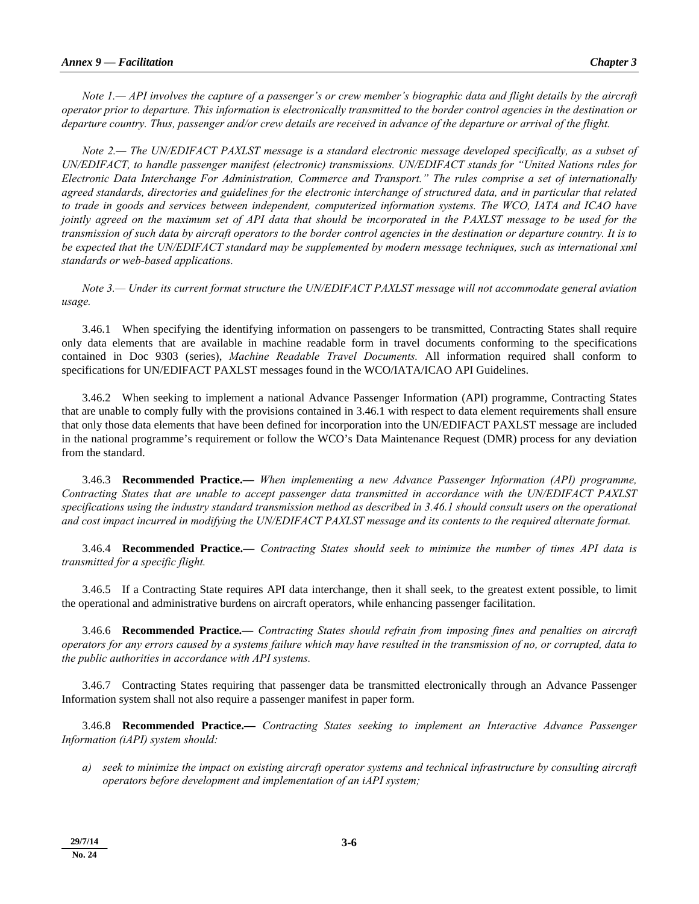*Note 1.— API involves the capture of a passenger's or crew member's biographic data and flight details by the aircraft operator prior to departure. This information is electronically transmitted to the border control agencies in the destination or departure country. Thus, passenger and/or crew details are received in advance of the departure or arrival of the flight.*

*Note 2.— The UN/EDIFACT PAXLST message is a standard electronic message developed specifically, as a subset of UN/EDIFACT, to handle passenger manifest (electronic) transmissions. UN/EDIFACT stands for "United Nations rules for Electronic Data Interchange For Administration, Commerce and Transport." The rules comprise a set of internationally agreed standards, directories and guidelines for the electronic interchange of structured data, and in particular that related to trade in goods and services between independent, computerized information systems. The WCO, IATA and ICAO have jointly agreed on the maximum set of API data that should be incorporated in the PAXLST message to be used for the transmission of such data by aircraft operators to the border control agencies in the destination or departure country. It is to be expected that the UN/EDIFACT standard may be supplemented by modern message techniques, such as international xml standards or web-based applications.*

*Note 3.— Under its current format structure the UN/EDIFACT PAXLST message will not accommodate general aviation usage.*

3.46.1 When specifying the identifying information on passengers to be transmitted, Contracting States shall require only data elements that are available in machine readable form in travel documents conforming to the specifications contained in Doc 9303 (series), *Machine Readable Travel Documents.* All information required shall conform to specifications for UN/EDIFACT PAXLST messages found in the WCO/IATA/ICAO API Guidelines.

3.46.2 When seeking to implement a national Advance Passenger Information (API) programme, Contracting States that are unable to comply fully with the provisions contained in 3.46.1 with respect to data element requirements shall ensure that only those data elements that have been defined for incorporation into the UN/EDIFACT PAXLST message are included in the national programme's requirement or follow the WCO's Data Maintenance Request (DMR) process for any deviation from the standard.

3.46.3 **Recommended Practice.—** *When implementing a new Advance Passenger Information (API) programme, Contracting States that are unable to accept passenger data transmitted in accordance with the UN/EDIFACT PAXLST specifications using the industry standard transmission method as described in 3.46.1 should consult users on the operational and cost impact incurred in modifying the UN/EDIFACT PAXLST message and its contents to the required alternate format.*

3.46.4 **Recommended Practice.—** *Contracting States should seek to minimize the number of times API data is transmitted for a specific flight.*

3.46.5 If a Contracting State requires API data interchange, then it shall seek, to the greatest extent possible, to limit the operational and administrative burdens on aircraft operators, while enhancing passenger facilitation.

3.46.6 **Recommended Practice.—** *Contracting States should refrain from imposing fines and penalties on aircraft operators for any errors caused by a systems failure which may have resulted in the transmission of no, or corrupted, data to the public authorities in accordance with API systems.*

3.46.7 Contracting States requiring that passenger data be transmitted electronically through an Advance Passenger Information system shall not also require a passenger manifest in paper form.

3.46.8 **Recommended Practice.—** *Contracting States seeking to implement an Interactive Advance Passenger Information (iAPI) system should:*

*a) seek to minimize the impact on existing aircraft operator systems and technical infrastructure by consulting aircraft operators before development and implementation of an iAPI system;*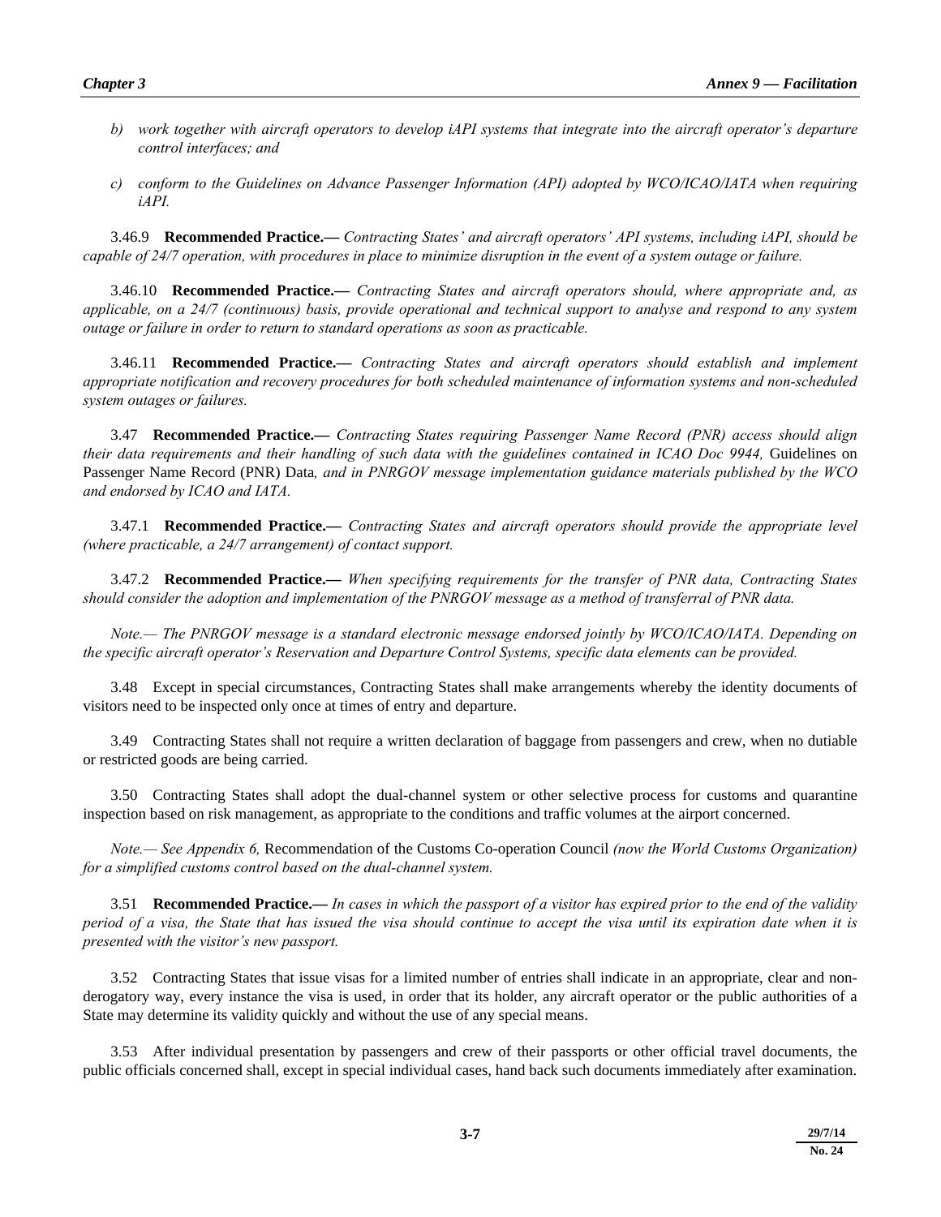*b) work together with aircraft operators to develop iAPI systems that integrate into the aircraft operator's departure control interfaces; and*

*c) conform to the Guidelines on Advance Passenger Information (API) adopted by WCO/ICAO/IATA when requiring iAPI.*

3.46.9 **Recommended Practice.—** *Contracting States' and aircraft operators' API systems, including iAPI, should be capable of 24/7 operation, with procedures in place to minimize disruption in the event of a system outage or failure.*

3.46.10 **Recommended Practice.—** *Contracting States and aircraft operators should, where appropriate and, as applicable, on a 24/7 (continuous) basis, provide operational and technical support to analyse and respond to any system outage or failure in order to return to standard operations as soon as practicable.*

3.46.11 **Recommended Practice.—** *Contracting States and aircraft operators should establish and implement appropriate notification and recovery procedures for both scheduled maintenance of information systems and non-scheduled system outages or failures.*

3.47 **Recommended Practice.—** *Contracting States requiring Passenger Name Record (PNR) access should align their data requirements and their handling of such data with the guidelines contained in ICAO Doc 9944,* Guidelines on Passenger Name Record (PNR) Data*, and in PNRGOV message implementation guidance materials published by the WCO and endorsed by ICAO and IATA.*

3.47.1 **Recommended Practice.—** *Contracting States and aircraft operators should provide the appropriate level (where practicable, a 24/7 arrangement) of contact support.*

3.47.2 **Recommended Practice.—** *When specifying requirements for the transfer of PNR data, Contracting States should consider the adoption and implementation of the PNRGOV message as a method of transferral of PNR data.*

*Note.— The PNRGOV message is a standard electronic message endorsed jointly by WCO/ICAO/IATA. Depending on the specific aircraft operator's Reservation and Departure Control Systems, specific data elements can be provided.*

3.48 Except in special circumstances, Contracting States shall make arrangements whereby the identity documents of visitors need to be inspected only once at times of entry and departure.

3.49 Contracting States shall not require a written declaration of baggage from passengers and crew, when no dutiable or restricted goods are being carried.

3.50 Contracting States shall adopt the dual-channel system or other selective process for customs and quarantine inspection based on risk management, as appropriate to the conditions and traffic volumes at the airport concerned.

*Note.— See Appendix 6,* Recommendation of the Customs Co-operation Council *(now the World Customs Organization) for a simplified customs control based on the dual-channel system.*

3.51 **Recommended Practice.—** *In cases in which the passport of a visitor has expired prior to the end of the validity period of a visa, the State that has issued the visa should continue to accept the visa until its expiration date when it is presented with the visitor's new passport.*

3.52 Contracting States that issue visas for a limited number of entries shall indicate in an appropriate, clear and non-derogatory way, every instance the visa is used, in order that its holder, any aircraft operator or the public authorities of a State may determine its validity quickly and without the use of any special means.

3.53 After individual presentation by passengers and crew of their passports or other official travel documents, the public officials concerned shall, except in special individual cases, hand back such documents immediately after examination.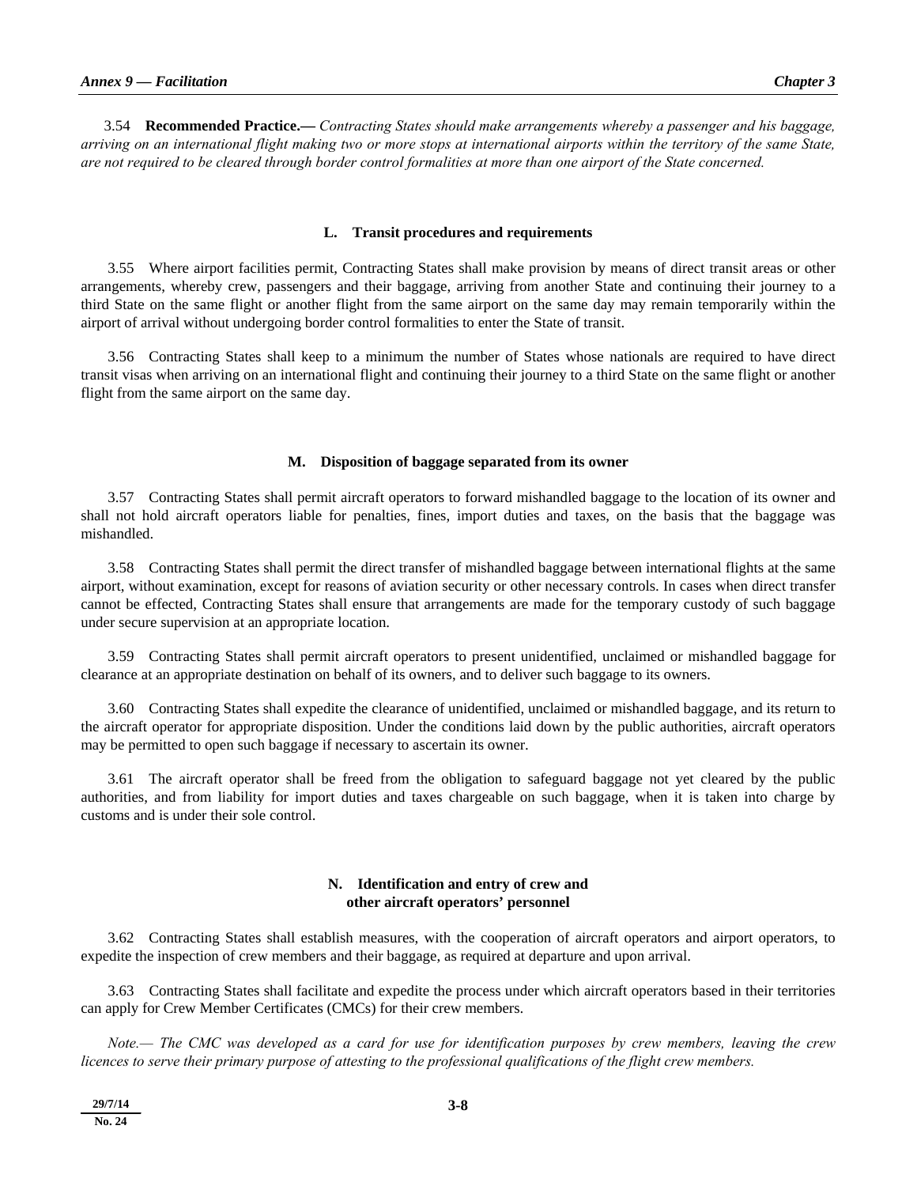3.54 **Recommended Practice.—** *Contracting States should make arrangements whereby a passenger and his baggage, arriving on an international flight making two or more stops at international airports within the territory of the same State, are not required to be cleared through border control formalities at more than one airport of the State concerned.*

## L. Transit procedures and requirements

3.55 Where airport facilities permit, Contracting States shall make provision by means of direct transit areas or other arrangements, whereby crew, passengers and their baggage, arriving from another State and continuing their journey to a third State on the same flight or another flight from the same airport on the same day may remain temporarily within the airport of arrival without undergoing border control formalities to enter the State of transit.

3.56 Contracting States shall keep to a minimum the number of States whose nationals are required to have direct transit visas when arriving on an international flight and continuing their journey to a third State on the same flight or another flight from the same airport on the same day.

## M. Disposition of baggage separated from its owner

3.57 Contracting States shall permit aircraft operators to forward mishandled baggage to the location of its owner and shall not hold aircraft operators liable for penalties, fines, import duties and taxes, on the basis that the baggage was mishandled.

3.58 Contracting States shall permit the direct transfer of mishandled baggage between international flights at the same airport, without examination, except for reasons of aviation security or other necessary controls. In cases when direct transfer cannot be effected, Contracting States shall ensure that arrangements are made for the temporary custody of such baggage under secure supervision at an appropriate location.

3.59 Contracting States shall permit aircraft operators to present unidentified, unclaimed or mishandled baggage for clearance at an appropriate destination on behalf of its owners, and to deliver such baggage to its owners.

3.60 Contracting States shall expedite the clearance of unidentified, unclaimed or mishandled baggage, and its return to the aircraft operator for appropriate disposition. Under the conditions laid down by the public authorities, aircraft operators may be permitted to open such baggage if necessary to ascertain its owner.

3.61 The aircraft operator shall be freed from the obligation to safeguard baggage not yet cleared by the public authorities, and from liability for import duties and taxes chargeable on such baggage, when it is taken into charge by customs and is under their sole control.

## N. Identification and entry of crew and other aircraft operators' personnel

3.62 Contracting States shall establish measures, with the cooperation of aircraft operators and airport operators, to expedite the inspection of crew members and their baggage, as required at departure and upon arrival.

3.63 Contracting States shall facilitate and expedite the process under which aircraft operators based in their territories can apply for Crew Member Certificates (CMCs) for their crew members.

*Note.— The CMC was developed as a card for use for identification purposes by crew members, leaving the crew licences to serve their primary purpose of attesting to the professional qualifications of the flight crew members.*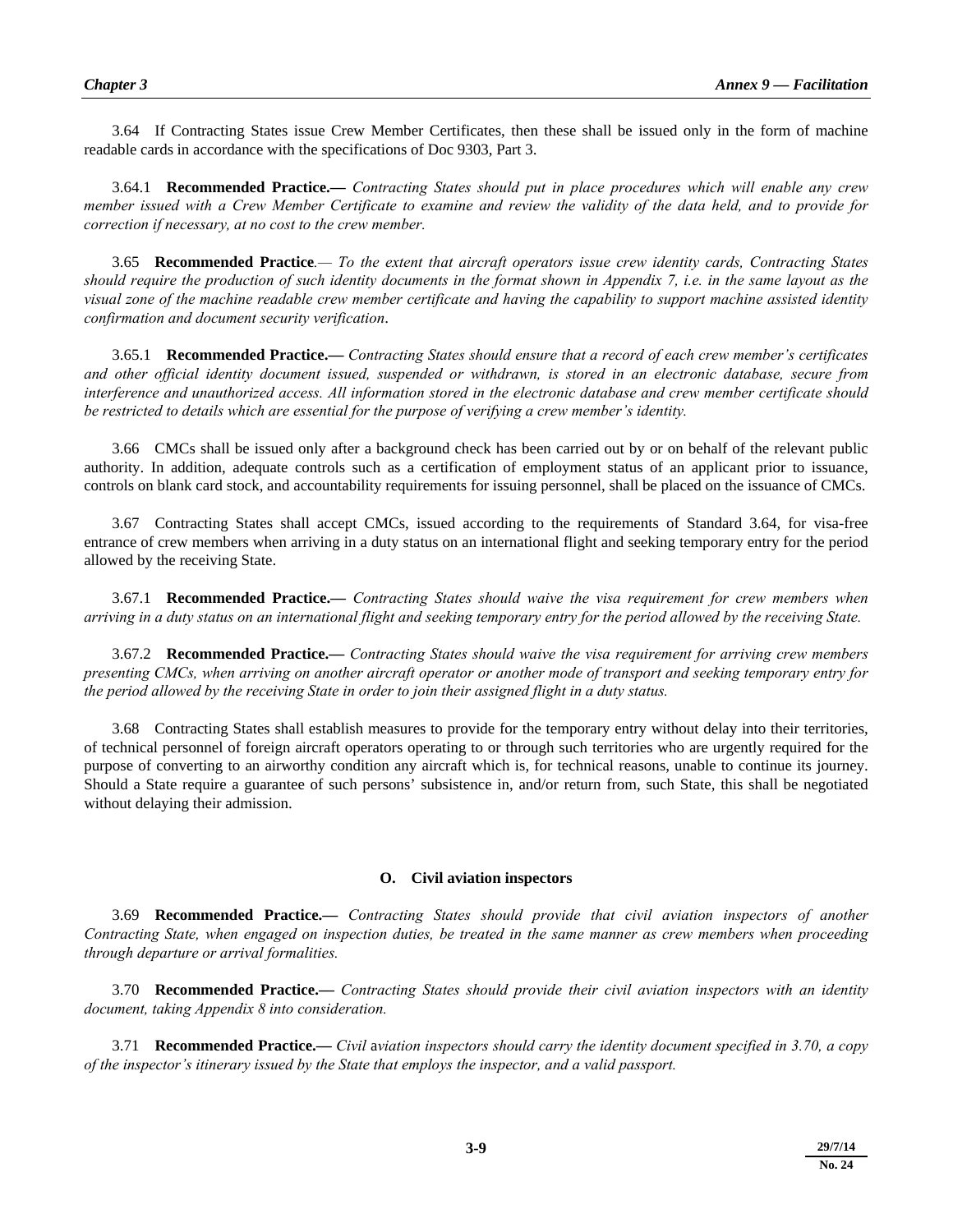3.64 If Contracting States issue Crew Member Certificates, then these shall be issued only in the form of machine readable cards in accordance with the specifications of Doc 9303, Part 3.

3.64.1 **Recommended Practice.—** *Contracting States should put in place procedures which will enable any crew member issued with a Crew Member Certificate to examine and review the validity of the data held, and to provide for correction if necessary, at no cost to the crew member.*

3.65 **Recommended Practice**.— *To the extent that aircraft operators issue crew identity cards, Contracting States should require the production of such identity documents in the format shown in Appendix 7, i.e. in the same layout as the visual zone of the machine readable crew member certificate and having the capability to support machine assisted identity confirmation and document security verification*.

3.65.1 **Recommended Practice.—** *Contracting States should ensure that a record of each crew member's certificates and other official identity document issued, suspended or withdrawn, is stored in an electronic database, secure from interference and unauthorized access. All information stored in the electronic database and crew member certificate should be restricted to details which are essential for the purpose of verifying a crew member's identity.*

3.66 CMCs shall be issued only after a background check has been carried out by or on behalf of the relevant public authority. In addition, adequate controls such as a certification of employment status of an applicant prior to issuance, controls on blank card stock, and accountability requirements for issuing personnel, shall be placed on the issuance of CMCs.

3.67 Contracting States shall accept CMCs, issued according to the requirements of Standard 3.64, for visa-free entrance of crew members when arriving in a duty status on an international flight and seeking temporary entry for the period allowed by the receiving State.

3.67.1 **Recommended Practice.—** *Contracting States should waive the visa requirement for crew members when arriving in a duty status on an international flight and seeking temporary entry for the period allowed by the receiving State.*

3.67.2 **Recommended Practice.—** *Contracting States should waive the visa requirement for arriving crew members presenting CMCs, when arriving on another aircraft operator or another mode of transport and seeking temporary entry for the period allowed by the receiving State in order to join their assigned flight in a duty status.*

3.68 Contracting States shall establish measures to provide for the temporary entry without delay into their territories, of technical personnel of foreign aircraft operators operating to or through such territories who are urgently required for the purpose of converting to an airworthy condition any aircraft which is, for technical reasons, unable to continue its journey. Should a State require a guarantee of such persons' subsistence in, and/or return from, such State, this shall be negotiated without delaying their admission.

## O. Civil aviation inspectors

3.69 **Recommended Practice.—** *Contracting States should provide that civil aviation inspectors of another Contracting State, when engaged on inspection duties, be treated in the same manner as crew members when proceeding through departure or arrival formalities.*

3.70 **Recommended Practice.—** *Contracting States should provide their civil aviation inspectors with an identity document, taking Appendix 8 into consideration.*

3.71 **Recommended Practice.—** *Civil aviation inspectors should carry the identity document specified in 3.70, a copy of the inspector's itinerary issued by the State that employs the inspector, and a valid passport.*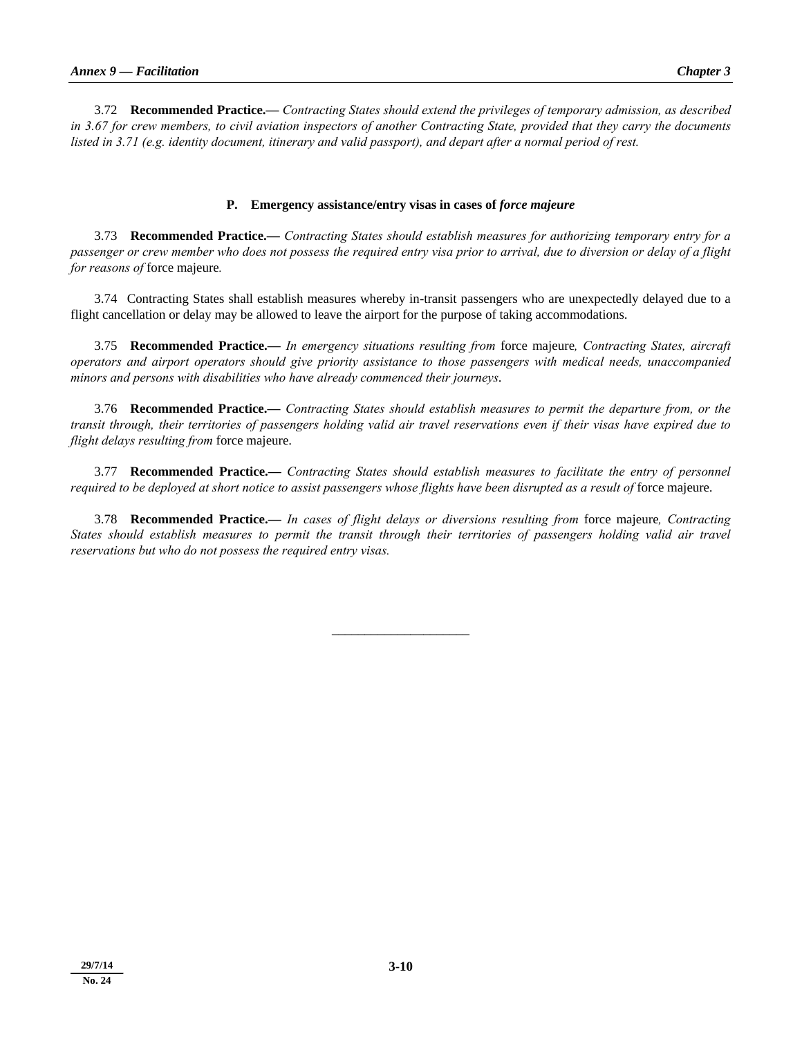3.72 **Recommended Practice.—** *Contracting States should extend the privileges of temporary admission, as described in 3.67 for crew members, to civil aviation inspectors of another Contracting State, provided that they carry the documents listed in 3.71 (e.g. identity document, itinerary and valid passport), and depart after a normal period of rest.*

### P. Emergency assistance/entry visas in cases of *force majeure*

3.73 **Recommended Practice.—** *Contracting States should establish measures for authorizing temporary entry for a passenger or crew member who does not possess the required entry visa prior to arrival, due to diversion or delay of a flight for reasons of* force majeure*.*

3.74 Contracting States shall establish measures whereby in-transit passengers who are unexpectedly delayed due to a flight cancellation or delay may be allowed to leave the airport for the purpose of taking accommodations.

3.75 **Recommended Practice.—** *In emergency situations resulting from* force majeure*, Contracting States, aircraft operators and airport operators should give priority assistance to those passengers with medical needs, unaccompanied minors and persons with disabilities who have already commenced their journeys.*

3.76 **Recommended Practice.—** *Contracting States should establish measures to permit the departure from, or the transit through, their territories of passengers holding valid air travel reservations even if their visas have expired due to flight delays resulting from* force majeure.

3.77 **Recommended Practice.—** *Contracting States should establish measures to facilitate the entry of personnel required to be deployed at short notice to assist passengers whose flights have been disrupted as a result of* force majeure.

3.78 **Recommended Practice.—** *In cases of flight delays or diversions resulting from* force majeure*, Contracting States should establish measures to permit the transit through their territories of passengers holding valid air travel reservations but who do not possess the required entry visas.*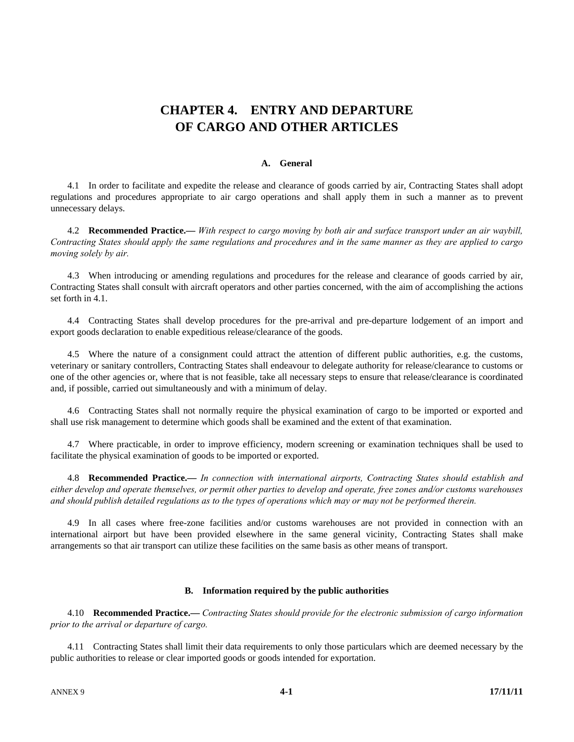# CHAPTER 4. ENTRY AND DEPARTURE OF CARGO AND OTHER ARTICLES

## A. General

4.1 In order to facilitate and expedite the release and clearance of goods carried by air, Contracting States shall adopt regulations and procedures appropriate to air cargo operations and shall apply them in such a manner as to prevent unnecessary delays.

4.2 **Recommended Practice.—** *With respect to cargo moving by both air and surface transport under an air waybill, Contracting States should apply the same regulations and procedures and in the same manner as they are applied to cargo moving solely by air.*

4.3 When introducing or amending regulations and procedures for the release and clearance of goods carried by air, Contracting States shall consult with aircraft operators and other parties concerned, with the aim of accomplishing the actions set forth in 4.1.

4.4 Contracting States shall develop procedures for the pre-arrival and pre-departure lodgement of an import and export goods declaration to enable expeditious release/clearance of the goods.

4.5 Where the nature of a consignment could attract the attention of different public authorities, e.g. the customs, veterinary or sanitary controllers, Contracting States shall endeavour to delegate authority for release/clearance to customs or one of the other agencies or, where that is not feasible, take all necessary steps to ensure that release/clearance is coordinated and, if possible, carried out simultaneously and with a minimum of delay.

4.6 Contracting States shall not normally require the physical examination of cargo to be imported or exported and shall use risk management to determine which goods shall be examined and the extent of that examination.

4.7 Where practicable, in order to improve efficiency, modern screening or examination techniques shall be used to facilitate the physical examination of goods to be imported or exported.

4.8 **Recommended Practice.—** *In connection with international airports, Contracting States should establish and either develop and operate themselves, or permit other parties to develop and operate, free zones and/or customs warehouses and should publish detailed regulations as to the types of operations which may or may not be performed therein.*

4.9 In all cases where free-zone facilities and/or customs warehouses are not provided in connection with an international airport but have been provided elsewhere in the same general vicinity, Contracting States shall make arrangements so that air transport can utilize these facilities on the same basis as other means of transport.

## B. Information required by the public authorities

4.10 **Recommended Practice.—** *Contracting States should provide for the electronic submission of cargo information prior to the arrival or departure of cargo.*

4.11 Contracting States shall limit their data requirements to only those particulars which are deemed necessary by the public authorities to release or clear imported goods or goods intended for exportation.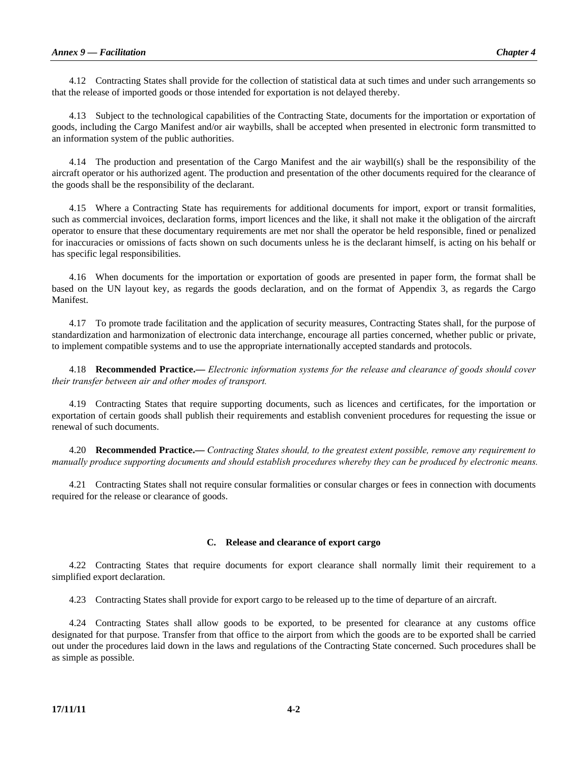4.12 Contracting States shall provide for the collection of statistical data at such times and under such arrangements so that the release of imported goods or those intended for exportation is not delayed thereby.

4.13 Subject to the technological capabilities of the Contracting State, documents for the importation or exportation of goods, including the Cargo Manifest and/or air waybills, shall be accepted when presented in electronic form transmitted to an information system of the public authorities.

4.14 The production and presentation of the Cargo Manifest and the air waybill(s) shall be the responsibility of the aircraft operator or his authorized agent. The production and presentation of the other documents required for the clearance of the goods shall be the responsibility of the declarant.

4.15 Where a Contracting State has requirements for additional documents for import, export or transit formalities, such as commercial invoices, declaration forms, import licences and the like, it shall not make it the obligation of the aircraft operator to ensure that these documentary requirements are met nor shall the operator be held responsible, fined or penalized for inaccuracies or omissions of facts shown on such documents unless he is the declarant himself, is acting on his behalf or has specific legal responsibilities.

4.16 When documents for the importation or exportation of goods are presented in paper form, the format shall be based on the UN layout key, as regards the goods declaration, and on the format of Appendix 3, as regards the Cargo Manifest.

4.17 To promote trade facilitation and the application of security measures, Contracting States shall, for the purpose of standardization and harmonization of electronic data interchange, encourage all parties concerned, whether public or private, to implement compatible systems and to use the appropriate internationally accepted standards and protocols.

4.18 **Recommended Practice.—** *Electronic information systems for the release and clearance of goods should cover their transfer between air and other modes of transport.*

4.19 Contracting States that require supporting documents, such as licences and certificates, for the importation or exportation of certain goods shall publish their requirements and establish convenient procedures for requesting the issue or renewal of such documents.

4.20 **Recommended Practice.—** *Contracting States should, to the greatest extent possible, remove any requirement to manually produce supporting documents and should establish procedures whereby they can be produced by electronic means.*

4.21 Contracting States shall not require consular formalities or consular charges or fees in connection with documents required for the release or clearance of goods.

### C. Release and clearance of export cargo

4.22 Contracting States that require documents for export clearance shall normally limit their requirement to a simplified export declaration.

4.23 Contracting States shall provide for export cargo to be released up to the time of departure of an aircraft.

4.24 Contracting States shall allow goods to be exported, to be presented for clearance at any customs office designated for that purpose. Transfer from that office to the airport from which the goods are to be exported shall be carried out under the procedures laid down in the laws and regulations of the Contracting State concerned. Such procedures shall be as simple as possible.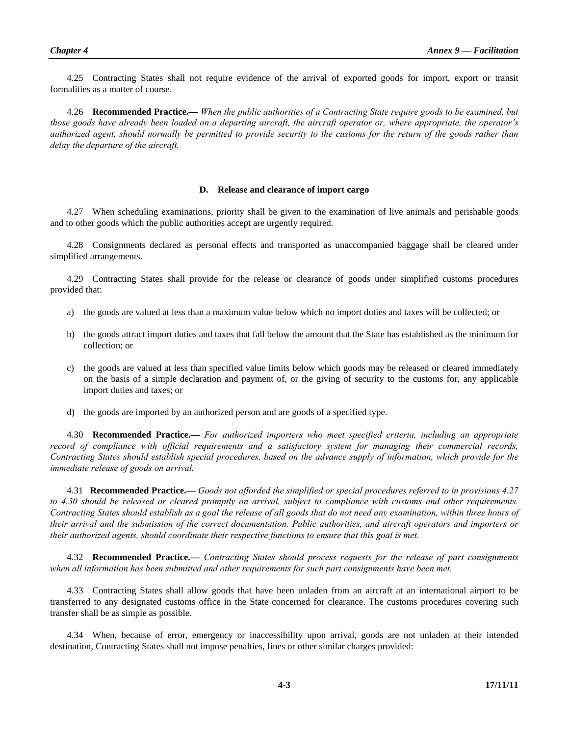4.25 Contracting States shall not require evidence of the arrival of exported goods for import, export or transit formalities as a matter of course.

4.26 **Recommended Practice.—** *When the public authorities of a Contracting State require goods to be examined, but those goods have already been loaded on a departing aircraft, the aircraft operator or, where appropriate, the operator's authorized agent, should normally be permitted to provide security to the customs for the return of the goods rather than delay the departure of the aircraft.*

### D. Release and clearance of import cargo

4.27 When scheduling examinations, priority shall be given to the examination of live animals and perishable goods and to other goods which the public authorities accept are urgently required.

4.28 Consignments declared as personal effects and transported as unaccompanied baggage shall be cleared under simplified arrangements.

4.29 Contracting States shall provide for the release or clearance of goods under simplified customs procedures provided that:

a) the goods are valued at less than a maximum value below which no import duties and taxes will be collected; or

b) the goods attract import duties and taxes that fall below the amount that the State has established as the minimum for collection; or

c) the goods are valued at less than specified value limits below which goods may be released or cleared immediately on the basis of a simple declaration and payment of, or the giving of security to the customs for, any applicable import duties and taxes; or

d) the goods are imported by an authorized person and are goods of a specified type.

4.30 **Recommended Practice.—** *For authorized importers who meet specified criteria, including an appropriate record of compliance with official requirements and a satisfactory system for managing their commercial records, Contracting States should establish special procedures, based on the advance supply of information, which provide for the immediate release of goods on arrival.*

4.31 **Recommended Practice.—** *Goods not afforded the simplified or special procedures referred to in provisions 4.27 to 4.30 should be released or cleared promptly on arrival, subject to compliance with customs and other requirements. Contracting States should establish as a goal the release of all goods that do not need any examination, within three hours of their arrival and the submission of the correct documentation. Public authorities, and aircraft operators and importers or their authorized agents, should coordinate their respective functions to ensure that this goal is met.*

4.32 **Recommended Practice.—** *Contracting States should process requests for the release of part consignments when all information has been submitted and other requirements for such part consignments have been met.*

4.33 Contracting States shall allow goods that have been unladen from an aircraft at an international airport to be transferred to any designated customs office in the State concerned for clearance. The customs procedures covering such transfer shall be as simple as possible.

4.34 When, because of error, emergency or inaccessibility upon arrival, goods are not unladen at their intended destination, Contracting States shall not impose penalties, fines or other similar charges provided: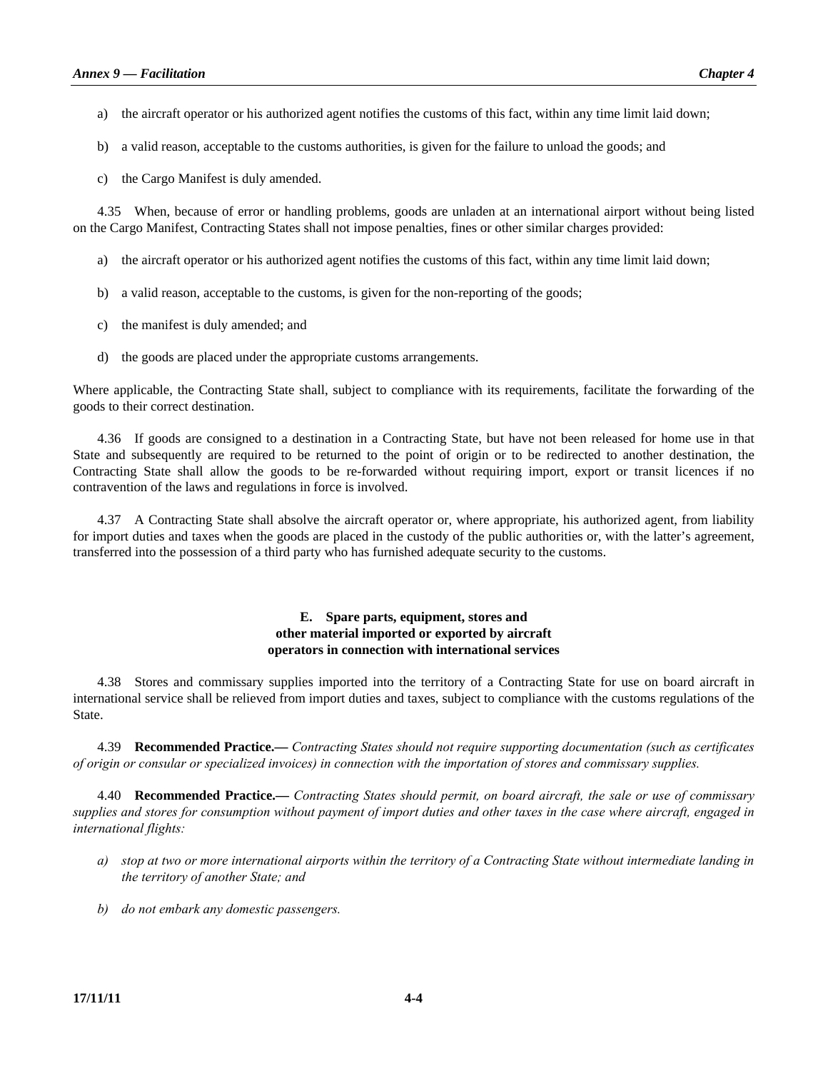a) the aircraft operator or his authorized agent notifies the customs of this fact, within any time limit laid down;

b) a valid reason, acceptable to the customs authorities, is given for the failure to unload the goods; and

c) the Cargo Manifest is duly amended.

4.35 When, because of error or handling problems, goods are unladen at an international airport without being listed on the Cargo Manifest, Contracting States shall not impose penalties, fines or other similar charges provided:

a) the aircraft operator or his authorized agent notifies the customs of this fact, within any time limit laid down;

b) a valid reason, acceptable to the customs, is given for the non-reporting of the goods;

c) the manifest is duly amended; and

d) the goods are placed under the appropriate customs arrangements.

Where applicable, the Contracting State shall, subject to compliance with its requirements, facilitate the forwarding of the goods to their correct destination.

4.36 If goods are consigned to a destination in a Contracting State, but have not been released for home use in that State and subsequently are required to be returned to the point of origin or to be redirected to another destination, the Contracting State shall allow the goods to be re-forwarded without requiring import, export or transit licences if no contravention of the laws and regulations in force is involved.

4.37 A Contracting State shall absolve the aircraft operator or, where appropriate, his authorized agent, from liability for import duties and taxes when the goods are placed in the custody of the public authorities or, with the latter's agreement, transferred into the possession of a third party who has furnished adequate security to the customs.

### E. Spare parts, equipment, stores and other material imported or exported by aircraft operators in connection with international services

4.38 Stores and commissary supplies imported into the territory of a Contracting State for use on board aircraft in international service shall be relieved from import duties and taxes, subject to compliance with the customs regulations of the State.

4.39 **Recommended Practice.—** *Contracting States should not require supporting documentation (such as certificates of origin or consular or specialized invoices) in connection with the importation of stores and commissary supplies.*

4.40 **Recommended Practice.—** *Contracting States should permit, on board aircraft, the sale or use of commissary supplies and stores for consumption without payment of import duties and other taxes in the case where aircraft, engaged in international flights:*

*a) stop at two or more international airports within the territory of a Contracting State without intermediate landing in the territory of another State; and*

*b) do not embark any domestic passengers.*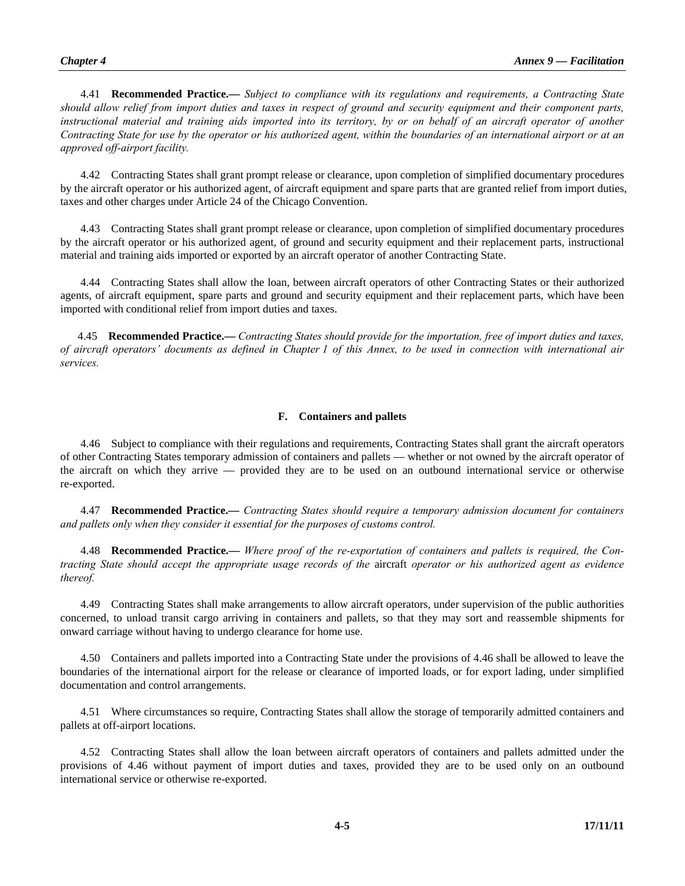4.41 **Recommended Practice.—** *Subject to compliance with its regulations and requirements, a Contracting State should allow relief from import duties and taxes in respect of ground and security equipment and their component parts, instructional material and training aids imported into its territory, by or on behalf of an aircraft operator of another Contracting State for use by the operator or his authorized agent, within the boundaries of an international airport or at an approved off-airport facility.*

4.42 Contracting States shall grant prompt release or clearance, upon completion of simplified documentary procedures by the aircraft operator or his authorized agent, of aircraft equipment and spare parts that are granted relief from import duties, taxes and other charges under Article 24 of the Chicago Convention.

4.43 Contracting States shall grant prompt release or clearance, upon completion of simplified documentary procedures by the aircraft operator or his authorized agent, of ground and security equipment and their replacement parts, instructional material and training aids imported or exported by an aircraft operator of another Contracting State.

4.44 Contracting States shall allow the loan, between aircraft operators of other Contracting States or their authorized agents, of aircraft equipment, spare parts and ground and security equipment and their replacement parts, which have been imported with conditional relief from import duties and taxes.

4.45 **Recommended Practice.—** *Contracting States should provide for the importation, free of import duties and taxes, of aircraft operators' documents as defined in Chapter 1 of this Annex, to be used in connection with international air services.*

## F. Containers and pallets

4.46 Subject to compliance with their regulations and requirements, Contracting States shall grant the aircraft operators of other Contracting States temporary admission of containers and pallets — whether or not owned by the aircraft operator of the aircraft on which they arrive — provided they are to be used on an outbound international service or otherwise re-exported.

4.47 **Recommended Practice.—** *Contracting States should require a temporary admission document for containers and pallets only when they consider it essential for the purposes of customs control.*

4.48 **Recommended Practice.—** *Where proof of the re-exportation of containers and pallets is required, the Contracting State should accept the appropriate usage records of the* aircraft *operator or his authorized agent as evidence thereof.*

4.49 Contracting States shall make arrangements to allow aircraft operators, under supervision of the public authorities concerned, to unload transit cargo arriving in containers and pallets, so that they may sort and reassemble shipments for onward carriage without having to undergo clearance for home use.

4.50 Containers and pallets imported into a Contracting State under the provisions of 4.46 shall be allowed to leave the boundaries of the international airport for the release or clearance of imported loads, or for export lading, under simplified documentation and control arrangements.

4.51 Where circumstances so require, Contracting States shall allow the storage of temporarily admitted containers and pallets at off-airport locations.

4.52 Contracting States shall allow the loan between aircraft operators of containers and pallets admitted under the provisions of 4.46 without payment of import duties and taxes, provided they are to be used only on an outbound international service or otherwise re-exported.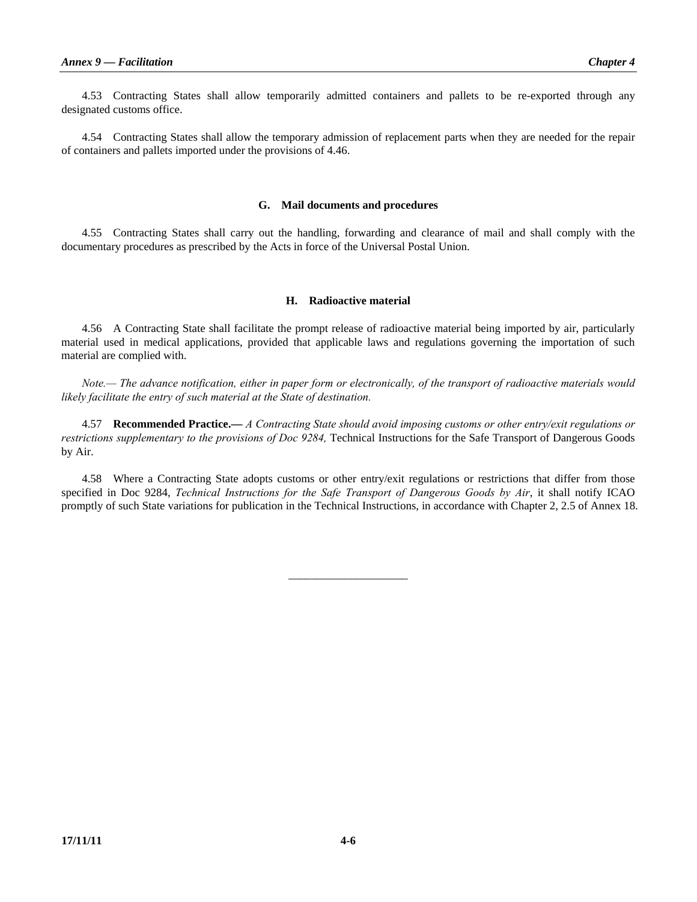4.53 Contracting States shall allow temporarily admitted containers and pallets to be re-exported through any designated customs office.

4.54 Contracting States shall allow the temporary admission of replacement parts when they are needed for the repair of containers and pallets imported under the provisions of 4.46.

### G. Mail documents and procedures

4.55 Contracting States shall carry out the handling, forwarding and clearance of mail and shall comply with the documentary procedures as prescribed by the Acts in force of the Universal Postal Union.

### H. Radioactive material

4.56 A Contracting State shall facilitate the prompt release of radioactive material being imported by air, particularly material used in medical applications, provided that applicable laws and regulations governing the importation of such material are complied with.

*Note.— The advance notification, either in paper form or electronically, of the transport of radioactive materials would likely facilitate the entry of such material at the State of destination.*

4.57 **Recommended Practice.—** *A Contracting State should avoid imposing customs or other entry/exit regulations or restrictions supplementary to the provisions of Doc 9284,* Technical Instructions for the Safe Transport of Dangerous Goods by Air.

4.58 Where a Contracting State adopts customs or other entry/exit regulations or restrictions that differ from those specified in Doc 9284, *Technical Instructions for the Safe Transport of Dangerous Goods by Air*, it shall notify ICAO promptly of such State variations for publication in the Technical Instructions, in accordance with Chapter 2, 2.5 of Annex 18.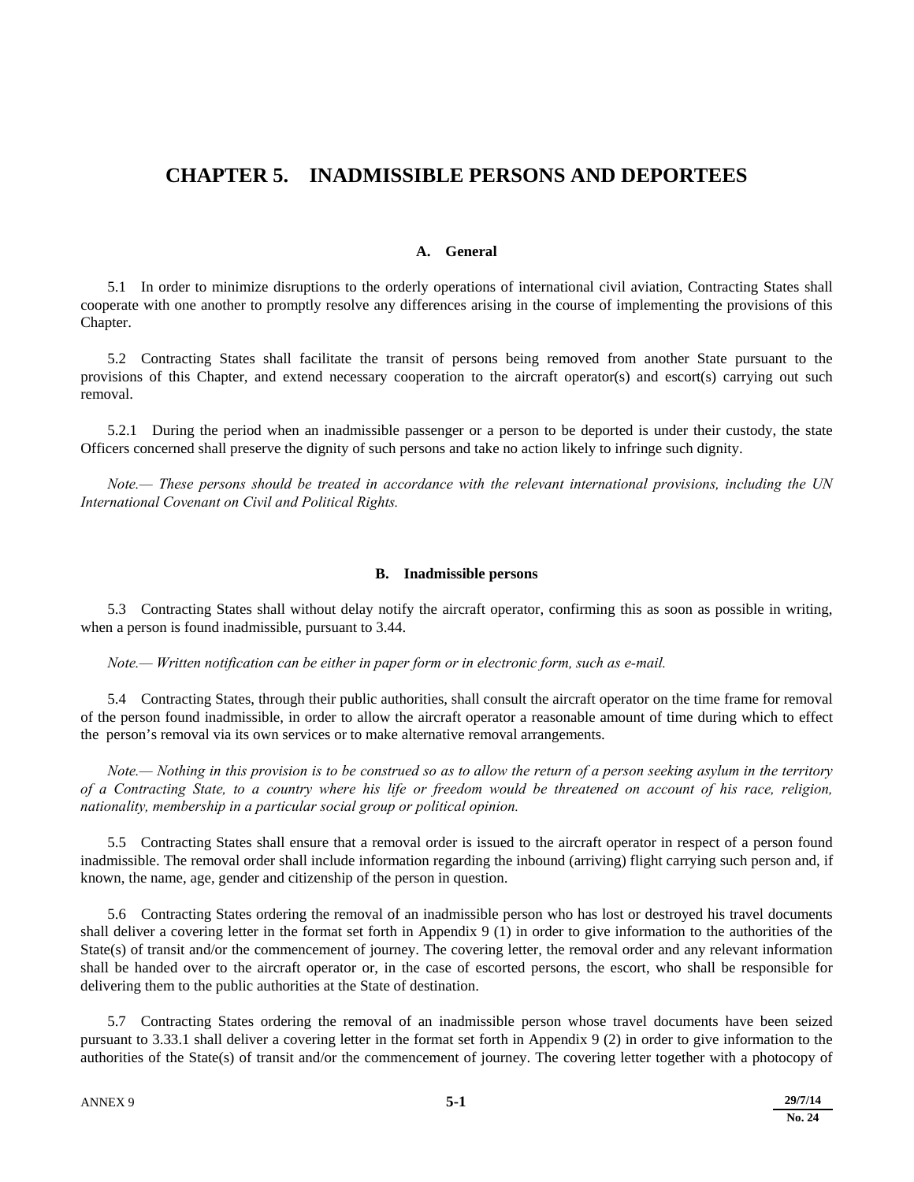# CHAPTER 5. INADMISSIBLE PERSONS AND DEPORTEES

### A. General

5.1 In order to minimize disruptions to the orderly operations of international civil aviation, Contracting States shall cooperate with one another to promptly resolve any differences arising in the course of implementing the provisions of this Chapter.

5.2 Contracting States shall facilitate the transit of persons being removed from another State pursuant to the provisions of this Chapter, and extend necessary cooperation to the aircraft operator(s) and escort(s) carrying out such removal.

5.2.1 During the period when an inadmissible passenger or a person to be deported is under their custody, the state Officers concerned shall preserve the dignity of such persons and take no action likely to infringe such dignity.

*Note.— These persons should be treated in accordance with the relevant international provisions, including the UN International Covenant on Civil and Political Rights.*

### B. Inadmissible persons

5.3 Contracting States shall without delay notify the aircraft operator, confirming this as soon as possible in writing, when a person is found inadmissible, pursuant to 3.44.

*Note.— Written notification can be either in paper form or in electronic form, such as e-mail.*

5.4 Contracting States, through their public authorities, shall consult the aircraft operator on the time frame for removal of the person found inadmissible, in order to allow the aircraft operator a reasonable amount of time during which to effect the person's removal via its own services or to make alternative removal arrangements.

*Note.— Nothing in this provision is to be construed so as to allow the return of a person seeking asylum in the territory of a Contracting State, to a country where his life or freedom would be threatened on account of his race, religion, nationality, membership in a particular social group or political opinion.*

5.5 Contracting States shall ensure that a removal order is issued to the aircraft operator in respect of a person found inadmissible. The removal order shall include information regarding the inbound (arriving) flight carrying such person and, if known, the name, age, gender and citizenship of the person in question.

5.6 Contracting States ordering the removal of an inadmissible person who has lost or destroyed his travel documents shall deliver a covering letter in the format set forth in Appendix 9 (1) in order to give information to the authorities of the State(s) of transit and/or the commencement of journey. The covering letter, the removal order and any relevant information shall be handed over to the aircraft operator or, in the case of escorted persons, the escort, who shall be responsible for delivering them to the public authorities at the State of destination.

5.7 Contracting States ordering the removal of an inadmissible person whose travel documents have been seized pursuant to 3.33.1 shall deliver a covering letter in the format set forth in Appendix 9 (2) in order to give information to the authorities of the State(s) of transit and/or the commencement of journey. The covering letter together with a photocopy of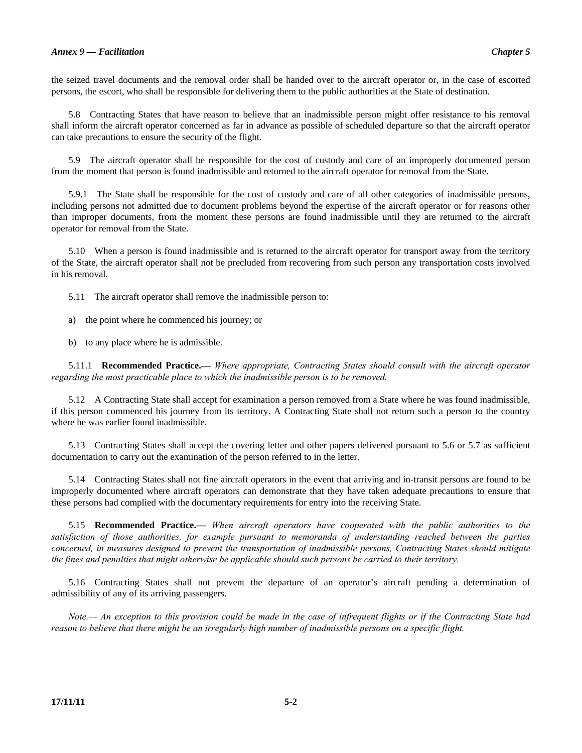the seized travel documents and the removal order shall be handed over to the aircraft operator or, in the case of escorted persons, the escort, who shall be responsible for delivering them to the public authorities at the State of destination.

5.8 Contracting States that have reason to believe that an inadmissible person might offer resistance to his removal shall inform the aircraft operator concerned as far in advance as possible of scheduled departure so that the aircraft operator can take precautions to ensure the security of the flight.

5.9 The aircraft operator shall be responsible for the cost of custody and care of an improperly documented person from the moment that person is found inadmissible and returned to the aircraft operator for removal from the State.

5.9.1 The State shall be responsible for the cost of custody and care of all other categories of inadmissible persons, including persons not admitted due to document problems beyond the expertise of the aircraft operator or for reasons other than improper documents, from the moment these persons are found inadmissible until they are returned to the aircraft operator for removal from the State.

5.10 When a person is found inadmissible and is returned to the aircraft operator for transport away from the territory of the State, the aircraft operator shall not be precluded from recovering from such person any transportation costs involved in his removal.

5.11 The aircraft operator shall remove the inadmissible person to:

a) the point where he commenced his journey; or

b) to any place where he is admissible.

5.11.1 **Recommended Practice.—** *Where appropriate, Contracting States should consult with the aircraft operator regarding the most practicable place to which the inadmissible person is to be removed.*

5.12 A Contracting State shall accept for examination a person removed from a State where he was found inadmissible, if this person commenced his journey from its territory. A Contracting State shall not return such a person to the country where he was earlier found inadmissible.

5.13 Contracting States shall accept the covering letter and other papers delivered pursuant to 5.6 or 5.7 as sufficient documentation to carry out the examination of the person referred to in the letter.

5.14 Contracting States shall not fine aircraft operators in the event that arriving and in-transit persons are found to be improperly documented where aircraft operators can demonstrate that they have taken adequate precautions to ensure that these persons had complied with the documentary requirements for entry into the receiving State.

5.15 **Recommended Practice.—** *When aircraft operators have cooperated with the public authorities to the satisfaction of those authorities, for example pursuant to memoranda of understanding reached between the parties concerned, in measures designed to prevent the transportation of inadmissible persons, Contracting States should mitigate the fines and penalties that might otherwise be applicable should such persons be carried to their territory.*

5.16 Contracting States shall not prevent the departure of an operator's aircraft pending a determination of admissibility of any of its arriving passengers.

*Note.— An exception to this provision could be made in the case of infrequent flights or if the Contracting State had reason to believe that there might be an irregularly high number of inadmissible persons on a specific flight.*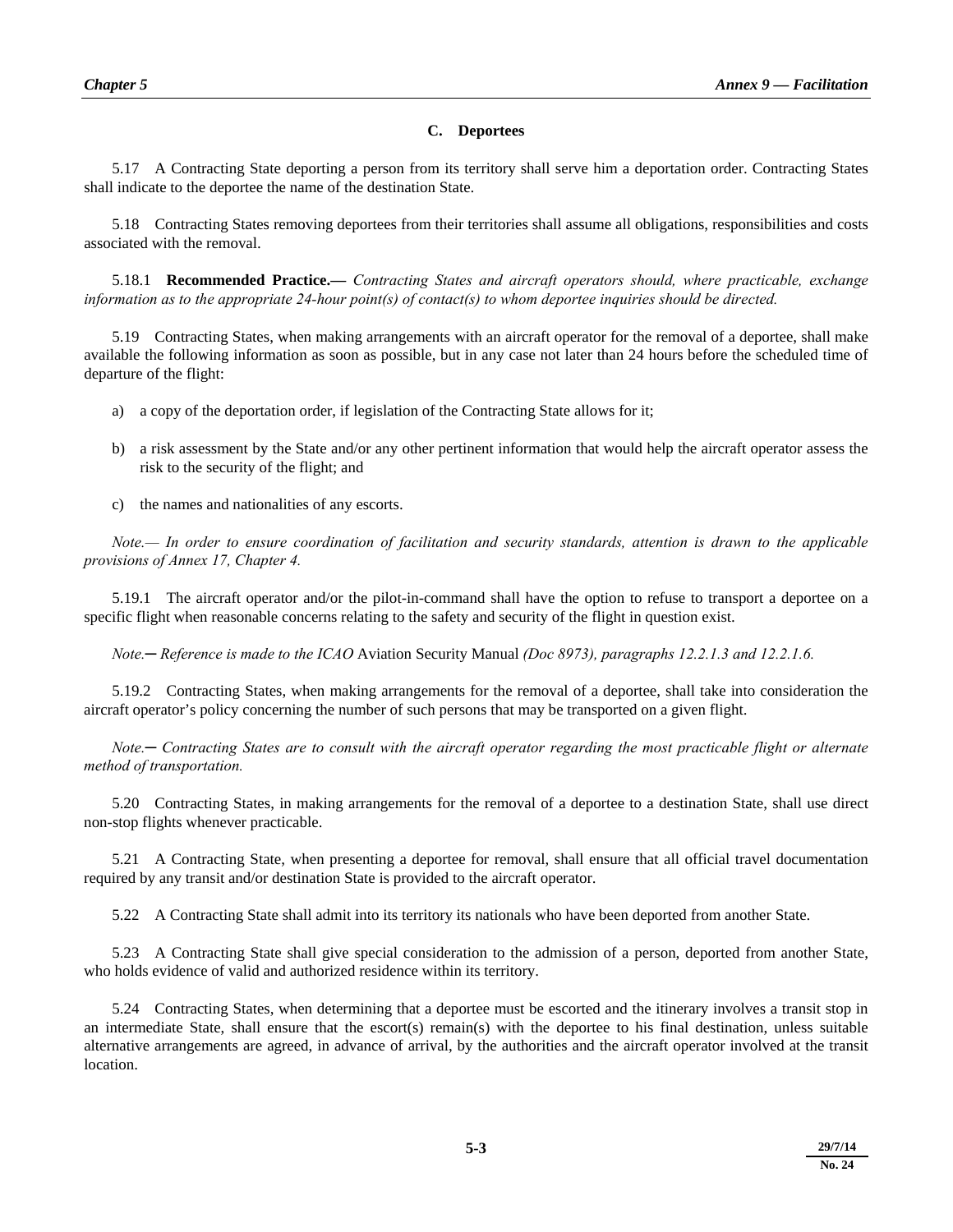### C. Deportees

5.17 A Contracting State deporting a person from its territory shall serve him a deportation order. Contracting States shall indicate to the deportee the name of the destination State.

5.18 Contracting States removing deportees from their territories shall assume all obligations, responsibilities and costs associated with the removal.

5.18.1 **Recommended Practice.—** *Contracting States and aircraft operators should, where practicable, exchange information as to the appropriate 24-hour point(s) of contact(s) to whom deportee inquiries should be directed.*

5.19 Contracting States, when making arrangements with an aircraft operator for the removal of a deportee, shall make available the following information as soon as possible, but in any case not later than 24 hours before the scheduled time of departure of the flight:

a) a copy of the deportation order, if legislation of the Contracting State allows for it;

b) a risk assessment by the State and/or any other pertinent information that would help the aircraft operator assess the risk to the security of the flight; and

c) the names and nationalities of any escorts.

*Note.— In order to ensure coordination of facilitation and security standards, attention is drawn to the applicable provisions of Annex 17, Chapter 4.*

5.19.1 The aircraft operator and/or the pilot-in-command shall have the option to refuse to transport a deportee on a specific flight when reasonable concerns relating to the safety and security of the flight in question exist.

*Note.— Reference is made to the ICAO* Aviation Security Manual *(Doc 8973), paragraphs 12.2.1.3 and 12.2.1.6.*

5.19.2 Contracting States, when making arrangements for the removal of a deportee, shall take into consideration the aircraft operator's policy concerning the number of such persons that may be transported on a given flight.

*Note.— Contracting States are to consult with the aircraft operator regarding the most practicable flight or alternate method of transportation.*

5.20 Contracting States, in making arrangements for the removal of a deportee to a destination State, shall use direct non-stop flights whenever practicable.

5.21 A Contracting State, when presenting a deportee for removal, shall ensure that all official travel documentation required by any transit and/or destination State is provided to the aircraft operator.

5.22 A Contracting State shall admit into its territory its nationals who have been deported from another State.

5.23 A Contracting State shall give special consideration to the admission of a person, deported from another State, who holds evidence of valid and authorized residence within its territory.

5.24 Contracting States, when determining that a deportee must be escorted and the itinerary involves a transit stop in an intermediate State, shall ensure that the escort(s) remain(s) with the deportee to his final destination, unless suitable alternative arrangements are agreed, in advance of arrival, by the authorities and the aircraft operator involved at the transit location.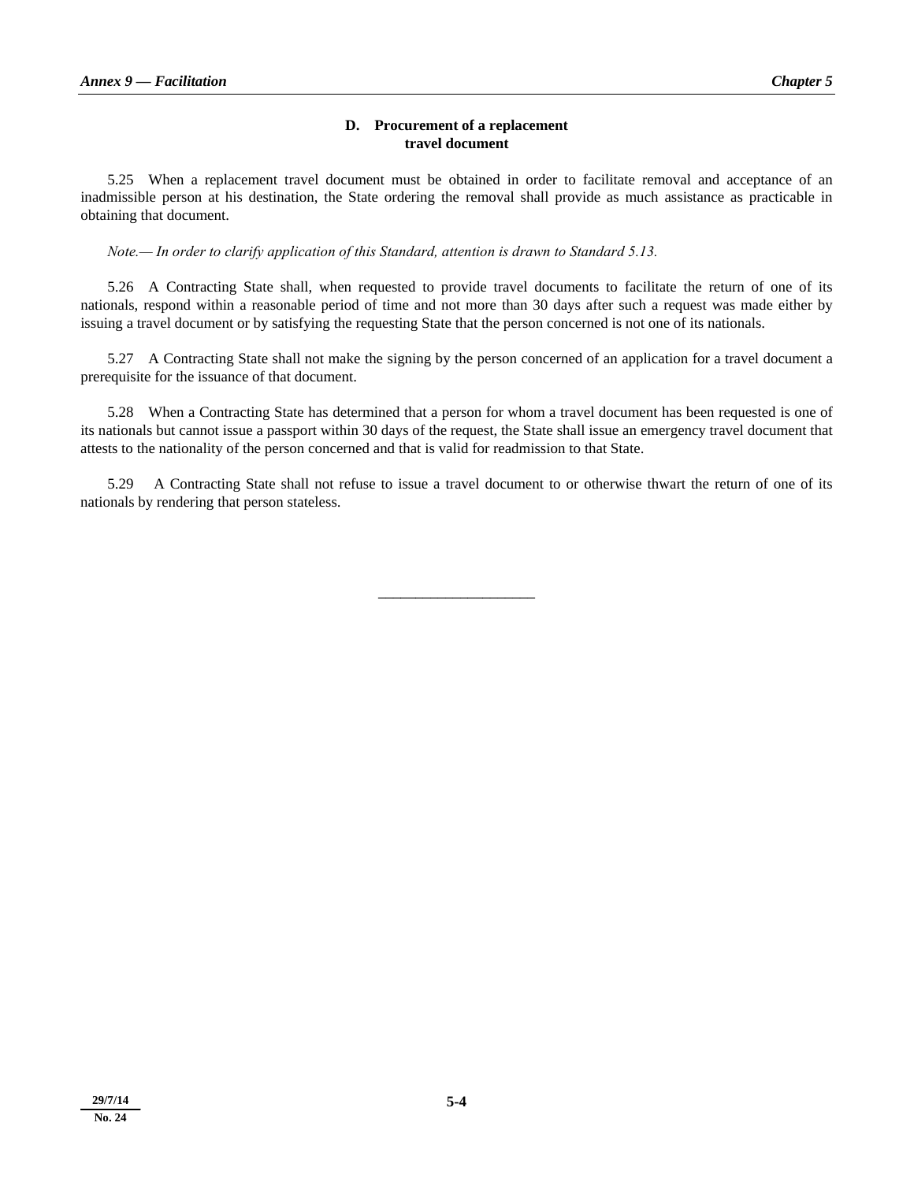### D. Procurement of a replacement travel document

5.25 When a replacement travel document must be obtained in order to facilitate removal and acceptance of an inadmissible person at his destination, the State ordering the removal shall provide as much assistance as practicable in obtaining that document.

*Note.— In order to clarify application of this Standard, attention is drawn to Standard 5.13.*

5.26 A Contracting State shall, when requested to provide travel documents to facilitate the return of one of its nationals, respond within a reasonable period of time and not more than 30 days after such a request was made either by issuing a travel document or by satisfying the requesting State that the person concerned is not one of its nationals.

5.27 A Contracting State shall not make the signing by the person concerned of an application for a travel document a prerequisite for the issuance of that document.

5.28 When a Contracting State has determined that a person for whom a travel document has been requested is one of its nationals but cannot issue a passport within 30 days of the request, the State shall issue an emergency travel document that attests to the nationality of the person concerned and that is valid for readmission to that State.

5.29 A Contracting State shall not refuse to issue a travel document to or otherwise thwart the return of one of its nationals by rendering that person stateless.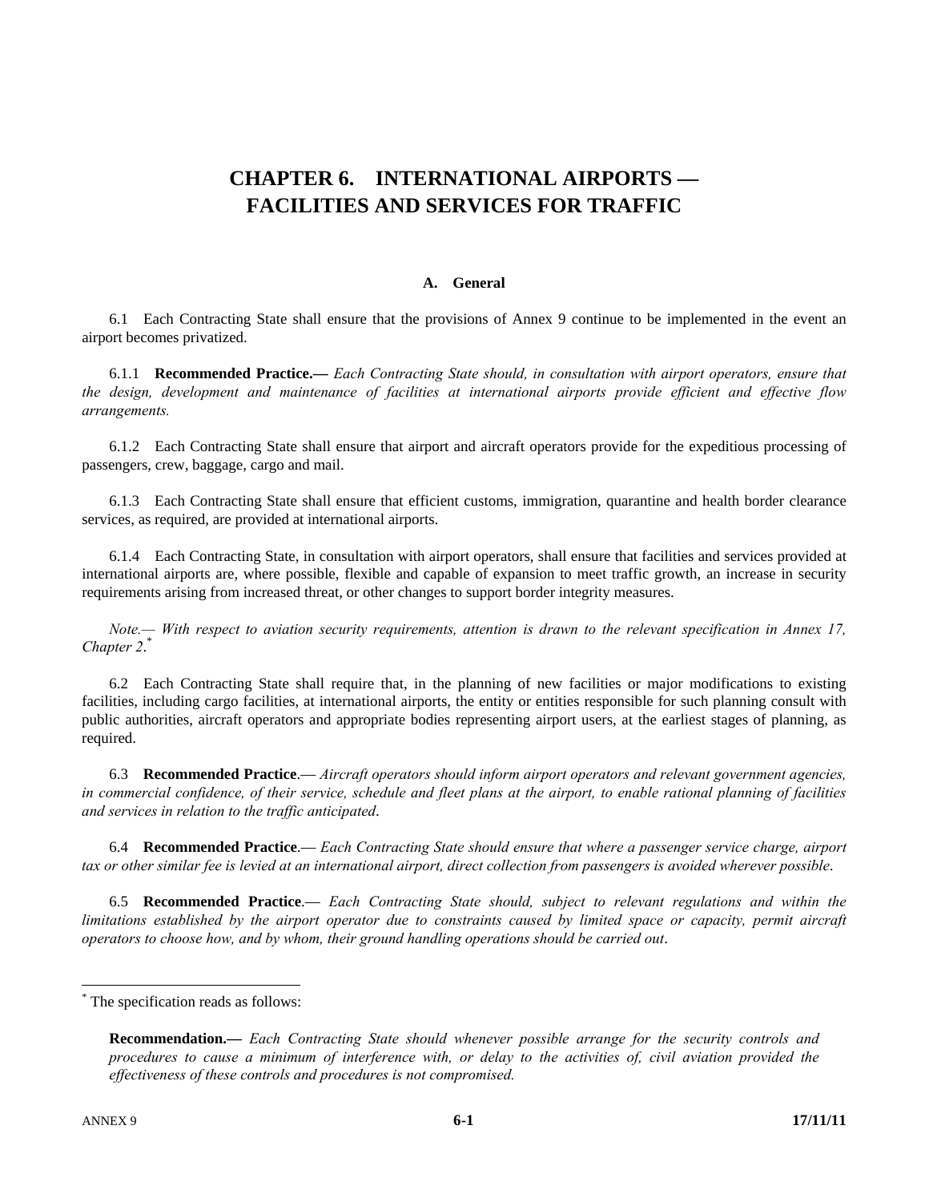# CHAPTER 6. INTERNATIONAL AIRPORTS — FACILITIES AND SERVICES FOR TRAFFIC

### A. General

6.1 Each Contracting State shall ensure that the provisions of Annex 9 continue to be implemented in the event an airport becomes privatized.

6.1.1 **Recommended Practice.—** *Each Contracting State should, in consultation with airport operators, ensure that the design, development and maintenance of facilities at international airports provide efficient and effective flow arrangements.*

6.1.2 Each Contracting State shall ensure that airport and aircraft operators provide for the expeditious processing of passengers, crew, baggage, cargo and mail.

6.1.3 Each Contracting State shall ensure that efficient customs, immigration, quarantine and health border clearance services, as required, are provided at international airports.

6.1.4 Each Contracting State, in consultation with airport operators, shall ensure that facilities and services provided at international airports are, where possible, flexible and capable of expansion to meet traffic growth, an increase in security requirements arising from increased threat, or other changes to support border integrity measures.

*Note.— With respect to aviation security requirements, attention is drawn to the relevant specification in Annex 17, Chapter 2.*[*]

6.2 Each Contracting State shall require that, in the planning of new facilities or major modifications to existing facilities, including cargo facilities, at international airports, the entity or entities responsible for such planning consult with public authorities, aircraft operators and appropriate bodies representing airport users, at the earliest stages of planning, as required.

6.3 **Recommended Practice**.— *Aircraft operators should inform airport operators and relevant government agencies, in commercial confidence, of their service, schedule and fleet plans at the airport, to enable rational planning of facilities and services in relation to the traffic anticipated*.

6.4 **Recommended Practice**.— *Each Contracting State should ensure that where a passenger service charge, airport tax or other similar fee is levied at an international airport, direct collection from passengers is avoided wherever possible*.

6.5 **Recommended Practice**.— *Each Contracting State should, subject to relevant regulations and within the limitations established by the airport operator due to constraints caused by limited space or capacity, permit aircraft operators to choose how, and by whom, their ground handling operations should be carried out*.

---

[*] The specification reads as follows:

**Recommendation.—** *Each Contracting State should whenever possible arrange for the security controls and procedures to cause a minimum of interference with, or delay to the activities of, civil aviation provided the effectiveness of these controls and procedures is not compromised.*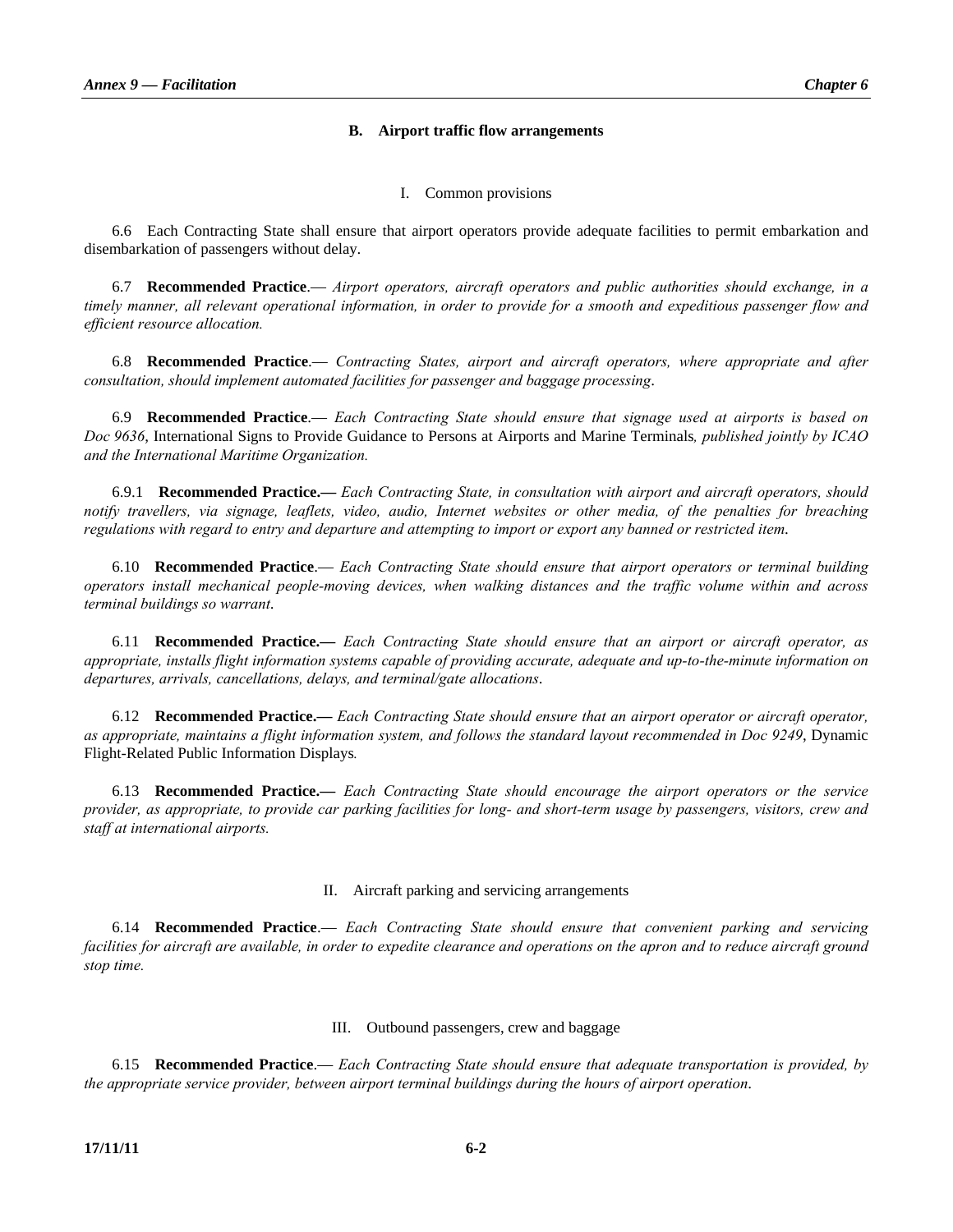## B. Airport traffic flow arrangements

### I. Common provisions

6.6 Each Contracting State shall ensure that airport operators provide adequate facilities to permit embarkation and disembarkation of passengers without delay.

6.7 **Recommended Practice**.— *Airport operators, aircraft operators and public authorities should exchange, in a timely manner, all relevant operational information, in order to provide for a smooth and expeditious passenger flow and efficient resource allocation.*

6.8 **Recommended Practice**.— *Contracting States, airport and aircraft operators, where appropriate and after consultation, should implement automated facilities for passenger and baggage processing.*

6.9 **Recommended Practice**.— *Each Contracting State should ensure that signage used at airports is based on Doc 9636*, International Signs to Provide Guidance to Persons at Airports and Marine Terminals*, published jointly by ICAO and the International Maritime Organization.*

6.9.1 **Recommended Practice.—** *Each Contracting State, in consultation with airport and aircraft operators, should notify travellers, via signage, leaflets, video, audio, Internet websites or other media, of the penalties for breaching regulations with regard to entry and departure and attempting to import or export any banned or restricted item.*

6.10 **Recommended Practice**.— *Each Contracting State should ensure that airport operators or terminal building operators install mechanical people-moving devices, when walking distances and the traffic volume within and across terminal buildings so warrant.*

6.11 **Recommended Practice.—** *Each Contracting State should ensure that an airport or aircraft operator, as appropriate, installs flight information systems capable of providing accurate, adequate and up-to-the-minute information on departures, arrivals, cancellations, delays, and terminal/gate allocations.*

6.12 **Recommended Practice.—** *Each Contracting State should ensure that an airport operator or aircraft operator, as appropriate, maintains a flight information system, and follows the standard layout recommended in Doc 9249*, Dynamic Flight-Related Public Information Displays*.*

6.13 **Recommended Practice.—** *Each Contracting State should encourage the airport operators or the service provider, as appropriate, to provide car parking facilities for long- and short-term usage by passengers, visitors, crew and staff at international airports.*

### II. Aircraft parking and servicing arrangements

6.14 **Recommended Practice**.— *Each Contracting State should ensure that convenient parking and servicing facilities for aircraft are available, in order to expedite clearance and operations on the apron and to reduce aircraft ground stop time.*

### III. Outbound passengers, crew and baggage

6.15 **Recommended Practice**.— *Each Contracting State should ensure that adequate transportation is provided, by the appropriate service provider, between airport terminal buildings during the hours of airport operation.*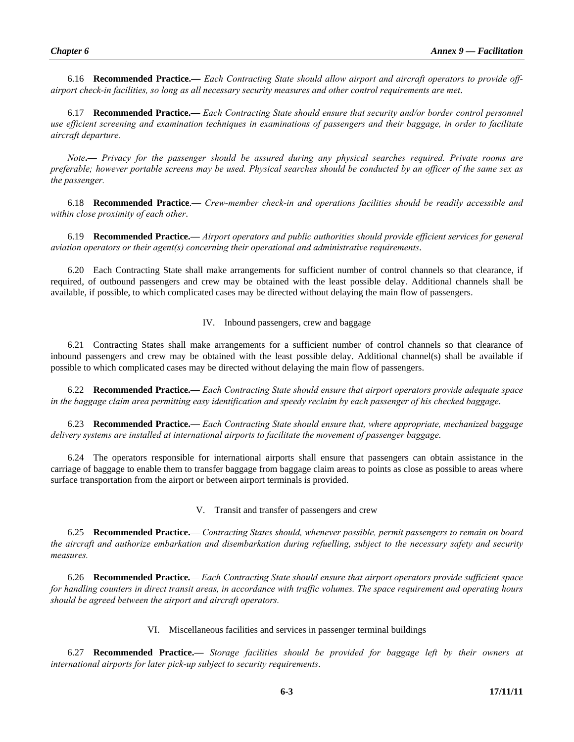6.16 **Recommended Practice.—** *Each Contracting State should allow airport and aircraft operators to provide off-airport check-in facilities, so long as all necessary security measures and other control requirements are met*.

6.17 **Recommended Practice.—** *Each Contracting State should ensure that security and/or border control personnel use efficient screening and examination techniques in examinations of passengers and their baggage, in order to facilitate aircraft departure.*

*Note***.—** *Privacy for the passenger should be assured during any physical searches required. Private rooms are preferable; however portable screens may be used. Physical searches should be conducted by an officer of the same sex as the passenger.*

6.18 **Recommended Practice**.— *Crew-member check-in and operations facilities should be readily accessible and within close proximity of each other*.

6.19 **Recommended Practice.—** *Airport operators and public authorities should provide efficient services for general aviation operators or their agent(s) concerning their operational and administrative requirements*.

6.20 Each Contracting State shall make arrangements for sufficient number of control channels so that clearance, if required, of outbound passengers and crew may be obtained with the least possible delay. Additional channels shall be available, if possible, to which complicated cases may be directed without delaying the main flow of passengers.

## IV. Inbound passengers, crew and baggage

6.21 Contracting States shall make arrangements for a sufficient number of control channels so that clearance of inbound passengers and crew may be obtained with the least possible delay. Additional channel(s) shall be available if possible to which complicated cases may be directed without delaying the main flow of passengers.

6.22 **Recommended Practice.—** *Each Contracting State should ensure that airport operators provide adequate space in the baggage claim area permitting easy identification and speedy reclaim by each passenger of his checked baggage*.

6.23 **Recommended Practice.**— *Each Contracting State should ensure that, where appropriate, mechanized baggage delivery systems are installed at international airports to facilitate the movement of passenger baggage.*

6.24 The operators responsible for international airports shall ensure that passengers can obtain assistance in the carriage of baggage to enable them to transfer baggage from baggage claim areas to points as close as possible to areas where surface transportation from the airport or between airport terminals is provided.

## V. Transit and transfer of passengers and crew

6.25 **Recommended Practice.**— *Contracting States should, whenever possible, permit passengers to remain on board the aircraft and authorize embarkation and disembarkation during refuelling, subject to the necessary safety and security measures.*

6.26 **Recommended Practice***.— Each Contracting State should ensure that airport operators provide sufficient space for handling counters in direct transit areas, in accordance with traffic volumes. The space requirement and operating hours should be agreed between the airport and aircraft operators.*

## VI. Miscellaneous facilities and services in passenger terminal buildings

6.27 **Recommended Practice.—** *Storage facilities should be provided for baggage left by their owners at international airports for later pick-up subject to security requirements*.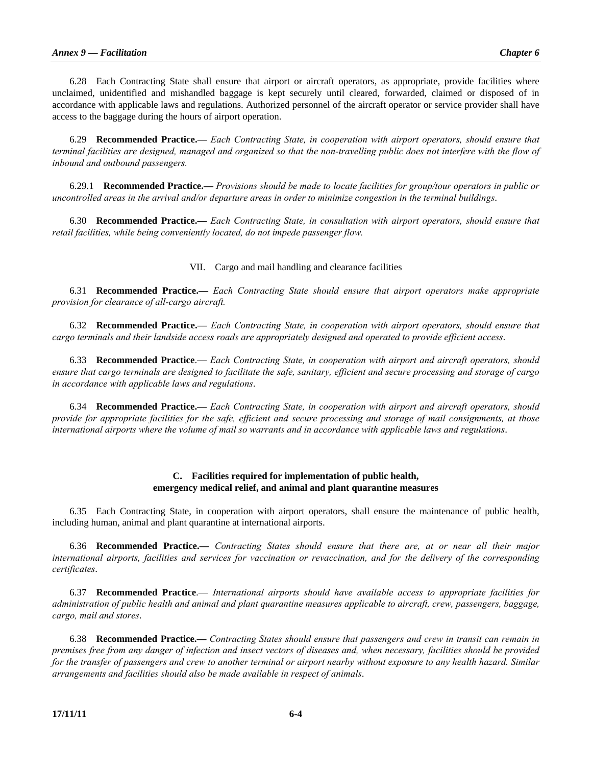6.28 Each Contracting State shall ensure that airport or aircraft operators, as appropriate, provide facilities where unclaimed, unidentified and mishandled baggage is kept securely until cleared, forwarded, claimed or disposed of in accordance with applicable laws and regulations. Authorized personnel of the aircraft operator or service provider shall have access to the baggage during the hours of airport operation.

6.29 **Recommended Practice.—** *Each Contracting State, in cooperation with airport operators, should ensure that terminal facilities are designed, managed and organized so that the non-travelling public does not interfere with the flow of inbound and outbound passengers.*

6.29.1 **Recommended Practice.—** *Provisions should be made to locate facilities for group/tour operators in public or uncontrolled areas in the arrival and/or departure areas in order to minimize congestion in the terminal buildings.*

6.30 **Recommended Practice.—** *Each Contracting State, in consultation with airport operators, should ensure that retail facilities, while being conveniently located, do not impede passenger flow.*

### VII. Cargo and mail handling and clearance facilities

6.31 **Recommended Practice.—** *Each Contracting State should ensure that airport operators make appropriate provision for clearance of all-cargo aircraft.*

6.32 **Recommended Practice.—** *Each Contracting State, in cooperation with airport operators, should ensure that cargo terminals and their landside access roads are appropriately designed and operated to provide efficient access.*

6.33 **Recommended Practice**.— *Each Contracting State, in cooperation with airport and aircraft operators, should ensure that cargo terminals are designed to facilitate the safe, sanitary, efficient and secure processing and storage of cargo in accordance with applicable laws and regulations.*

6.34 **Recommended Practice.—** *Each Contracting State, in cooperation with airport and aircraft operators, should provide for appropriate facilities for the safe, efficient and secure processing and storage of mail consignments, at those international airports where the volume of mail so warrants and in accordance with applicable laws and regulations.*

## C. Facilities required for implementation of public health, emergency medical relief, and animal and plant quarantine measures

6.35 Each Contracting State, in cooperation with airport operators, shall ensure the maintenance of public health, including human, animal and plant quarantine at international airports.

6.36 **Recommended Practice.—** *Contracting States should ensure that there are, at or near all their major international airports, facilities and services for vaccination or revaccination, and for the delivery of the corresponding certificates.*

6.37 **Recommended Practice**.— *International airports should have available access to appropriate facilities for administration of public health and animal and plant quarantine measures applicable to aircraft, crew, passengers, baggage, cargo, mail and stores.*

6.38 **Recommended Practice.—** *Contracting States should ensure that passengers and crew in transit can remain in premises free from any danger of infection and insect vectors of diseases and, when necessary, facilities should be provided for the transfer of passengers and crew to another terminal or airport nearby without exposure to any health hazard. Similar arrangements and facilities should also be made available in respect of animals.*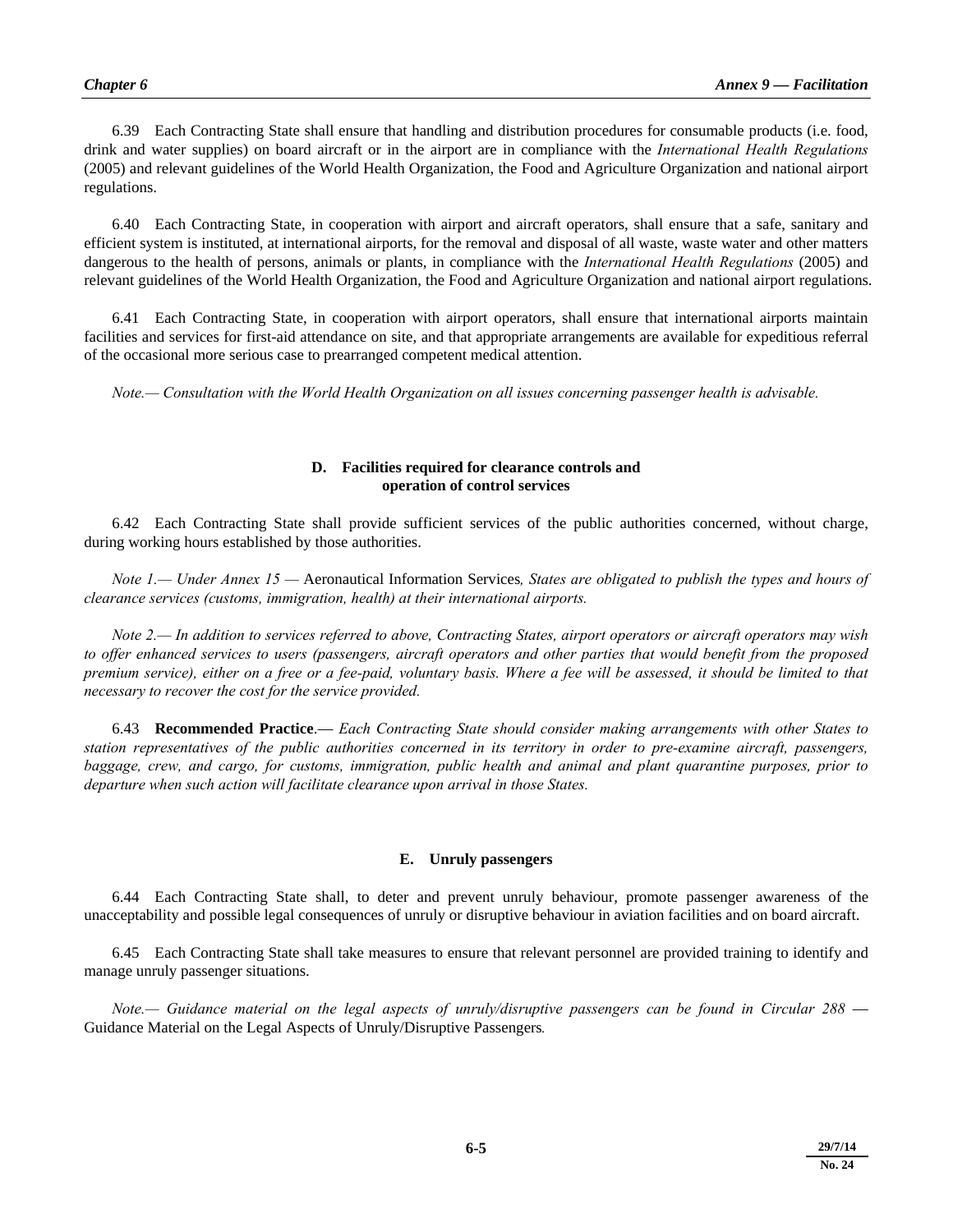6.39 Each Contracting State shall ensure that handling and distribution procedures for consumable products (i.e. food, drink and water supplies) on board aircraft or in the airport are in compliance with the *International Health Regulations* (2005) and relevant guidelines of the World Health Organization, the Food and Agriculture Organization and national airport regulations.

6.40 Each Contracting State, in cooperation with airport and aircraft operators, shall ensure that a safe, sanitary and efficient system is instituted, at international airports, for the removal and disposal of all waste, waste water and other matters dangerous to the health of persons, animals or plants, in compliance with the *International Health Regulations* (2005) and relevant guidelines of the World Health Organization, the Food and Agriculture Organization and national airport regulations.

6.41 Each Contracting State, in cooperation with airport operators, shall ensure that international airports maintain facilities and services for first-aid attendance on site, and that appropriate arrangements are available for expeditious referral of the occasional more serious case to prearranged competent medical attention.

*Note.— Consultation with the World Health Organization on all issues concerning passenger health is advisable.*

### D. Facilities required for clearance controls and operation of control services

6.42 Each Contracting State shall provide sufficient services of the public authorities concerned, without charge, during working hours established by those authorities.

*Note 1.— Under Annex 15 —* Aeronautical Information Services*, States are obligated to publish the types and hours of clearance services (customs, immigration, health) at their international airports.*

*Note 2.— In addition to services referred to above, Contracting States, airport operators or aircraft operators may wish to offer enhanced services to users (passengers, aircraft operators and other parties that would benefit from the proposed premium service), either on a free or a fee-paid, voluntary basis. Where a fee will be assessed, it should be limited to that necessary to recover the cost for the service provided.*

6.43 **Recommended Practice.—** *Each Contracting State should consider making arrangements with other States to station representatives of the public authorities concerned in its territory in order to pre-examine aircraft, passengers, baggage, crew, and cargo, for customs, immigration, public health and animal and plant quarantine purposes, prior to departure when such action will facilitate clearance upon arrival in those States.*

### E. Unruly passengers

6.44 Each Contracting State shall, to deter and prevent unruly behaviour, promote passenger awareness of the unacceptability and possible legal consequences of unruly or disruptive behaviour in aviation facilities and on board aircraft.

6.45 Each Contracting State shall take measures to ensure that relevant personnel are provided training to identify and manage unruly passenger situations.

*Note.— Guidance material on the legal aspects of unruly/disruptive passengers can be found in Circular 288 —* Guidance Material on the Legal Aspects of Unruly/Disruptive Passengers*.*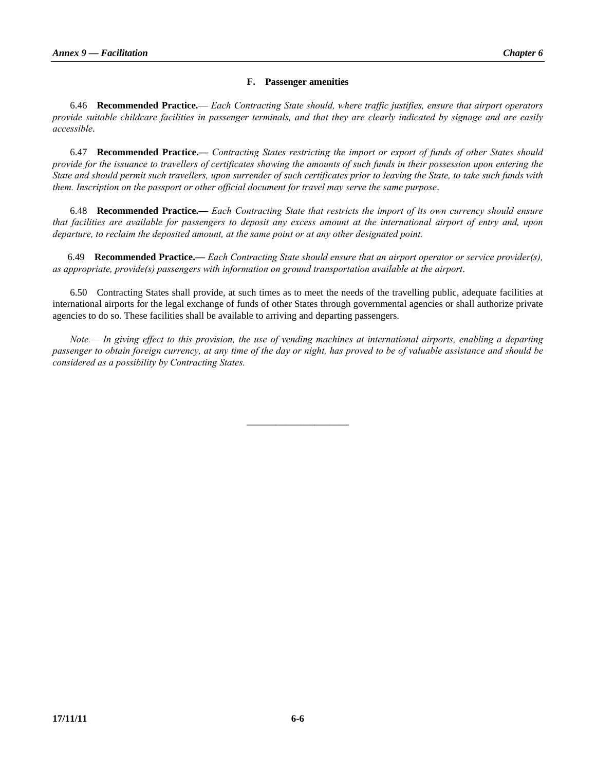### F. Passenger amenities

6.46 **Recommended Practice.**— *Each Contracting State should, where traffic justifies, ensure that airport operators provide suitable childcare facilities in passenger terminals, and that they are clearly indicated by signage and are easily accessible.*

6.47 **Recommended Practice.—** *Contracting States restricting the import or export of funds of other States should provide for the issuance to travellers of certificates showing the amounts of such funds in their possession upon entering the State and should permit such travellers, upon surrender of such certificates prior to leaving the State, to take such funds with them. Inscription on the passport or other official document for travel may serve the same purpose.*

6.48 **Recommended Practice.—** *Each Contracting State that restricts the import of its own currency should ensure that facilities are available for passengers to deposit any excess amount at the international airport of entry and, upon departure, to reclaim the deposited amount, at the same point or at any other designated point.*

6.49 **Recommended Practice.—** *Each Contracting State should ensure that an airport operator or service provider(s), as appropriate, provide(s) passengers with information on ground transportation available at the airport.*

6.50 Contracting States shall provide, at such times as to meet the needs of the travelling public, adequate facilities at international airports for the legal exchange of funds of other States through governmental agencies or shall authorize private agencies to do so. These facilities shall be available to arriving and departing passengers.

*Note.— In giving effect to this provision, the use of vending machines at international airports, enabling a departing passenger to obtain foreign currency, at any time of the day or night, has proved to be of valuable assistance and should be considered as a possibility by Contracting States.*

---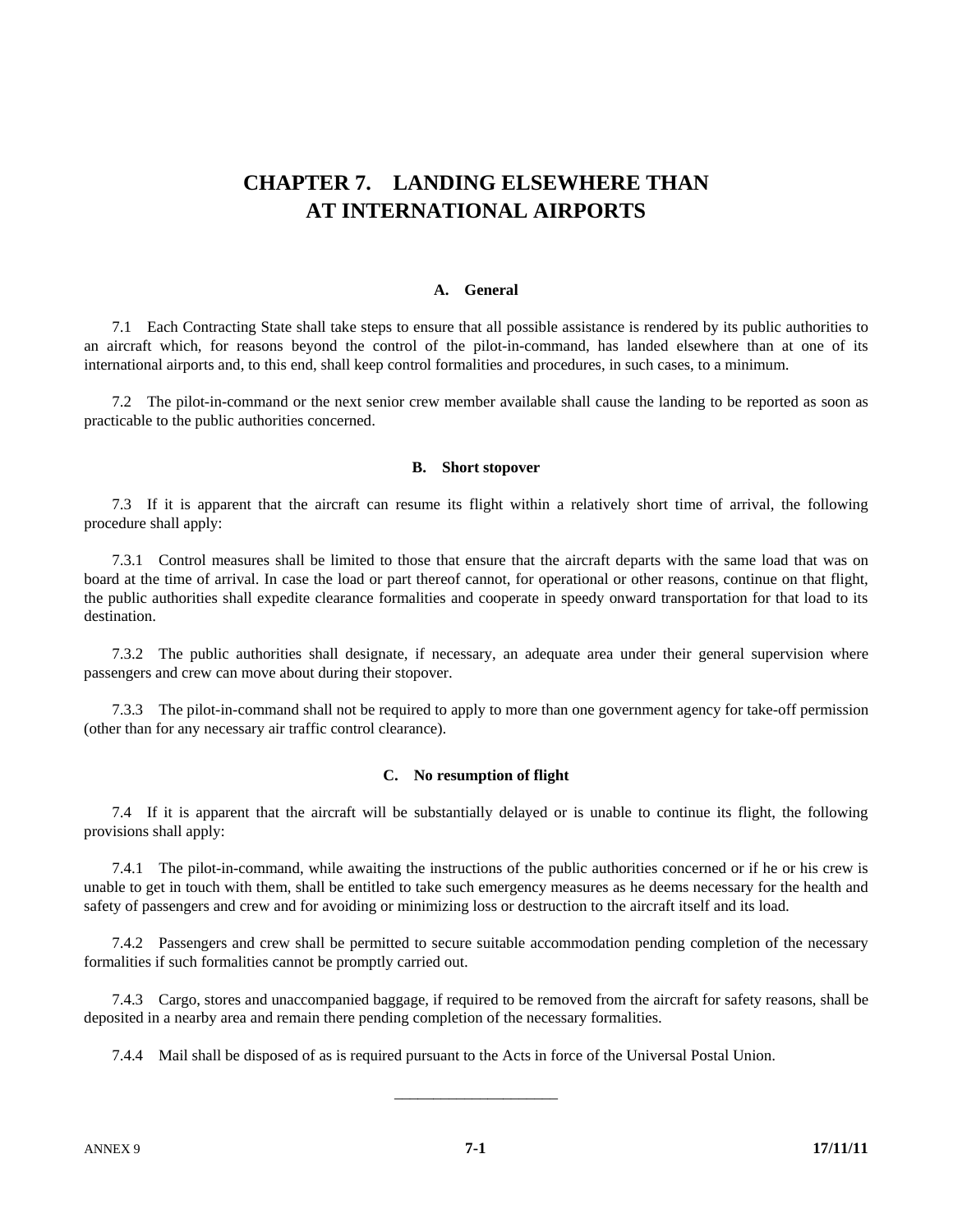# CHAPTER 7. LANDING ELSEWHERE THAN AT INTERNATIONAL AIRPORTS

## A. General

7.1 Each Contracting State shall take steps to ensure that all possible assistance is rendered by its public authorities to an aircraft which, for reasons beyond the control of the pilot-in-command, has landed elsewhere than at one of its international airports and, to this end, shall keep control formalities and procedures, in such cases, to a minimum.

7.2 The pilot-in-command or the next senior crew member available shall cause the landing to be reported as soon as practicable to the public authorities concerned.

## B. Short stopover

7.3 If it is apparent that the aircraft can resume its flight within a relatively short time of arrival, the following procedure shall apply:

7.3.1 Control measures shall be limited to those that ensure that the aircraft departs with the same load that was on board at the time of arrival. In case the load or part thereof cannot, for operational or other reasons, continue on that flight, the public authorities shall expedite clearance formalities and cooperate in speedy onward transportation for that load to its destination.

7.3.2 The public authorities shall designate, if necessary, an adequate area under their general supervision where passengers and crew can move about during their stopover.

7.3.3 The pilot-in-command shall not be required to apply to more than one government agency for take-off permission (other than for any necessary air traffic control clearance).

## C. No resumption of flight

7.4 If it is apparent that the aircraft will be substantially delayed or is unable to continue its flight, the following provisions shall apply:

7.4.1 The pilot-in-command, while awaiting the instructions of the public authorities concerned or if he or his crew is unable to get in touch with them, shall be entitled to take such emergency measures as he deems necessary for the health and safety of passengers and crew and for avoiding or minimizing loss or destruction to the aircraft itself and its load.

7.4.2 Passengers and crew shall be permitted to secure suitable accommodation pending completion of the necessary formalities if such formalities cannot be promptly carried out.

7.4.3 Cargo, stores and unaccompanied baggage, if required to be removed from the aircraft for safety reasons, shall be deposited in a nearby area and remain there pending completion of the necessary formalities.

7.4.4 Mail shall be disposed of as is required pursuant to the Acts in force of the Universal Postal Union.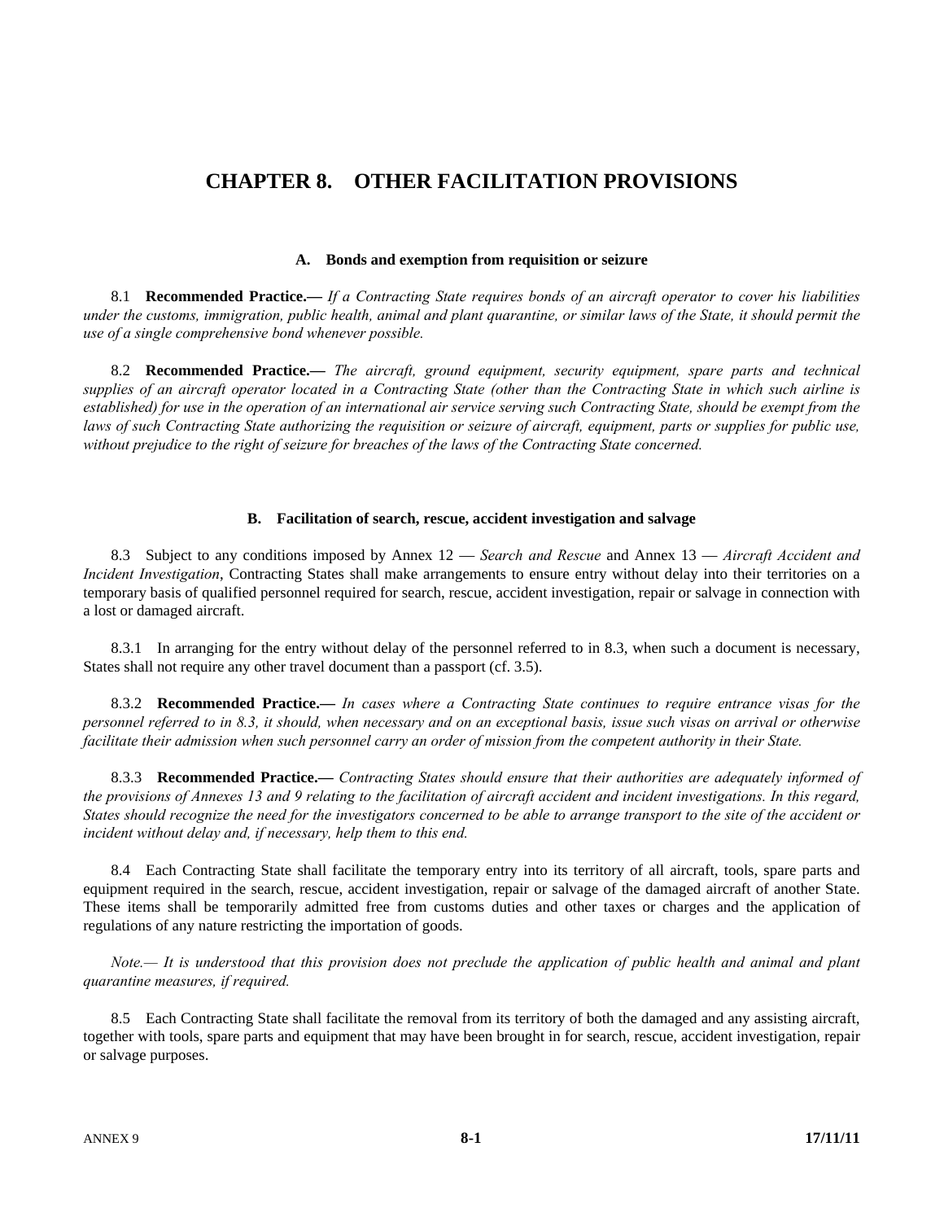# CHAPTER 8. OTHER FACILITATION PROVISIONS

### A. Bonds and exemption from requisition or seizure

8.1 **Recommended Practice.—** *If a Contracting State requires bonds of an aircraft operator to cover his liabilities under the customs, immigration, public health, animal and plant quarantine, or similar laws of the State, it should permit the use of a single comprehensive bond whenever possible.*

8.2 **Recommended Practice.—** *The aircraft, ground equipment, security equipment, spare parts and technical supplies of an aircraft operator located in a Contracting State (other than the Contracting State in which such airline is established) for use in the operation of an international air service serving such Contracting State, should be exempt from the laws of such Contracting State authorizing the requisition or seizure of aircraft, equipment, parts or supplies for public use, without prejudice to the right of seizure for breaches of the laws of the Contracting State concerned.*

### B. Facilitation of search, rescue, accident investigation and salvage

8.3 Subject to any conditions imposed by Annex 12 — *Search and Rescue* and Annex 13 — *Aircraft Accident and Incident Investigation*, Contracting States shall make arrangements to ensure entry without delay into their territories on a temporary basis of qualified personnel required for search, rescue, accident investigation, repair or salvage in connection with a lost or damaged aircraft.

8.3.1 In arranging for the entry without delay of the personnel referred to in 8.3, when such a document is necessary, States shall not require any other travel document than a passport (cf. 3.5).

8.3.2 **Recommended Practice.—** *In cases where a Contracting State continues to require entrance visas for the personnel referred to in 8.3, it should, when necessary and on an exceptional basis, issue such visas on arrival or otherwise facilitate their admission when such personnel carry an order of mission from the competent authority in their State.*

8.3.3 **Recommended Practice.—** *Contracting States should ensure that their authorities are adequately informed of the provisions of Annexes 13 and 9 relating to the facilitation of aircraft accident and incident investigations. In this regard, States should recognize the need for the investigators concerned to be able to arrange transport to the site of the accident or incident without delay and, if necessary, help them to this end.*

8.4 Each Contracting State shall facilitate the temporary entry into its territory of all aircraft, tools, spare parts and equipment required in the search, rescue, accident investigation, repair or salvage of the damaged aircraft of another State. These items shall be temporarily admitted free from customs duties and other taxes or charges and the application of regulations of any nature restricting the importation of goods.

*Note.— It is understood that this provision does not preclude the application of public health and animal and plant quarantine measures, if required.*

8.5 Each Contracting State shall facilitate the removal from its territory of both the damaged and any assisting aircraft, together with tools, spare parts and equipment that may have been brought in for search, rescue, accident investigation, repair or salvage purposes.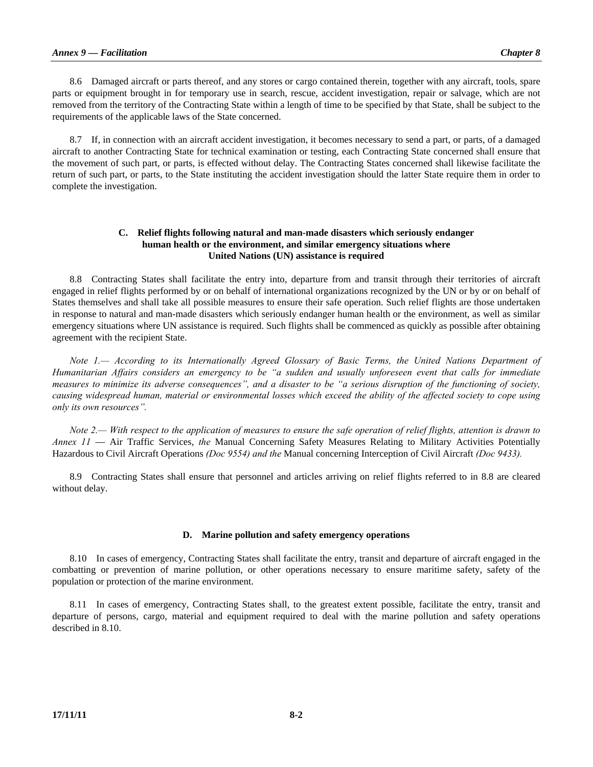8.6 Damaged aircraft or parts thereof, and any stores or cargo contained therein, together with any aircraft, tools, spare parts or equipment brought in for temporary use in search, rescue, accident investigation, repair or salvage, which are not removed from the territory of the Contracting State within a length of time to be specified by that State, shall be subject to the requirements of the applicable laws of the State concerned.

8.7 If, in connection with an aircraft accident investigation, it becomes necessary to send a part, or parts, of a damaged aircraft to another Contracting State for technical examination or testing, each Contracting State concerned shall ensure that the movement of such part, or parts, is effected without delay. The Contracting States concerned shall likewise facilitate the return of such part, or parts, to the State instituting the accident investigation should the latter State require them in order to complete the investigation.

## C. Relief flights following natural and man-made disasters which seriously endanger human health or the environment, and similar emergency situations where United Nations (UN) assistance is required

8.8 Contracting States shall facilitate the entry into, departure from and transit through their territories of aircraft engaged in relief flights performed by or on behalf of international organizations recognized by the UN or by or on behalf of States themselves and shall take all possible measures to ensure their safe operation. Such relief flights are those undertaken in response to natural and man-made disasters which seriously endanger human health or the environment, as well as similar emergency situations where UN assistance is required. Such flights shall be commenced as quickly as possible after obtaining agreement with the recipient State.

*Note 1.— According to its Internationally Agreed Glossary of Basic Terms, the United Nations Department of Humanitarian Affairs considers an emergency to be "a sudden and usually unforeseen event that calls for immediate measures to minimize its adverse consequences", and a disaster to be "a serious disruption of the functioning of society, causing widespread human, material or environmental losses which exceed the ability of the affected society to cope using only its own resources".*

*Note 2.— With respect to the application of measures to ensure the safe operation of relief flights, attention is drawn to Annex 11 —* Air Traffic Services, *the* Manual Concerning Safety Measures Relating to Military Activities Potentially Hazardous to Civil Aircraft Operations *(Doc 9554) and the* Manual concerning Interception of Civil Aircraft *(Doc 9433).*

8.9 Contracting States shall ensure that personnel and articles arriving on relief flights referred to in 8.8 are cleared without delay.

## D. Marine pollution and safety emergency operations

8.10 In cases of emergency, Contracting States shall facilitate the entry, transit and departure of aircraft engaged in the combatting or prevention of marine pollution, or other operations necessary to ensure maritime safety, safety of the population or protection of the marine environment.

8.11 In cases of emergency, Contracting States shall, to the greatest extent possible, facilitate the entry, transit and departure of persons, cargo, material and equipment required to deal with the marine pollution and safety operations described in 8.10.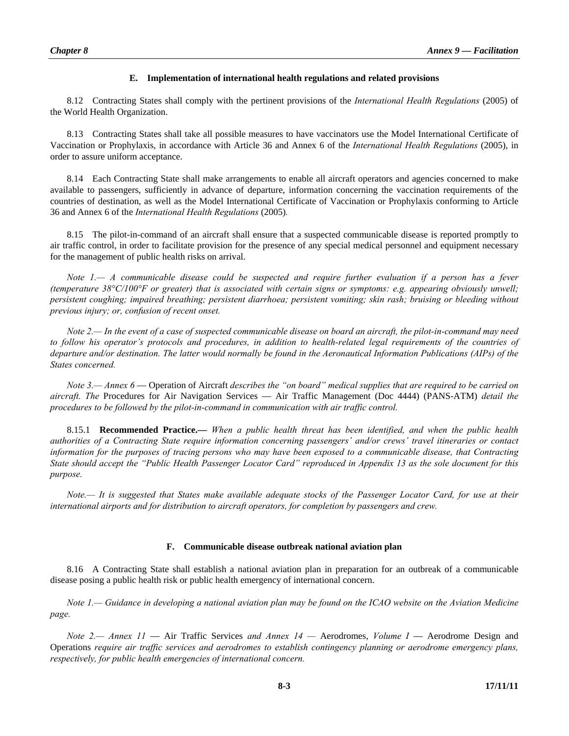### E. Implementation of international health regulations and related provisions

8.12 Contracting States shall comply with the pertinent provisions of the *International Health Regulations* (2005) of the World Health Organization.

8.13 Contracting States shall take all possible measures to have vaccinators use the Model International Certificate of Vaccination or Prophylaxis, in accordance with Article 36 and Annex 6 of the *International Health Regulations* (2005), in order to assure uniform acceptance.

8.14 Each Contracting State shall make arrangements to enable all aircraft operators and agencies concerned to make available to passengers, sufficiently in advance of departure, information concerning the vaccination requirements of the countries of destination, as well as the Model International Certificate of Vaccination or Prophylaxis conforming to Article 36 and Annex 6 of the *International Health Regulations* (2005).

8.15 The pilot-in-command of an aircraft shall ensure that a suspected communicable disease is reported promptly to air traffic control, in order to facilitate provision for the presence of any special medical personnel and equipment necessary for the management of public health risks on arrival.

*Note 1.— A communicable disease could be suspected and require further evaluation if a person has a fever (temperature 38°C/100°F or greater) that is associated with certain signs or symptoms: e.g. appearing obviously unwell; persistent coughing; impaired breathing; persistent diarrhoea; persistent vomiting; skin rash; bruising or bleeding without previous injury; or, confusion of recent onset.*

*Note 2.— In the event of a case of suspected communicable disease on board an aircraft, the pilot-in-command may need to follow his operator's protocols and procedures, in addition to health-related legal requirements of the countries of departure and/or destination. The latter would normally be found in the Aeronautical Information Publications (AIPs) of the States concerned.*

*Note 3.— Annex 6* — Operation of Aircraft *describes the "on board" medical supplies that are required to be carried on aircraft. The* Procedures for Air Navigation Services — Air Traffic Management (Doc 4444) (PANS-ATM) *detail the procedures to be followed by the pilot-in-command in communication with air traffic control.*

8.15.1 **Recommended Practice.—** *When a public health threat has been identified, and when the public health authorities of a Contracting State require information concerning passengers' and/or crews' travel itineraries or contact information for the purposes of tracing persons who may have been exposed to a communicable disease, that Contracting State should accept the "Public Health Passenger Locator Card" reproduced in Appendix 13 as the sole document for this purpose.*

*Note.— It is suggested that States make available adequate stocks of the Passenger Locator Card, for use at their international airports and for distribution to aircraft operators, for completion by passengers and crew.*

### F. Communicable disease outbreak national aviation plan

8.16 A Contracting State shall establish a national aviation plan in preparation for an outbreak of a communicable disease posing a public health risk or public health emergency of international concern.

*Note 1.— Guidance in developing a national aviation plan may be found on the ICAO website on the Aviation Medicine page.*

*Note 2.— Annex 11* — Air Traffic Services *and Annex 14 —* Aerodromes, *Volume I* — Aerodrome Design and Operations *require air traffic services and aerodromes to establish contingency planning or aerodrome emergency plans, respectively, for public health emergencies of international concern.*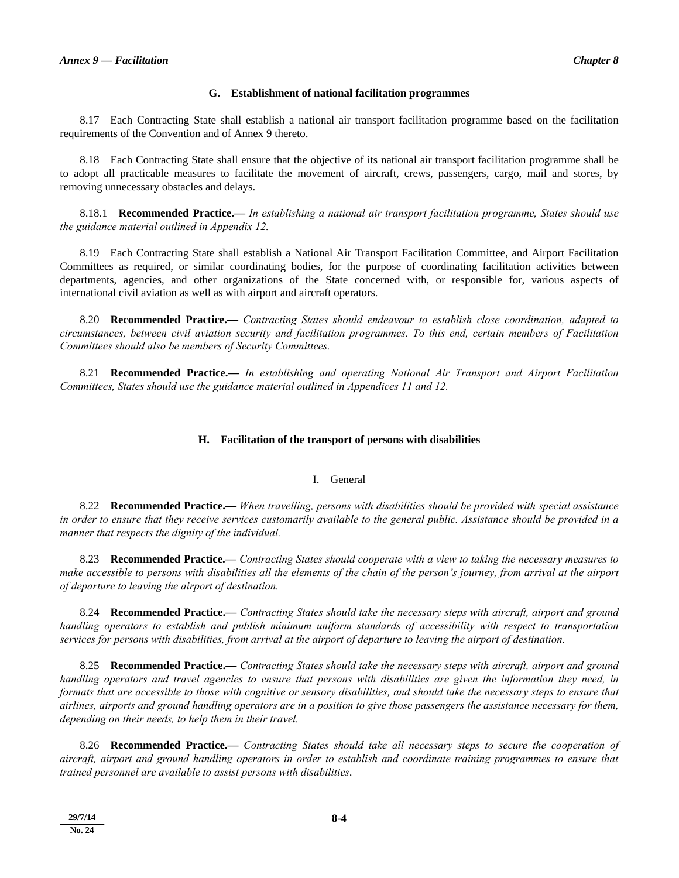## G. Establishment of national facilitation programmes

8.17 Each Contracting State shall establish a national air transport facilitation programme based on the facilitation requirements of the Convention and of Annex 9 thereto.

8.18 Each Contracting State shall ensure that the objective of its national air transport facilitation programme shall be to adopt all practicable measures to facilitate the movement of aircraft, crews, passengers, cargo, mail and stores, by removing unnecessary obstacles and delays.

8.18.1 **Recommended Practice.—** *In establishing a national air transport facilitation programme, States should use the guidance material outlined in Appendix 12.*

8.19 Each Contracting State shall establish a National Air Transport Facilitation Committee, and Airport Facilitation Committees as required, or similar coordinating bodies, for the purpose of coordinating facilitation activities between departments, agencies, and other organizations of the State concerned with, or responsible for, various aspects of international civil aviation as well as with airport and aircraft operators.

8.20 **Recommended Practice.—** *Contracting States should endeavour to establish close coordination, adapted to circumstances, between civil aviation security and facilitation programmes. To this end, certain members of Facilitation Committees should also be members of Security Committees.*

8.21 **Recommended Practice.—** *In establishing and operating National Air Transport and Airport Facilitation Committees, States should use the guidance material outlined in Appendices 11 and 12.*

## H. Facilitation of the transport of persons with disabilities

### I. General

8.22 **Recommended Practice.—** *When travelling, persons with disabilities should be provided with special assistance in order to ensure that they receive services customarily available to the general public. Assistance should be provided in a manner that respects the dignity of the individual.*

8.23 **Recommended Practice.—** *Contracting States should cooperate with a view to taking the necessary measures to make accessible to persons with disabilities all the elements of the chain of the person's journey, from arrival at the airport of departure to leaving the airport of destination.*

8.24 **Recommended Practice.—** *Contracting States should take the necessary steps with aircraft, airport and ground handling operators to establish and publish minimum uniform standards of accessibility with respect to transportation services for persons with disabilities, from arrival at the airport of departure to leaving the airport of destination.*

8.25 **Recommended Practice.—** *Contracting States should take the necessary steps with aircraft, airport and ground handling operators and travel agencies to ensure that persons with disabilities are given the information they need, in formats that are accessible to those with cognitive or sensory disabilities, and should take the necessary steps to ensure that airlines, airports and ground handling operators are in a position to give those passengers the assistance necessary for them, depending on their needs, to help them in their travel.*

8.26 **Recommended Practice.—** *Contracting States should take all necessary steps to secure the cooperation of aircraft, airport and ground handling operators in order to establish and coordinate training programmes to ensure that trained personnel are available to assist persons with disabilities.*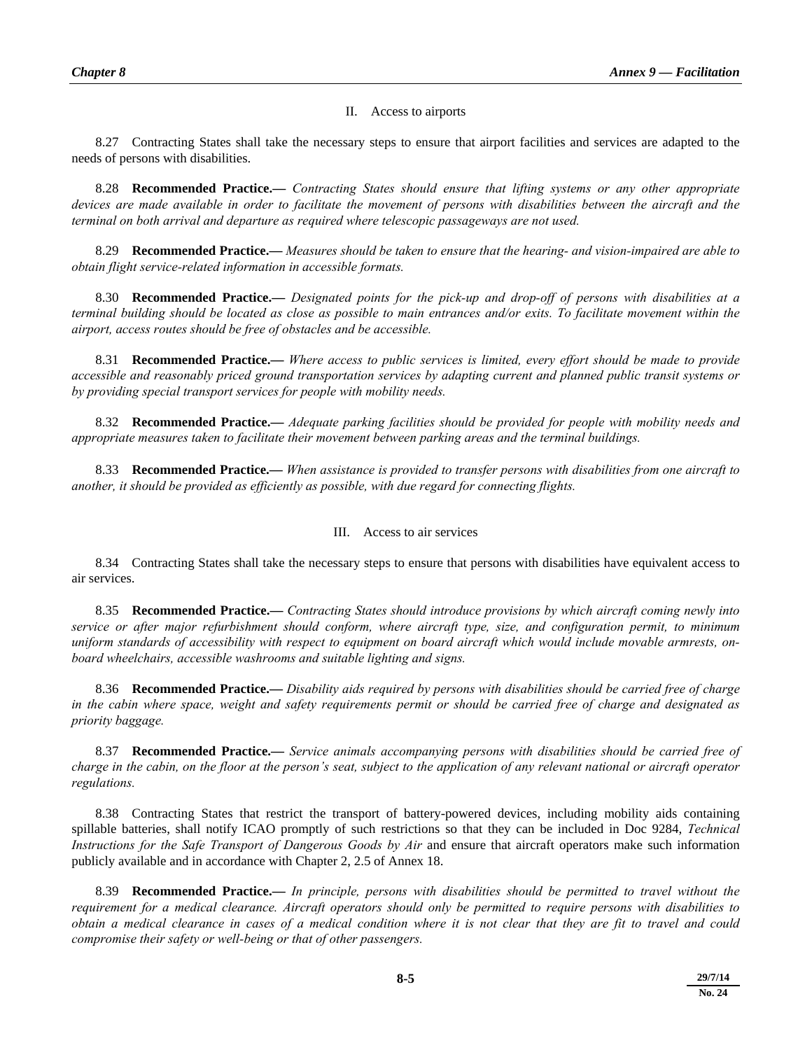## II. Access to airports

8.27 Contracting States shall take the necessary steps to ensure that airport facilities and services are adapted to the needs of persons with disabilities.

8.28 **Recommended Practice.—** *Contracting States should ensure that lifting systems or any other appropriate devices are made available in order to facilitate the movement of persons with disabilities between the aircraft and the terminal on both arrival and departure as required where telescopic passageways are not used.*

8.29 **Recommended Practice.—** *Measures should be taken to ensure that the hearing- and vision-impaired are able to obtain flight service-related information in accessible formats.*

8.30 **Recommended Practice.—** *Designated points for the pick-up and drop-off of persons with disabilities at a terminal building should be located as close as possible to main entrances and/or exits. To facilitate movement within the airport, access routes should be free of obstacles and be accessible.*

8.31 **Recommended Practice.—** *Where access to public services is limited, every effort should be made to provide accessible and reasonably priced ground transportation services by adapting current and planned public transit systems or by providing special transport services for people with mobility needs.*

8.32 **Recommended Practice.—** *Adequate parking facilities should be provided for people with mobility needs and appropriate measures taken to facilitate their movement between parking areas and the terminal buildings.*

8.33 **Recommended Practice.—** *When assistance is provided to transfer persons with disabilities from one aircraft to another, it should be provided as efficiently as possible, with due regard for connecting flights.*

## III. Access to air services

8.34 Contracting States shall take the necessary steps to ensure that persons with disabilities have equivalent access to air services.

8.35 **Recommended Practice.—** *Contracting States should introduce provisions by which aircraft coming newly into service or after major refurbishment should conform, where aircraft type, size, and configuration permit, to minimum uniform standards of accessibility with respect to equipment on board aircraft which would include movable armrests, on-board wheelchairs, accessible washrooms and suitable lighting and signs.*

8.36 **Recommended Practice.—** *Disability aids required by persons with disabilities should be carried free of charge in the cabin where space, weight and safety requirements permit or should be carried free of charge and designated as priority baggage.*

8.37 **Recommended Practice.—** *Service animals accompanying persons with disabilities should be carried free of charge in the cabin, on the floor at the person's seat, subject to the application of any relevant national or aircraft operator regulations.*

8.38 Contracting States that restrict the transport of battery-powered devices, including mobility aids containing spillable batteries, shall notify ICAO promptly of such restrictions so that they can be included in Doc 9284, *Technical Instructions for the Safe Transport of Dangerous Goods by Air* and ensure that aircraft operators make such information publicly available and in accordance with Chapter 2, 2.5 of Annex 18.

8.39 **Recommended Practice.—** *In principle, persons with disabilities should be permitted to travel without the requirement for a medical clearance. Aircraft operators should only be permitted to require persons with disabilities to obtain a medical clearance in cases of a medical condition where it is not clear that they are fit to travel and could compromise their safety or well-being or that of other passengers.*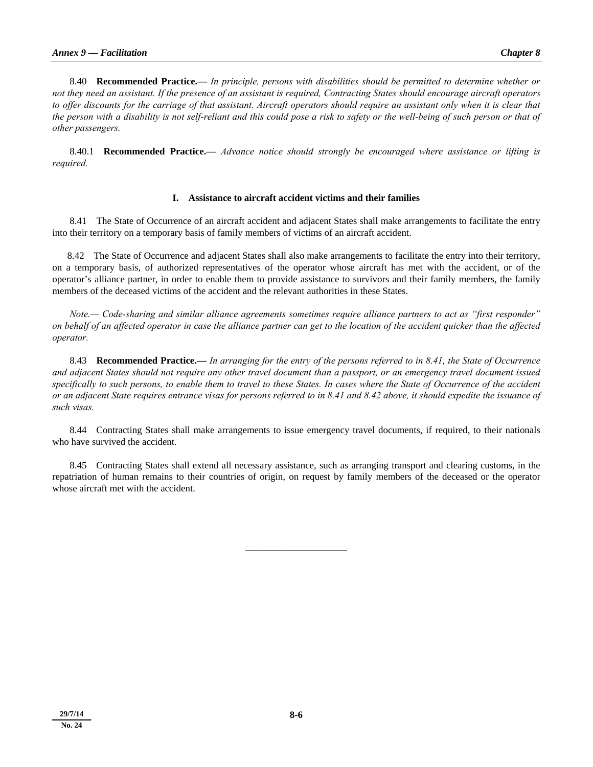8.40 **Recommended Practice.—** *In principle, persons with disabilities should be permitted to determine whether or not they need an assistant. If the presence of an assistant is required, Contracting States should encourage aircraft operators to offer discounts for the carriage of that assistant. Aircraft operators should require an assistant only when it is clear that the person with a disability is not self-reliant and this could pose a risk to safety or the well-being of such person or that of other passengers.*

8.40.1 **Recommended Practice.—** *Advance notice should strongly be encouraged where assistance or lifting is required.*

### I. Assistance to aircraft accident victims and their families

8.41 The State of Occurrence of an aircraft accident and adjacent States shall make arrangements to facilitate the entry into their territory on a temporary basis of family members of victims of an aircraft accident.

8.42 The State of Occurrence and adjacent States shall also make arrangements to facilitate the entry into their territory, on a temporary basis, of authorized representatives of the operator whose aircraft has met with the accident, or of the operator's alliance partner, in order to enable them to provide assistance to survivors and their family members, the family members of the deceased victims of the accident and the relevant authorities in these States.

*Note.— Code-sharing and similar alliance agreements sometimes require alliance partners to act as "first responder" on behalf of an affected operator in case the alliance partner can get to the location of the accident quicker than the affected operator.*

8.43 **Recommended Practice.—** *In arranging for the entry of the persons referred to in 8.41, the State of Occurrence and adjacent States should not require any other travel document than a passport, or an emergency travel document issued specifically to such persons, to enable them to travel to these States. In cases where the State of Occurrence of the accident or an adjacent State requires entrance visas for persons referred to in 8.41 and 8.42 above, it should expedite the issuance of such visas.*

8.44 Contracting States shall make arrangements to issue emergency travel documents, if required, to their nationals who have survived the accident.

8.45 Contracting States shall extend all necessary assistance, such as arranging transport and clearing customs, in the repatriation of human remains to their countries of origin, on request by family members of the deceased or the operator whose aircraft met with the accident.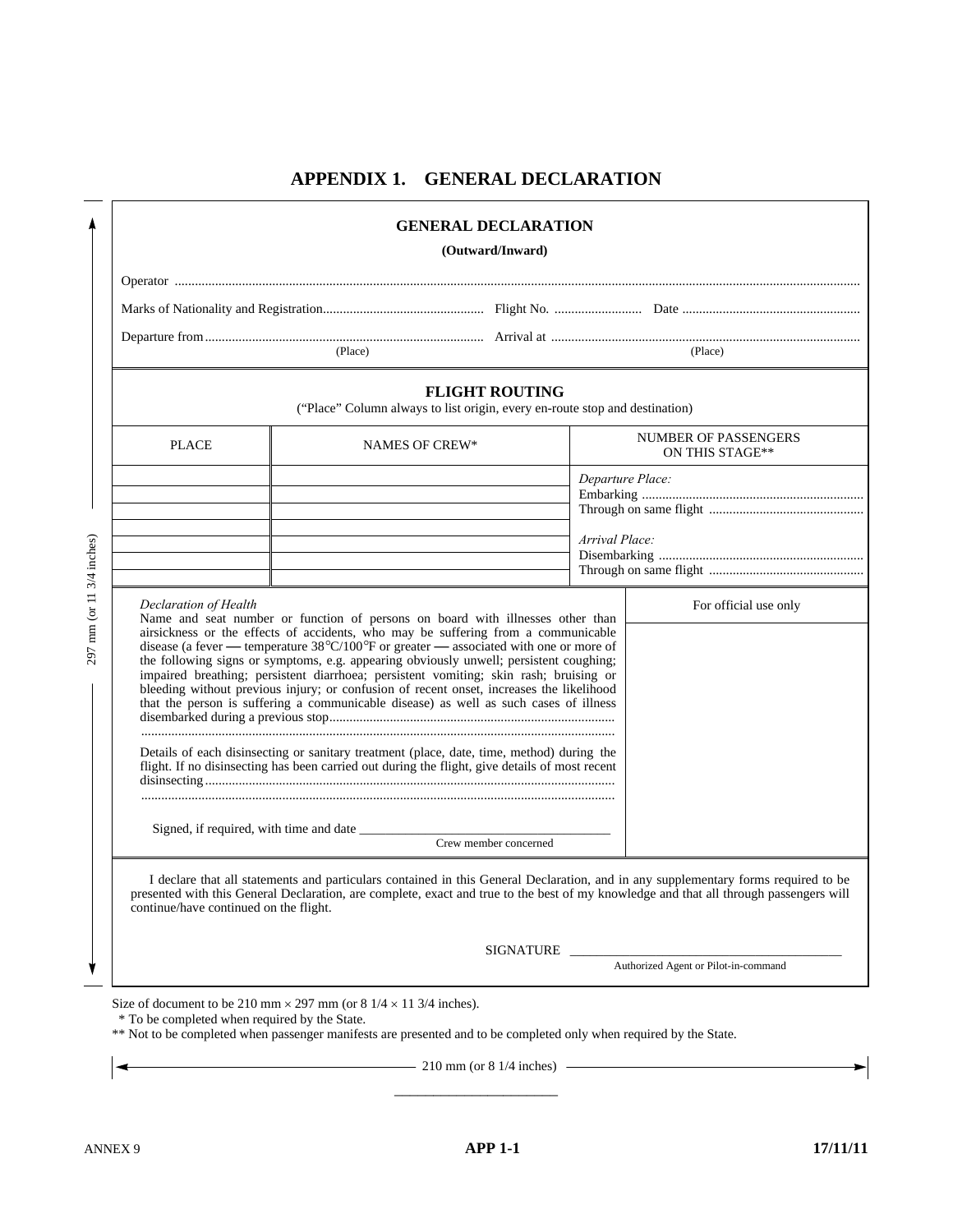# APPENDIX 1. GENERAL DECLARATION

## GENERAL DECLARATION

**(Outward/Inward)**

Operator ..........................................................................................................................................................................................

Marks of Nationality and Registration................................................ Flight No. .......................... Date ....................................................

Departure from.................................................................................. Arrival at ...........................................................................................
(Place) (Place)

### FLIGHT ROUTING

(“Place” Column always to list origin, every en-route stop and destination)

| PLACE | NAMES OF CREW* | NUMBER OF PASSENGERS ON THIS STAGE** |
|---|---|---|
| | | *Departure Place:* |
| | | Embarking ................................................................. |
| | | Through on same flight ............................................. |
| | | *Arrival Place:* |
| | | Disembarking ............................................................ |
| | | Through on same flight ............................................. |

| | For official use only |
|---|---|
| *Declaration of Health*<br>Name and seat number or function of persons on board with illnesses other than airsickness or the effects of accidents, who may be suffering from a communicable disease (a fever — temperature 38°C/100°F or greater — associated with one or more of the following signs or symptoms, e.g. appearing obviously unwell; persistent coughing; impaired breathing; persistent diarrhoea; persistent vomiting; skin rash; bruising or bleeding without previous injury; or confusion of recent onset, increases the likelihood that the person is suffering a communicable disease) as well as such cases of illness disembarked during a previous stop....................................................................................<br>..........................................................................................................................................<br><br>Details of each disinsecting or sanitary treatment (place, date, time, method) during the flight. If no disinsecting has been carried out during the flight, give details of most recent disinsecting.........................................................................................................................<br>..........................................................................................................................................<br><br>Signed, if required, with time and date ______________________________________<br>Crew member concerned | |

I declare that all statements and particulars contained in this General Declaration, and in any supplementary forms required to be presented with this General Declaration, are complete, exact and true to the best of my knowledge and that all through passengers will continue/have continued on the flight.

SIGNATURE ____________________________________________
Authorized Agent or Pilot-in-command

Size of document to be 210 mm × 297 mm (or 8 1/4 × 11 3/4 inches).

\* To be completed when required by the State.

** Not to be completed when passenger manifests are presented and to be completed only when required by the State.

210 mm (or 8 1/4 inches)

297 mm (or 11 3/4 inches)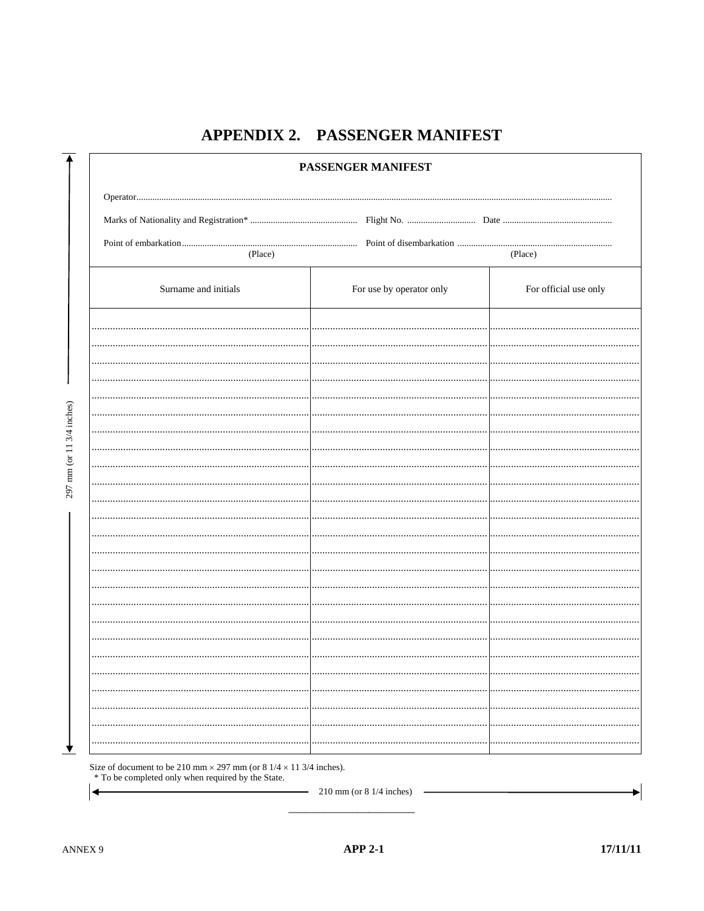# APPENDIX 2. PASSENGER MANIFEST

**PASSENGER MANIFEST**

Operator..........................................................................................................................................................................................................

Marks of Nationality and Registration* ............................................... Flight No. .............................. Date ................................................

Point of embarkation............................................................................. Point of disembarkation ....................................................................
(Place) (Place)

| Surname and initials | For use by operator only | For official use only |
|---|---|---|
| | | |
| | | |
| | | |
| | | |
| | | |
| | | |
| | | |
| | | |
| | | |
| | | |
| | | |
| | | |
| | | |
| | | |
| | | |
| | | |
| | | |
| | | |
| | | |
| | | |
| | | |
| | | |
| | | |
| | | |
| | | |

Size of document to be 210 mm × 297 mm (or 8 1/4 × 11 3/4 inches).
\* To be completed only when required by the State.

297 mm (or 11 3/4 inches)

210 mm (or 8 1/4 inches)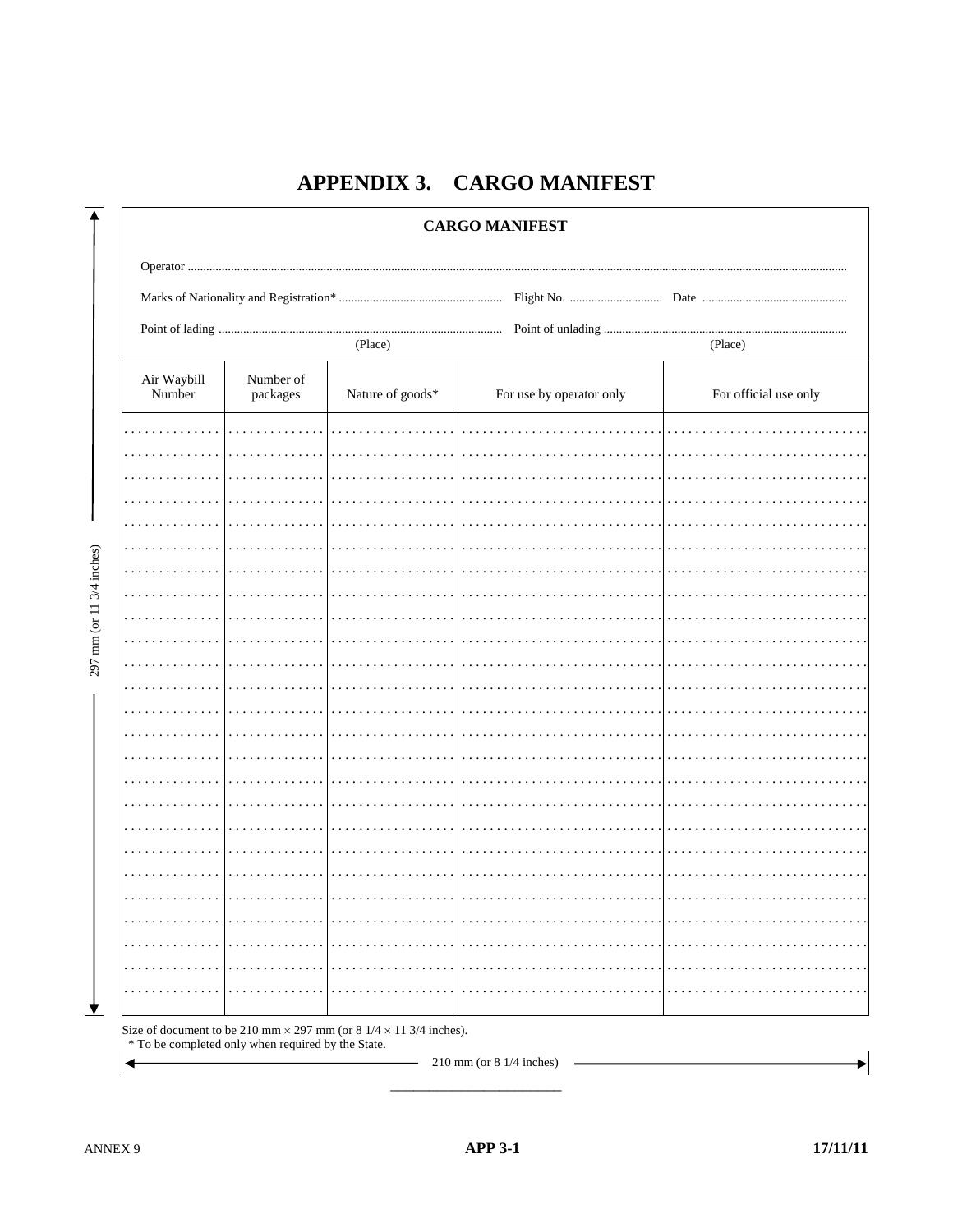# APPENDIX 3. CARGO MANIFEST

**CARGO MANIFEST**

Operator ..............................................................................................................................................

Marks of Nationality and Registration* ..................................................... Flight No. .............................. Date ...............................................

Point of lading ............................................................................................ Point of unlading ...............................................................................

(Place) (Place)

| Air Waybill Number | Number of packages | Nature of goods* | For use by operator only | For official use only |
|---|---|---|---|---|
| ............. | ............. | ................. | ........................... | ........................... |
| ............. | ............. | ................. | ........................... | ........................... |
| ............. | ............. | ................. | ........................... | ........................... |
| ............. | ............. | ................. | ........................... | ........................... |
| ............. | ............. | ................. | ........................... | ........................... |
| ............. | ............. | ................. | ........................... | ........................... |
| ............. | ............. | ................. | ........................... | ........................... |
| ............. | ............. | ................. | ........................... | ........................... |
| ............. | ............. | ................. | ........................... | ........................... |
| ............. | ............. | ................. | ........................... | ........................... |
| ............. | ............. | ................. | ........................... | ........................... |
| ............. | ............. | ................. | ........................... | ........................... |
| ............. | ............. | ................. | ........................... | ........................... |
| ............. | ............. | ................. | ........................... | ........................... |
| ............. | ............. | ................. | ........................... | ........................... |
| ............. | ............. | ................. | ........................... | ........................... |
| ............. | ............. | ................. | ........................... | ........................... |
| ............. | ............. | ................. | ........................... | ........................... |
| ............. | ............. | ................. | ........................... | ........................... |
| ............. | ............. | ................. | ........................... | ........................... |
| ............. | ............. | ................. | ........................... | ........................... |
| ............. | ............. | ................. | ........................... | ........................... |
| ............. | ............. | ................. | ........................... | ........................... |
| ............. | ............. | ................. | ........................... | ........................... |
| ............. | ............. | ................. | ........................... | ........................... |

297 mm (or 11 3/4 inches)

Size of document to be 210 mm × 297 mm (or 8 1/4 × 11 3/4 inches).

\* To be completed only when required by the State.

210 mm (or 8 1/4 inches)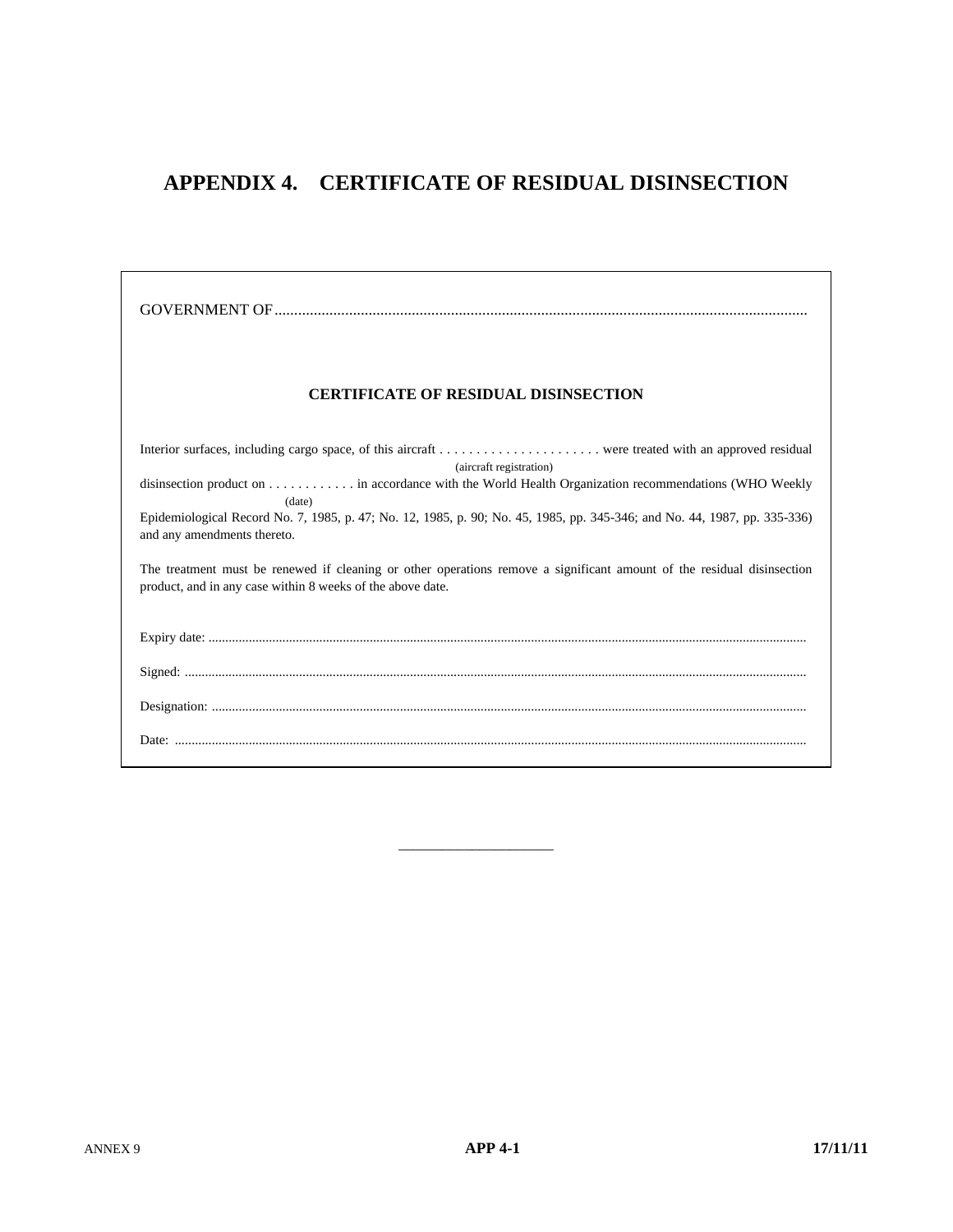# APPENDIX 4. CERTIFICATE OF RESIDUAL DISINSECTION

GOVERNMENT OF........................................................................................................................................

**CERTIFICATE OF RESIDUAL DISINSECTION**

Interior surfaces, including cargo space, of this aircraft . . . . . . . . . . . . . . . . . . . . . . were treated with an approved residual
(aircraft registration)
disinsection product on . . . . . . . . . . . . in accordance with the World Health Organization recommendations (WHO Weekly
(date)
Epidemiological Record No. 7, 1985, p. 47; No. 12, 1985, p. 90; No. 45, 1985, pp. 345-346; and No. 44, 1987, pp. 335-336) and any amendments thereto.

The treatment must be renewed if cleaning or other operations remove a significant amount of the residual disinsection product, and in any case within 8 weeks of the above date.

Expiry date: ........................................................................................................................................................................

Signed: ...............................................................................................................................................................................

Designation: .......................................................................................................................................................................

Date: ..................................................................................................................................................................................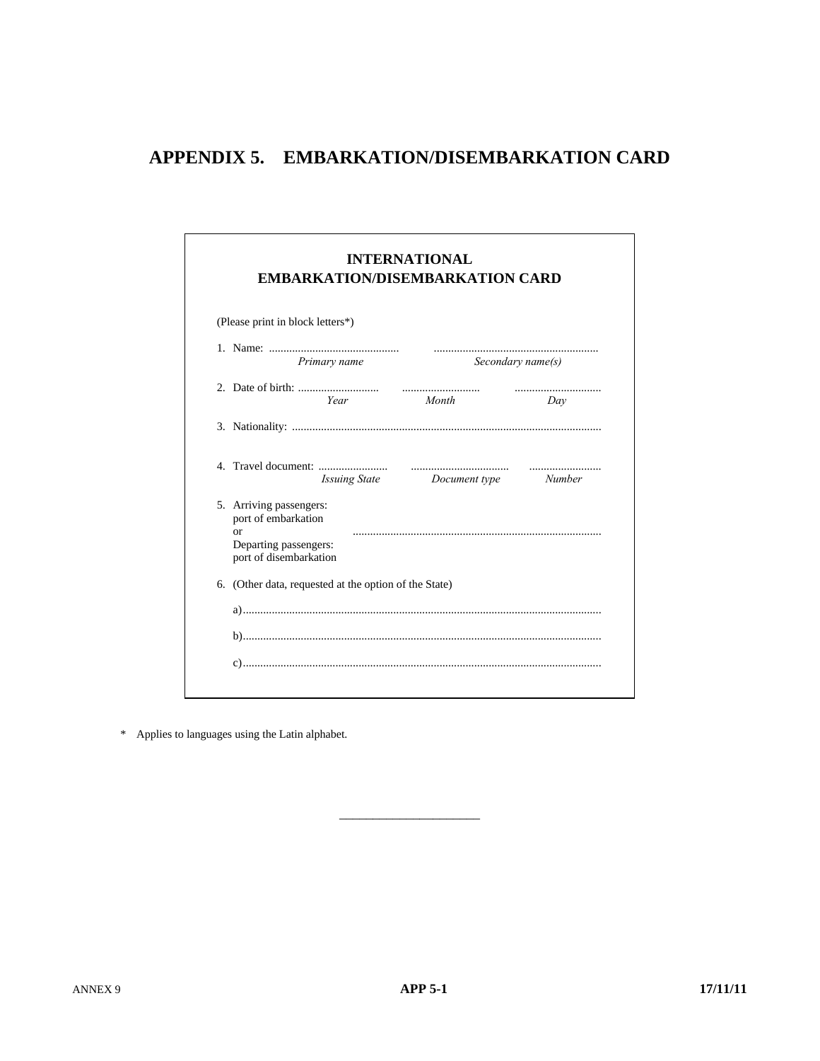# APPENDIX 5. EMBARKATION/DISEMBARKATION CARD

## INTERNATIONAL EMBARKATION/DISEMBARKATION CARD

(Please print in block letters*)

1. Name: ............................................ ........................................................
   *Primary name* *Secondary name(s)*

2. Date of birth: ............................ ........................... .............................
   *Year* *Month* *Day*

3. Nationality: ..........................................................................................................

4. Travel document: ........................ .................................. .........................
   *Issuing State* *Document type* *Number*

5. Arriving passengers:
   port of embarkation
   or .....................................................................................
   Departing passengers:
   port of disembarkation

6. (Other data, requested at the option of the State)

   a)..........................................................................................................................

   b)..........................................................................................................................

   c)..........................................................................................................................

\* Applies to languages using the Latin alphabet.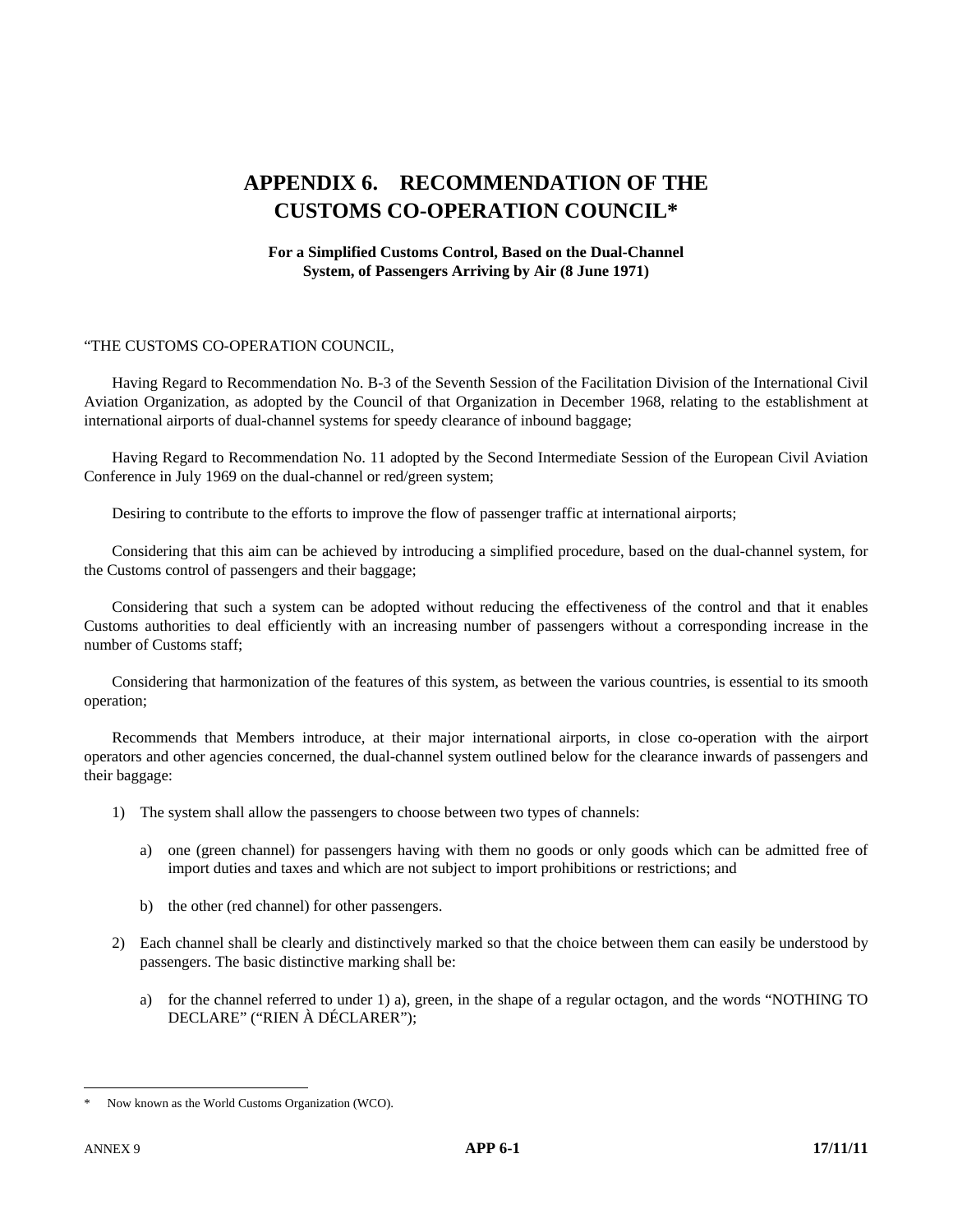# APPENDIX 6. RECOMMENDATION OF THE CUSTOMS CO-OPERATION COUNCIL*

**For a Simplified Customs Control, Based on the Dual-Channel System, of Passengers Arriving by Air (8 June 1971)**

"THE CUSTOMS CO-OPERATION COUNCIL,

Having Regard to Recommendation No. B-3 of the Seventh Session of the Facilitation Division of the International Civil Aviation Organization, as adopted by the Council of that Organization in December 1968, relating to the establishment at international airports of dual-channel systems for speedy clearance of inbound baggage;

Having Regard to Recommendation No. 11 adopted by the Second Intermediate Session of the European Civil Aviation Conference in July 1969 on the dual-channel or red/green system;

Desiring to contribute to the efforts to improve the flow of passenger traffic at international airports;

Considering that this aim can be achieved by introducing a simplified procedure, based on the dual-channel system, for the Customs control of passengers and their baggage;

Considering that such a system can be adopted without reducing the effectiveness of the control and that it enables Customs authorities to deal efficiently with an increasing number of passengers without a corresponding increase in the number of Customs staff;

Considering that harmonization of the features of this system, as between the various countries, is essential to its smooth operation;

Recommends that Members introduce, at their major international airports, in close co-operation with the airport operators and other agencies concerned, the dual-channel system outlined below for the clearance inwards of passengers and their baggage:

1) The system shall allow the passengers to choose between two types of channels:

   a) one (green channel) for passengers having with them no goods or only goods which can be admitted free of import duties and taxes and which are not subject to import prohibitions or restrictions; and

   b) the other (red channel) for other passengers.

2) Each channel shall be clearly and distinctively marked so that the choice between them can easily be understood by passengers. The basic distinctive marking shall be:

   a) for the channel referred to under 1) a), green, in the shape of a regular octagon, and the words "NOTHING TO DECLARE" ("RIEN À DÉCLARER");

---

* Now known as the World Customs Organization (WCO).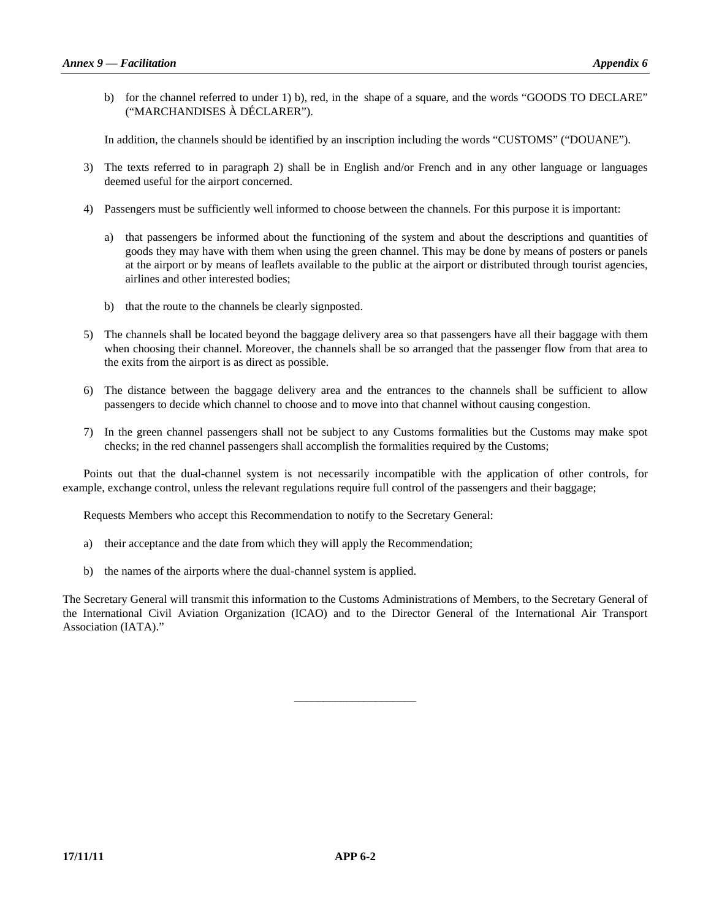b) for the channel referred to under 1) b), red, in the shape of a square, and the words "GOODS TO DECLARE" ("MARCHANDISES À DÉCLARER").

In addition, the channels should be identified by an inscription including the words "CUSTOMS" ("DOUANE").

3) The texts referred to in paragraph 2) shall be in English and/or French and in any other language or languages deemed useful for the airport concerned.

4) Passengers must be sufficiently well informed to choose between the channels. For this purpose it is important:

   a) that passengers be informed about the functioning of the system and about the descriptions and quantities of goods they may have with them when using the green channel. This may be done by means of posters or panels at the airport or by means of leaflets available to the public at the airport or distributed through tourist agencies, airlines and other interested bodies;

   b) that the route to the channels be clearly signposted.

5) The channels shall be located beyond the baggage delivery area so that passengers have all their baggage with them when choosing their channel. Moreover, the channels shall be so arranged that the passenger flow from that area to the exits from the airport is as direct as possible.

6) The distance between the baggage delivery area and the entrances to the channels shall be sufficient to allow passengers to decide which channel to choose and to move into that channel without causing congestion.

7) In the green channel passengers shall not be subject to any Customs formalities but the Customs may make spot checks; in the red channel passengers shall accomplish the formalities required by the Customs;

Points out that the dual-channel system is not necessarily incompatible with the application of other controls, for example, exchange control, unless the relevant regulations require full control of the passengers and their baggage;

Requests Members who accept this Recommendation to notify to the Secretary General:

a) their acceptance and the date from which they will apply the Recommendation;

b) the names of the airports where the dual-channel system is applied.

The Secretary General will transmit this information to the Customs Administrations of Members, to the Secretary General of the International Civil Aviation Organization (ICAO) and to the Director General of the International Air Transport Association (IATA)."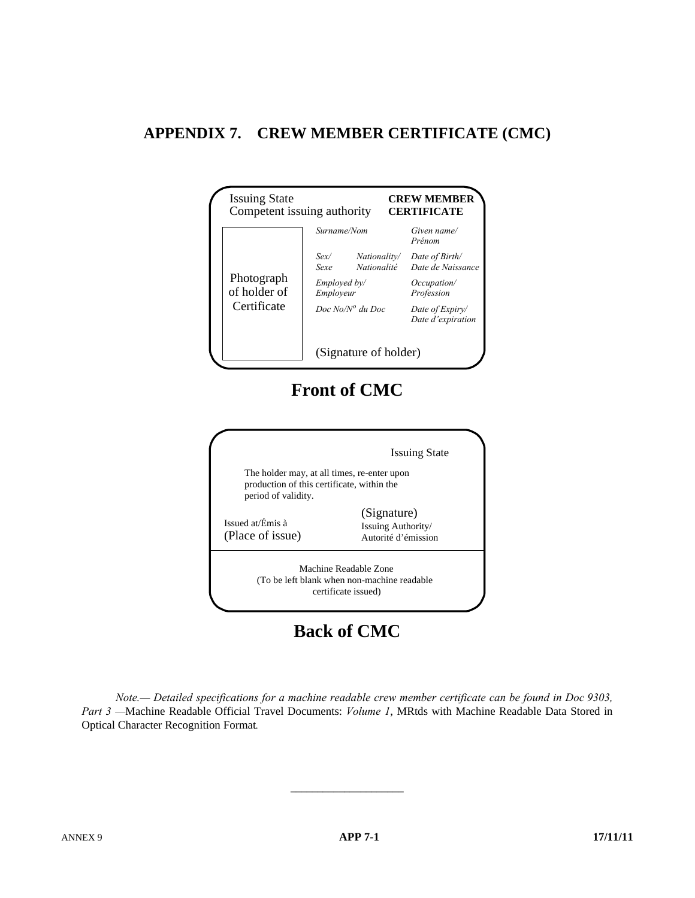# APPENDIX 7. CREW MEMBER CERTIFICATE (CMC)

| Issuing State<br>Competent issuing authority | | **CREW MEMBER CERTIFICATE** |
|---|---|---|
| Photograph of holder of Certificate | *Surname/Nom* | *Given name/ Prénom* |
| | *Sex/ Sexe* &nbsp; *Nationality/ Nationalité* | *Date of Birth/ Date de Naissance* |
| | *Employed by/ Employeur* | *Occupation/ Profession* |
| | *Doc No/Nº du Doc* | *Date of Expiry/ Date d'expiration* |
| | (Signature of holder) | |

**Front of CMC**

Issuing State

The holder may, at all times, re-enter upon production of this certificate, within the period of validity.

| Issued at/Émis à<br>(Place of issue) | (Signature)<br>Issuing Authority/<br>Autorité d'émission |
|---|---|

Machine Readable Zone
(To be left blank when non-machine readable certificate issued)

**Back of CMC**

*Note.— Detailed specifications for a machine readable crew member certificate can be found in Doc 9303, Part 3 —*Machine Readable Official Travel Documents: *Volume 1*, MRtds with Machine Readable Data Stored in Optical Character Recognition Format.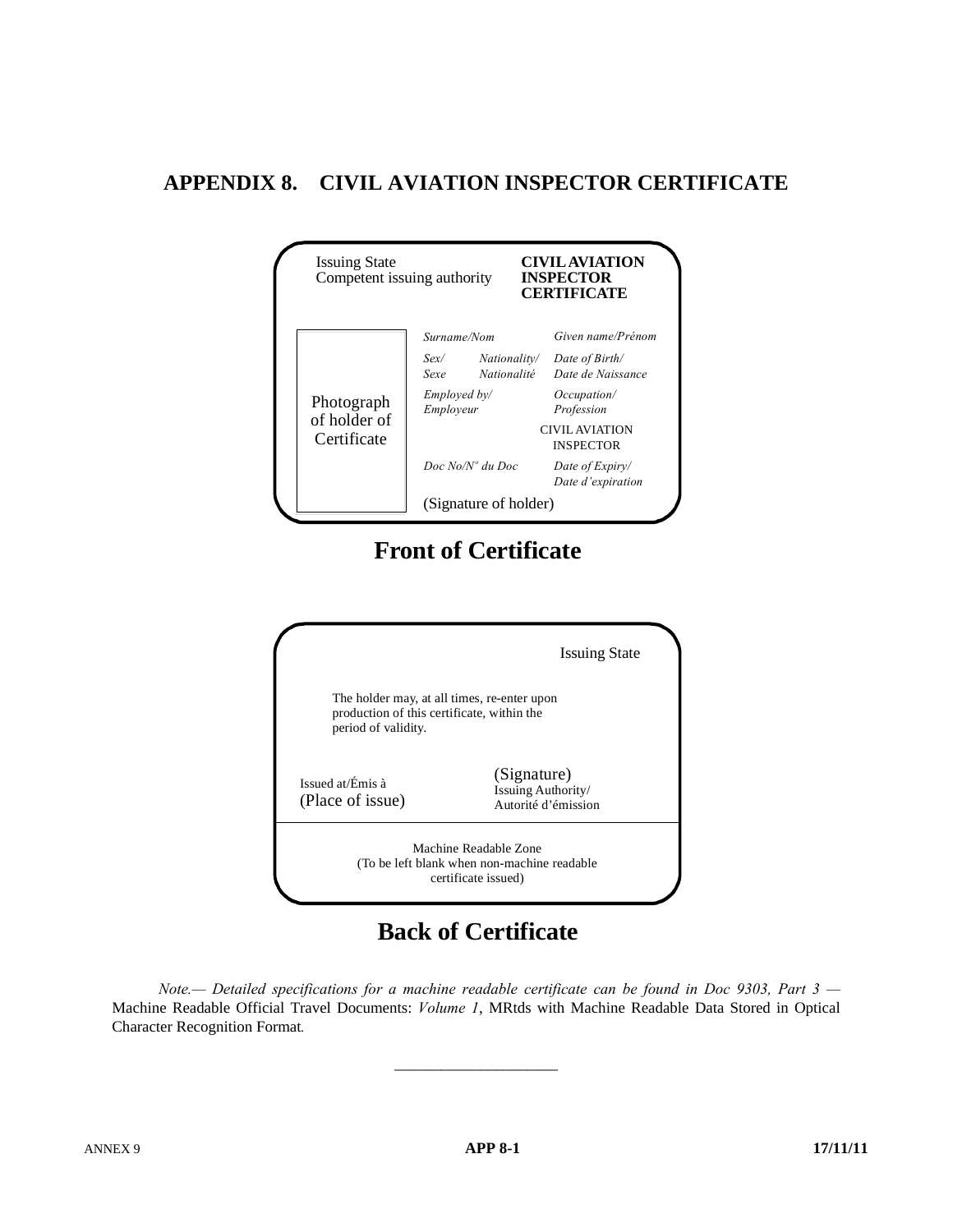# APPENDIX 8. CIVIL AVIATION INSPECTOR CERTIFICATE

Issuing State
Competent issuing authority

**CIVIL AVIATION INSPECTOR CERTIFICATE**

Photograph of holder of Certificate

*Surname/Nom*

*Given name/Prénom*

*Sex/ Sexe*

*Nationality/ Nationalité*

*Date of Birth/ Date de Naissance*

*Employed by/ Employeur*

*Occupation/ Profession*

CIVIL AVIATION INSPECTOR

*Doc No/N° du Doc*

*Date of Expiry/ Date d'expiration*

(Signature of holder)

## Front of Certificate

Issuing State

The holder may, at all times, re-enter upon production of this certificate, within the period of validity.

Issued at/Émis à
(Place of issue)

(Signature)
Issuing Authority/
Autorité d'émission

Machine Readable Zone
(To be left blank when non-machine readable certificate issued)

## Back of Certificate

*Note.— Detailed specifications for a machine readable certificate can be found in Doc 9303, Part 3 —* Machine Readable Official Travel Documents: *Volume 1*, MRtds with Machine Readable Data Stored in Optical Character Recognition Format.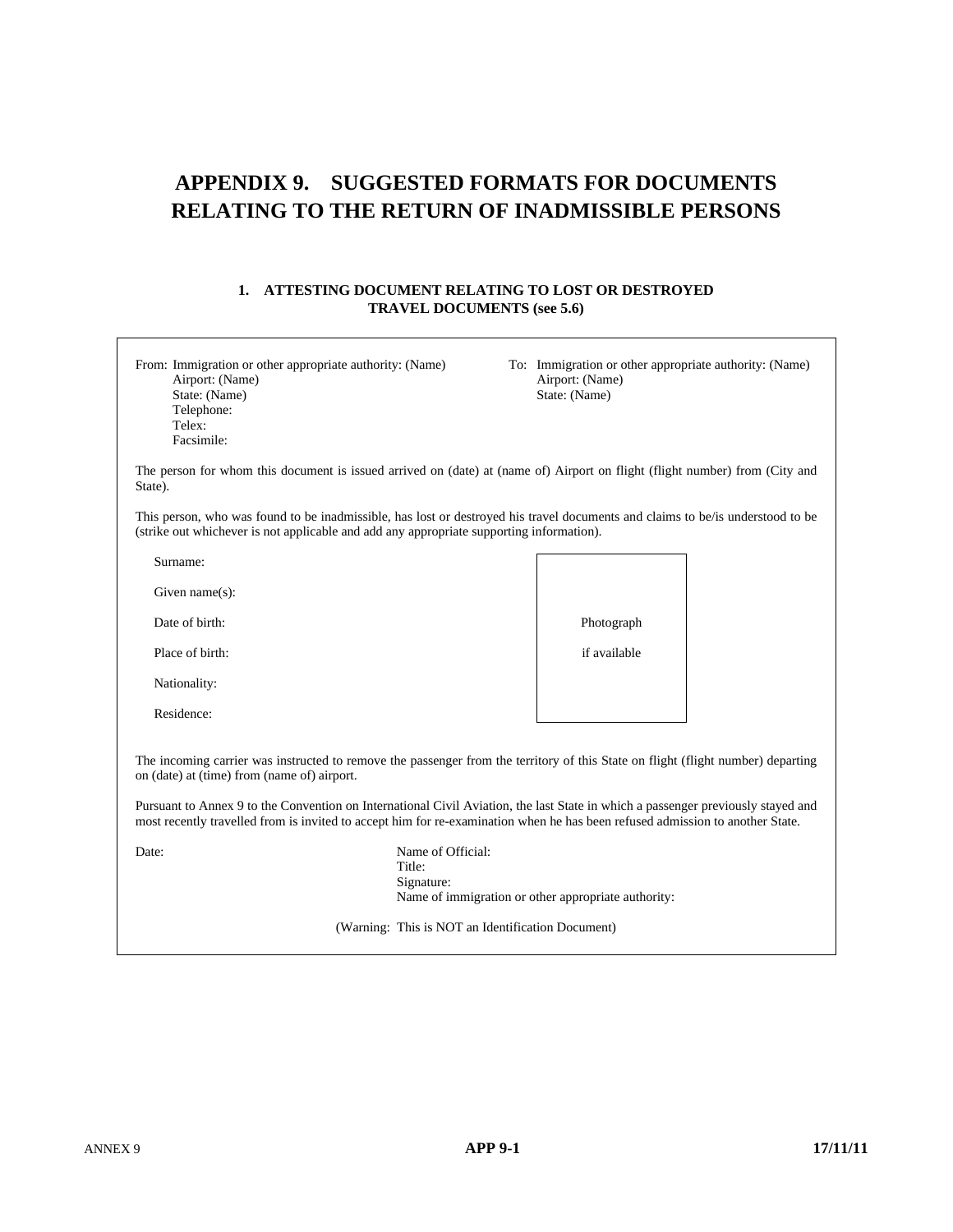# APPENDIX 9. SUGGESTED FORMATS FOR DOCUMENTS RELATING TO THE RETURN OF INADMISSIBLE PERSONS

## 1. ATTESTING DOCUMENT RELATING TO LOST OR DESTROYED TRAVEL DOCUMENTS (see 5.6)

From: Immigration or other appropriate authority: (Name)
Airport: (Name)
State: (Name)
Telephone:
Telex:
Facsimile:

To: Immigration or other appropriate authority: (Name)
Airport: (Name)
State: (Name)

The person for whom this document is issued arrived on (date) at (name of) Airport on flight (flight number) from (City and State).

This person, who was found to be inadmissible, has lost or destroyed his travel documents and claims to be/is understood to be (strike out whichever is not applicable and add any appropriate supporting information).

Surname:

Given name(s):

Date of birth:

Place of birth:

Nationality:

Residence:

Photograph if available

The incoming carrier was instructed to remove the passenger from the territory of this State on flight (flight number) departing on (date) at (time) from (name of) airport.

Pursuant to Annex 9 to the Convention on International Civil Aviation, the last State in which a passenger previously stayed and most recently travelled from is invited to accept him for re-examination when he has been refused admission to another State.

Date:

Name of Official:
Title:
Signature:
Name of immigration or other appropriate authority:

(Warning: This is NOT an Identification Document)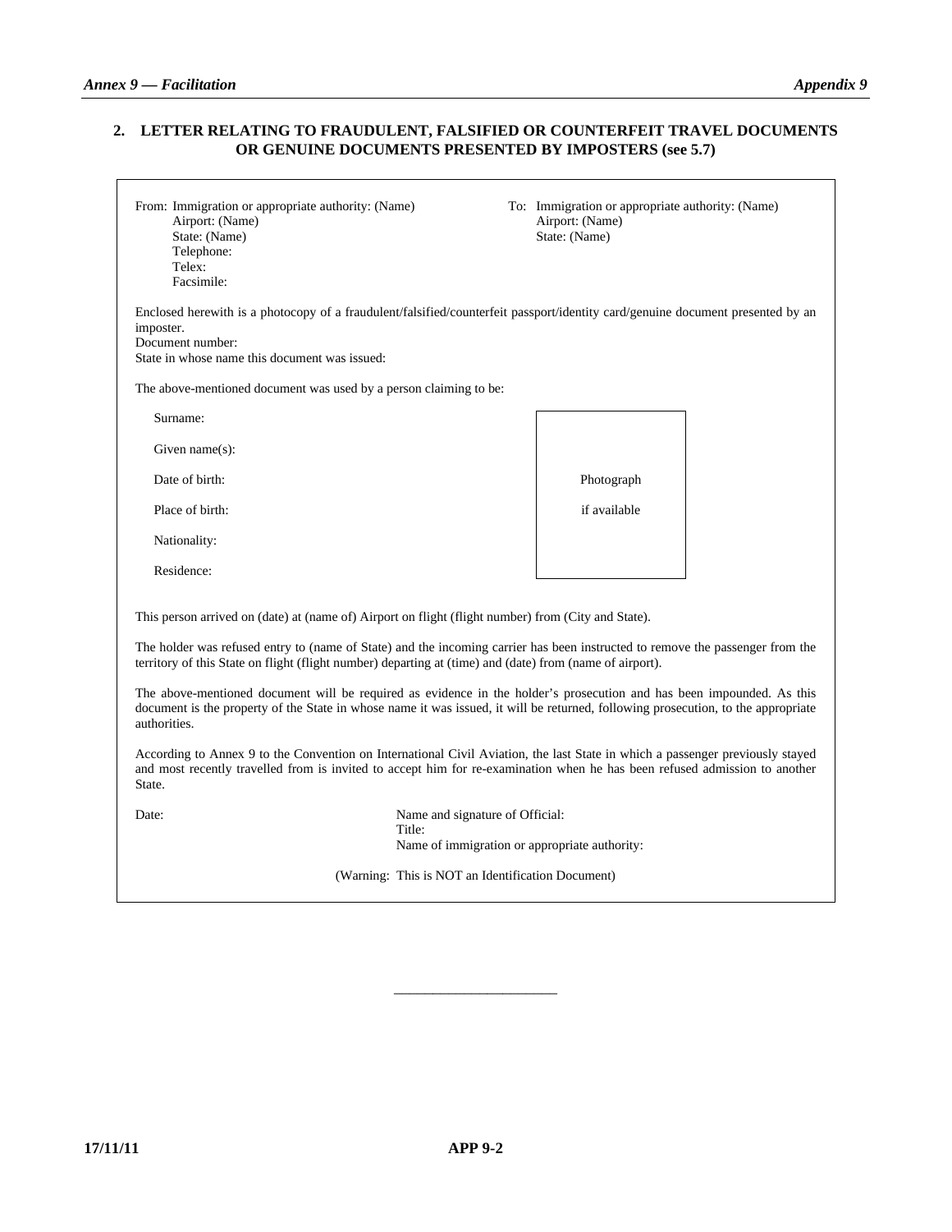## 2. LETTER RELATING TO FRAUDULENT, FALSIFIED OR COUNTERFEIT TRAVEL DOCUMENTS OR GENUINE DOCUMENTS PRESENTED BY IMPOSTERS (see 5.7)

From: Immigration or appropriate authority: (Name)
Airport: (Name)
State: (Name)
Telephone:
Telex:
Facsimile:

To: Immigration or appropriate authority: (Name)
Airport: (Name)
State: (Name)

Enclosed herewith is a photocopy of a fraudulent/falsified/counterfeit passport/identity card/genuine document presented by an imposter.
Document number:
State in whose name this document was issued:

The above-mentioned document was used by a person claiming to be:

Surname:

Given name(s):

Date of birth:

Place of birth:

Nationality:

Residence:

Photograph if available

This person arrived on (date) at (name of) Airport on flight (flight number) from (City and State).

The holder was refused entry to (name of State) and the incoming carrier has been instructed to remove the passenger from the territory of this State on flight (flight number) departing at (time) and (date) from (name of airport).

The above-mentioned document will be required as evidence in the holder's prosecution and has been impounded. As this document is the property of the State in whose name it was issued, it will be returned, following prosecution, to the appropriate authorities.

According to Annex 9 to the Convention on International Civil Aviation, the last State in which a passenger previously stayed and most recently travelled from is invited to accept him for re-examination when he has been refused admission to another State.

Date:

Name and signature of Official:
Title:
Name of immigration or appropriate authority:

(Warning: This is NOT an Identification Document)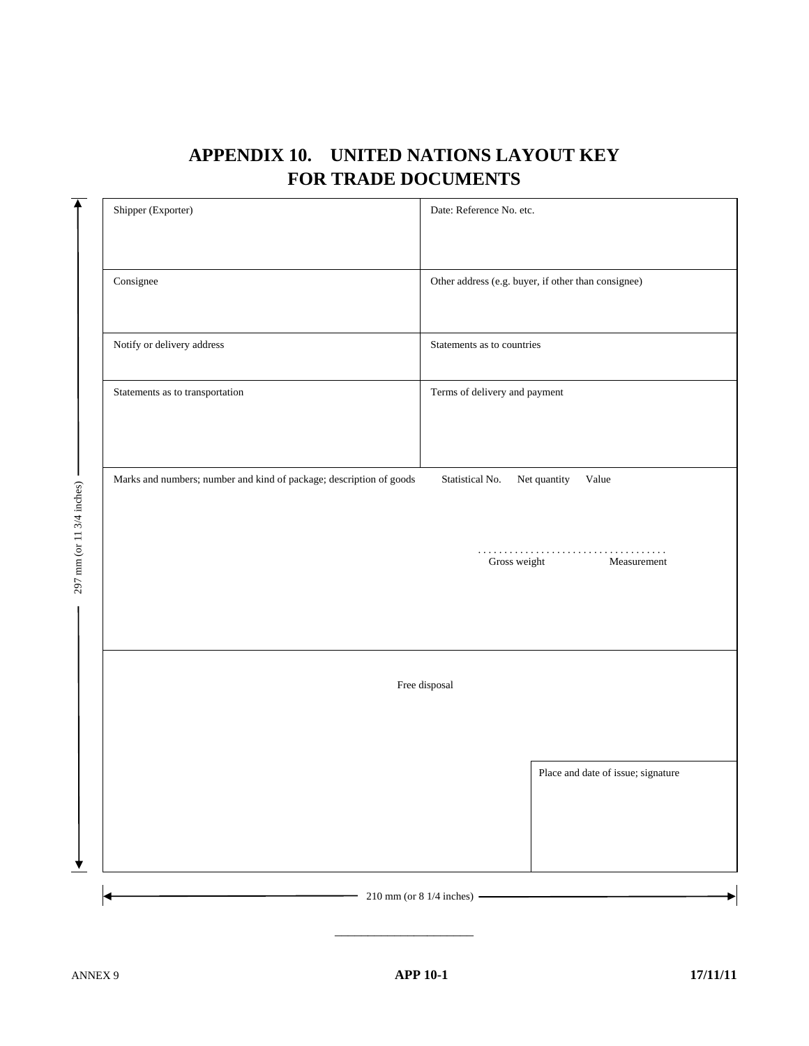# APPENDIX 10. UNITED NATIONS LAYOUT KEY FOR TRADE DOCUMENTS

| Shipper (Exporter) | Date: Reference No. etc. |
|---|---|
| Consignee | Other address (e.g. buyer, if other than consignee) |
| Notify or delivery address | Statements as to countries |
| Statements as to transportation | Terms of delivery and payment |
| Marks and numbers; number and kind of package; description of goods | Statistical No. Net quantity Value<br><br>. . . . . . . . . . . . . . . . . . . . . . . . . . . . . . . . . . .<br>Gross weight Measurement |
| Free disposal | |
| | Place and date of issue; signature |

297 mm (or 11 3/4 inches)

210 mm (or 8 1/4 inches)

_______________________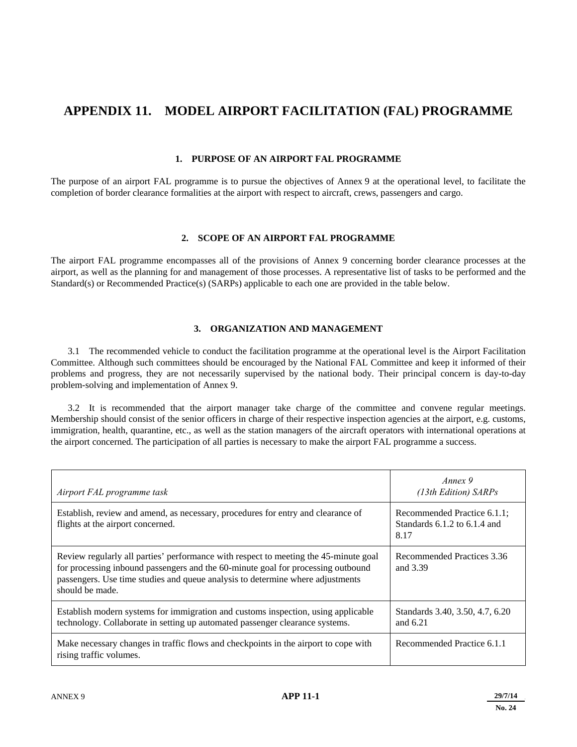# APPENDIX 11. MODEL AIRPORT FACILITATION (FAL) PROGRAMME

## 1. PURPOSE OF AN AIRPORT FAL PROGRAMME

The purpose of an airport FAL programme is to pursue the objectives of Annex 9 at the operational level, to facilitate the completion of border clearance formalities at the airport with respect to aircraft, crews, passengers and cargo.

## 2. SCOPE OF AN AIRPORT FAL PROGRAMME

The airport FAL programme encompasses all of the provisions of Annex 9 concerning border clearance processes at the airport, as well as the planning for and management of those processes. A representative list of tasks to be performed and the Standard(s) or Recommended Practice(s) (SARPs) applicable to each one are provided in the table below.

## 3. ORGANIZATION AND MANAGEMENT

3.1 The recommended vehicle to conduct the facilitation programme at the operational level is the Airport Facilitation Committee. Although such committees should be encouraged by the National FAL Committee and keep it informed of their problems and progress, they are not necessarily supervised by the national body. Their principal concern is day-to-day problem-solving and implementation of Annex 9.

3.2 It is recommended that the airport manager take charge of the committee and convene regular meetings. Membership should consist of the senior officers in charge of their respective inspection agencies at the airport, e.g. customs, immigration, health, quarantine, etc., as well as the station managers of the aircraft operators with international operations at the airport concerned. The participation of all parties is necessary to make the airport FAL programme a success.

| *Airport FAL programme task* | *Annex 9 (13th Edition) SARPs* |
|---|---|
| Establish, review and amend, as necessary, procedures for entry and clearance of flights at the airport concerned. | Recommended Practice 6.1.1; Standards 6.1.2 to 6.1.4 and 8.17 |
| Review regularly all parties' performance with respect to meeting the 45-minute goal for processing inbound passengers and the 60-minute goal for processing outbound passengers. Use time studies and queue analysis to determine where adjustments should be made. | Recommended Practices 3.36 and 3.39 |
| Establish modern systems for immigration and customs inspection, using applicable technology. Collaborate in setting up automated passenger clearance systems. | Standards 3.40, 3.50, 4.7, 6.20 and 6.21 |
| Make necessary changes in traffic flows and checkpoints in the airport to cope with rising traffic volumes. | Recommended Practice 6.1.1 |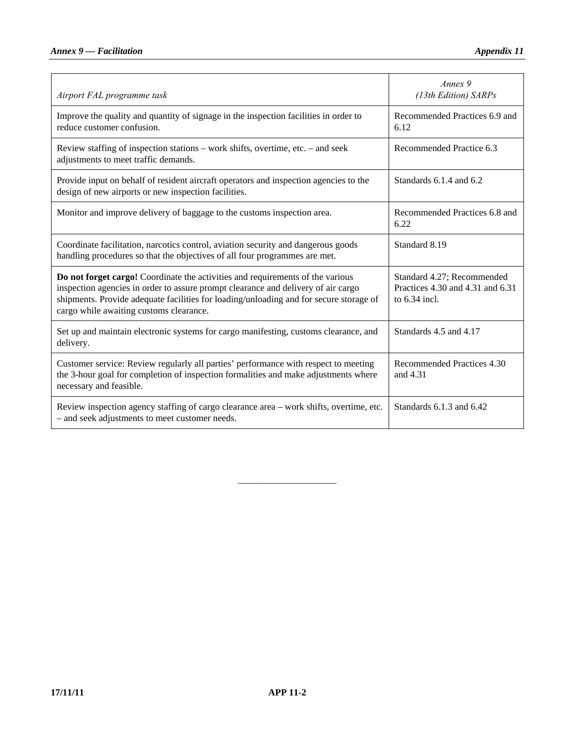| *Airport FAL programme task* | *Annex 9 (13th Edition) SARPs* |
|---|---|
| Improve the quality and quantity of signage in the inspection facilities in order to reduce customer confusion. | Recommended Practices 6.9 and 6.12 |
| Review staffing of inspection stations – work shifts, overtime, etc. – and seek adjustments to meet traffic demands. | Recommended Practice 6.3 |
| Provide input on behalf of resident aircraft operators and inspection agencies to the design of new airports or new inspection facilities. | Standards 6.1.4 and 6.2 |
| Monitor and improve delivery of baggage to the customs inspection area. | Recommended Practices 6.8 and 6.22 |
| Coordinate facilitation, narcotics control, aviation security and dangerous goods handling procedures so that the objectives of all four programmes are met. | Standard 8.19 |
| **Do not forget cargo!** Coordinate the activities and requirements of the various inspection agencies in order to assure prompt clearance and delivery of air cargo shipments. Provide adequate facilities for loading/unloading and for secure storage of cargo while awaiting customs clearance. | Standard 4.27; Recommended Practices 4.30 and 4.31 and 6.31 to 6.34 incl. |
| Set up and maintain electronic systems for cargo manifesting, customs clearance, and delivery. | Standards 4.5 and 4.17 |
| Customer service: Review regularly all parties' performance with respect to meeting the 3-hour goal for completion of inspection formalities and make adjustments where necessary and feasible. | Recommended Practices 4.30 and 4.31 |
| Review inspection agency staffing of cargo clearance area – work shifts, overtime, etc. – and seek adjustments to meet customer needs. | Standards 6.1.3 and 6.42 |

---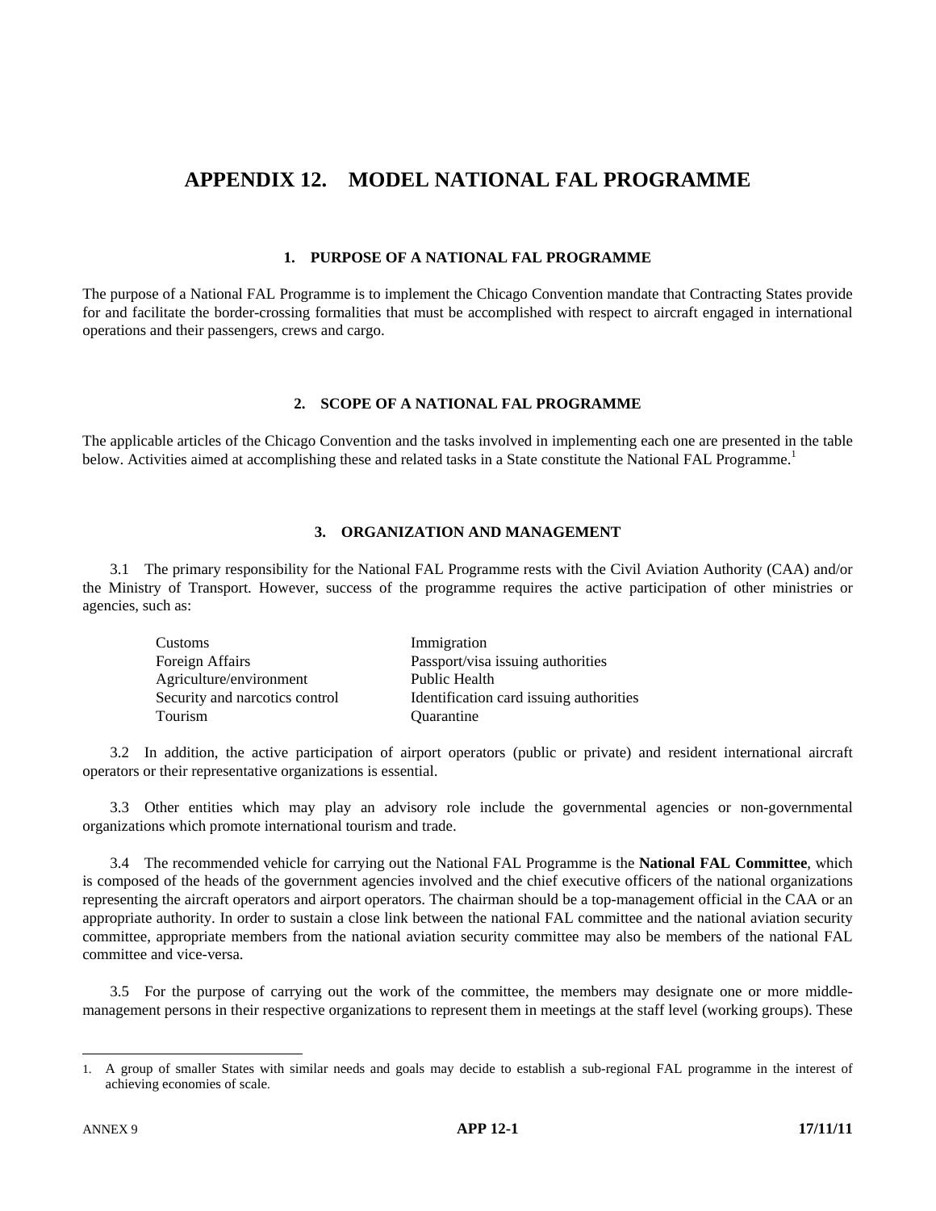# APPENDIX 12. MODEL NATIONAL FAL PROGRAMME

## 1. PURPOSE OF A NATIONAL FAL PROGRAMME

The purpose of a National FAL Programme is to implement the Chicago Convention mandate that Contracting States provide for and facilitate the border-crossing formalities that must be accomplished with respect to aircraft engaged in international operations and their passengers, crews and cargo.

## 2. SCOPE OF A NATIONAL FAL PROGRAMME

The applicable articles of the Chicago Convention and the tasks involved in implementing each one are presented in the table below. Activities aimed at accomplishing these and related tasks in a State constitute the National FAL Programme.[1]

## 3. ORGANIZATION AND MANAGEMENT

3.1 The primary responsibility for the National FAL Programme rests with the Civil Aviation Authority (CAA) and/or the Ministry of Transport. However, success of the programme requires the active participation of other ministries or agencies, such as:

| | |
|---|---|
| Customs | Immigration |
| Foreign Affairs | Passport/visa issuing authorities |
| Agriculture/environment | Public Health |
| Security and narcotics control | Identification card issuing authorities |
| Tourism | Quarantine |

3.2 In addition, the active participation of airport operators (public or private) and resident international aircraft operators or their representative organizations is essential.

3.3 Other entities which may play an advisory role include the governmental agencies or non-governmental organizations which promote international tourism and trade.

3.4 The recommended vehicle for carrying out the National FAL Programme is the **National FAL Committee**, which is composed of the heads of the government agencies involved and the chief executive officers of the national organizations representing the aircraft operators and airport operators. The chairman should be a top-management official in the CAA or an appropriate authority. In order to sustain a close link between the national FAL committee and the national aviation security committee, appropriate members from the national aviation security committee may also be members of the national FAL committee and vice-versa.

3.5 For the purpose of carrying out the work of the committee, the members may designate one or more middle-management persons in their respective organizations to represent them in meetings at the staff level (working groups). These

---

1. A group of smaller States with similar needs and goals may decide to establish a sub-regional FAL programme in the interest of achieving economies of scale.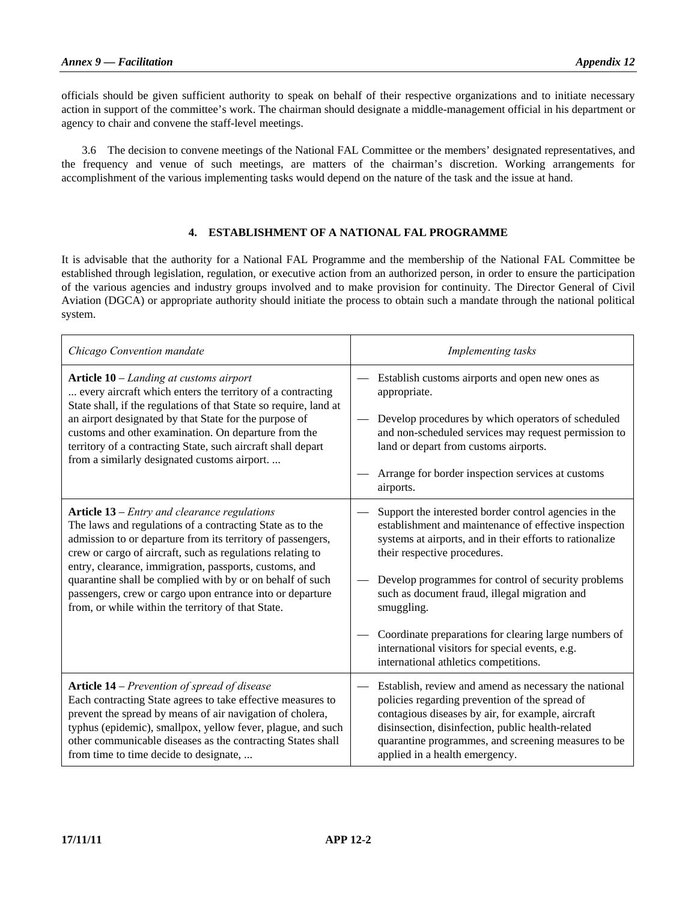officials should be given sufficient authority to speak on behalf of their respective organizations and to initiate necessary action in support of the committee's work. The chairman should designate a middle-management official in his department or agency to chair and convene the staff-level meetings.

3.6 The decision to convene meetings of the National FAL Committee or the members' designated representatives, and the frequency and venue of such meetings, are matters of the chairman's discretion. Working arrangements for accomplishment of the various implementing tasks would depend on the nature of the task and the issue at hand.

## 4. ESTABLISHMENT OF A NATIONAL FAL PROGRAMME

It is advisable that the authority for a National FAL Programme and the membership of the National FAL Committee be established through legislation, regulation, or executive action from an authorized person, in order to ensure the participation of the various agencies and industry groups involved and to make provision for continuity. The Director General of Civil Aviation (DGCA) or appropriate authority should initiate the process to obtain such a mandate through the national political system.

| *Chicago Convention mandate* | *Implementing tasks* |
|---|---|
| **Article 10** – *Landing at customs airport*<br>... every aircraft which enters the territory of a contracting State shall, if the regulations of that State so require, land at an airport designated by that State for the purpose of customs and other examination. On departure from the territory of a contracting State, such aircraft shall depart from a similarly designated customs airport. ... | — Establish customs airports and open new ones as appropriate.<br><br>— Develop procedures by which operators of scheduled and non-scheduled services may request permission to land or depart from customs airports.<br><br>— Arrange for border inspection services at customs airports. |
| **Article 13** – *Entry and clearance regulations*<br>The laws and regulations of a contracting State as to the admission to or departure from its territory of passengers, crew or cargo of aircraft, such as regulations relating to entry, clearance, immigration, passports, customs, and quarantine shall be complied with by or on behalf of such passengers, crew or cargo upon entrance into or departure from, or while within the territory of that State. | — Support the interested border control agencies in the establishment and maintenance of effective inspection systems at airports, and in their efforts to rationalize their respective procedures.<br><br>— Develop programmes for control of security problems such as document fraud, illegal migration and smuggling.<br><br>— Coordinate preparations for clearing large numbers of international visitors for special events, e.g. international athletics competitions. |
| **Article 14** – *Prevention of spread of disease*<br>Each contracting State agrees to take effective measures to prevent the spread by means of air navigation of cholera, typhus (epidemic), smallpox, yellow fever, plague, and such other communicable diseases as the contracting States shall from time to time decide to designate, ... | — Establish, review and amend as necessary the national policies regarding prevention of the spread of contagious diseases by air, for example, aircraft disinsection, disinfection, public health-related quarantine programmes, and screening measures to be applied in a health emergency. |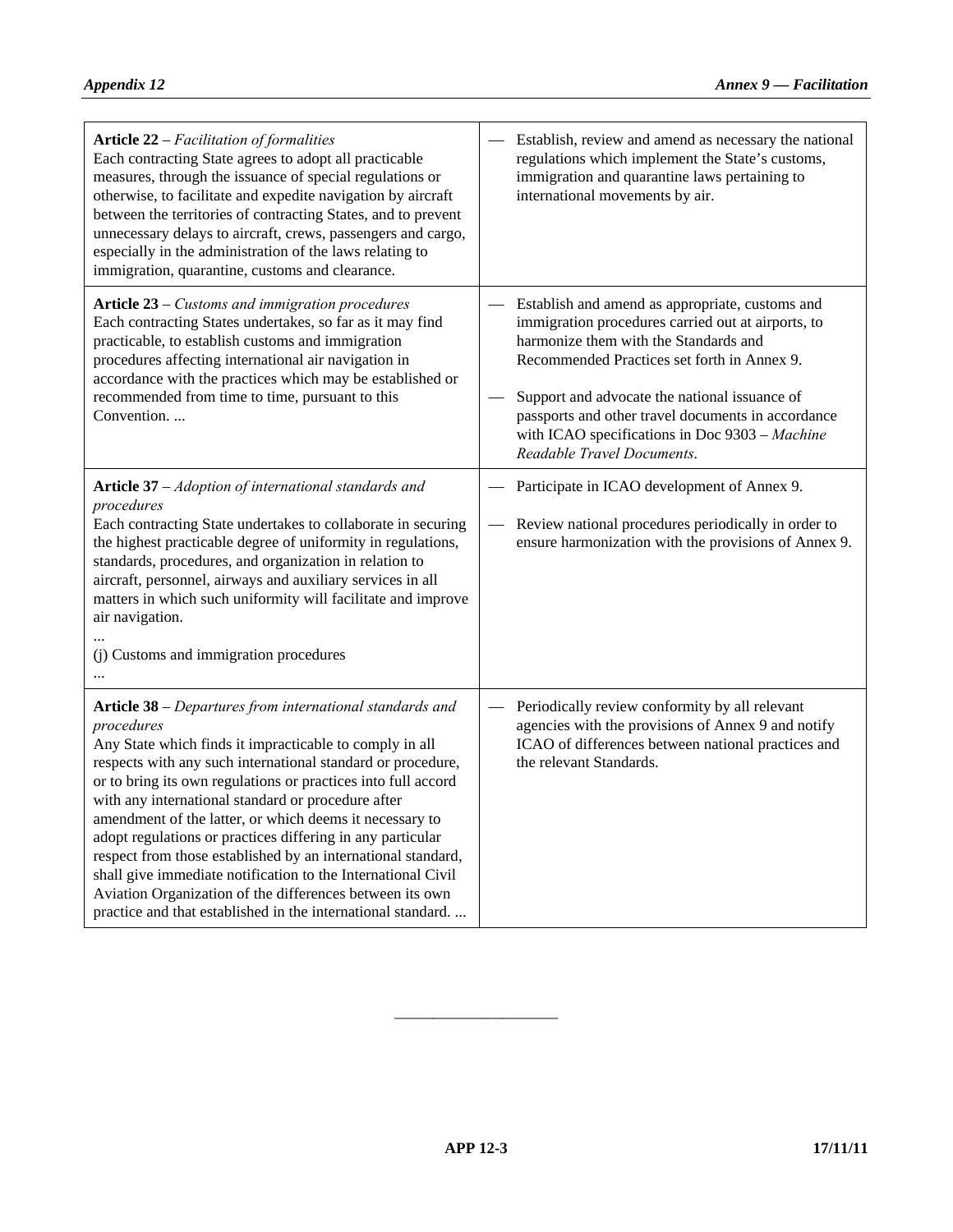| | |
|---|---|
| **Article 22** – *Facilitation of formalities*<br>Each contracting State agrees to adopt all practicable measures, through the issuance of special regulations or otherwise, to facilitate and expedite navigation by aircraft between the territories of contracting States, and to prevent unnecessary delays to aircraft, crews, passengers and cargo, especially in the administration of the laws relating to immigration, quarantine, customs and clearance. | — Establish, review and amend as necessary the national regulations which implement the State's customs, immigration and quarantine laws pertaining to international movements by air. |
| **Article 23** – *Customs and immigration procedures*<br>Each contracting States undertakes, so far as it may find practicable, to establish customs and immigration procedures affecting international air navigation in accordance with the practices which may be established or recommended from time to time, pursuant to this Convention. ... | — Establish and amend as appropriate, customs and immigration procedures carried out at airports, to harmonize them with the Standards and Recommended Practices set forth in Annex 9.<br><br>— Support and advocate the national issuance of passports and other travel documents in accordance with ICAO specifications in Doc 9303 – *Machine Readable Travel Documents*. |
| **Article 37** – *Adoption of international standards and procedures*<br>Each contracting State undertakes to collaborate in securing the highest practicable degree of uniformity in regulations, standards, procedures, and organization in relation to aircraft, personnel, airways and auxiliary services in all matters in which such uniformity will facilitate and improve air navigation.<br>...<br>(j) Customs and immigration procedures<br>... | — Participate in ICAO development of Annex 9.<br><br>— Review national procedures periodically in order to ensure harmonization with the provisions of Annex 9. |
| **Article 38** – *Departures from international standards and procedures*<br>Any State which finds it impracticable to comply in all respects with any such international standard or procedure, or to bring its own regulations or practices into full accord with any international standard or procedure after amendment of the latter, or which deems it necessary to adopt regulations or practices differing in any particular respect from those established by an international standard, shall give immediate notification to the International Civil Aviation Organization of the differences between its own practice and that established in the international standard. ... | — Periodically review conformity by all relevant agencies with the provisions of Annex 9 and notify ICAO of differences between national practices and the relevant Standards. |

______________________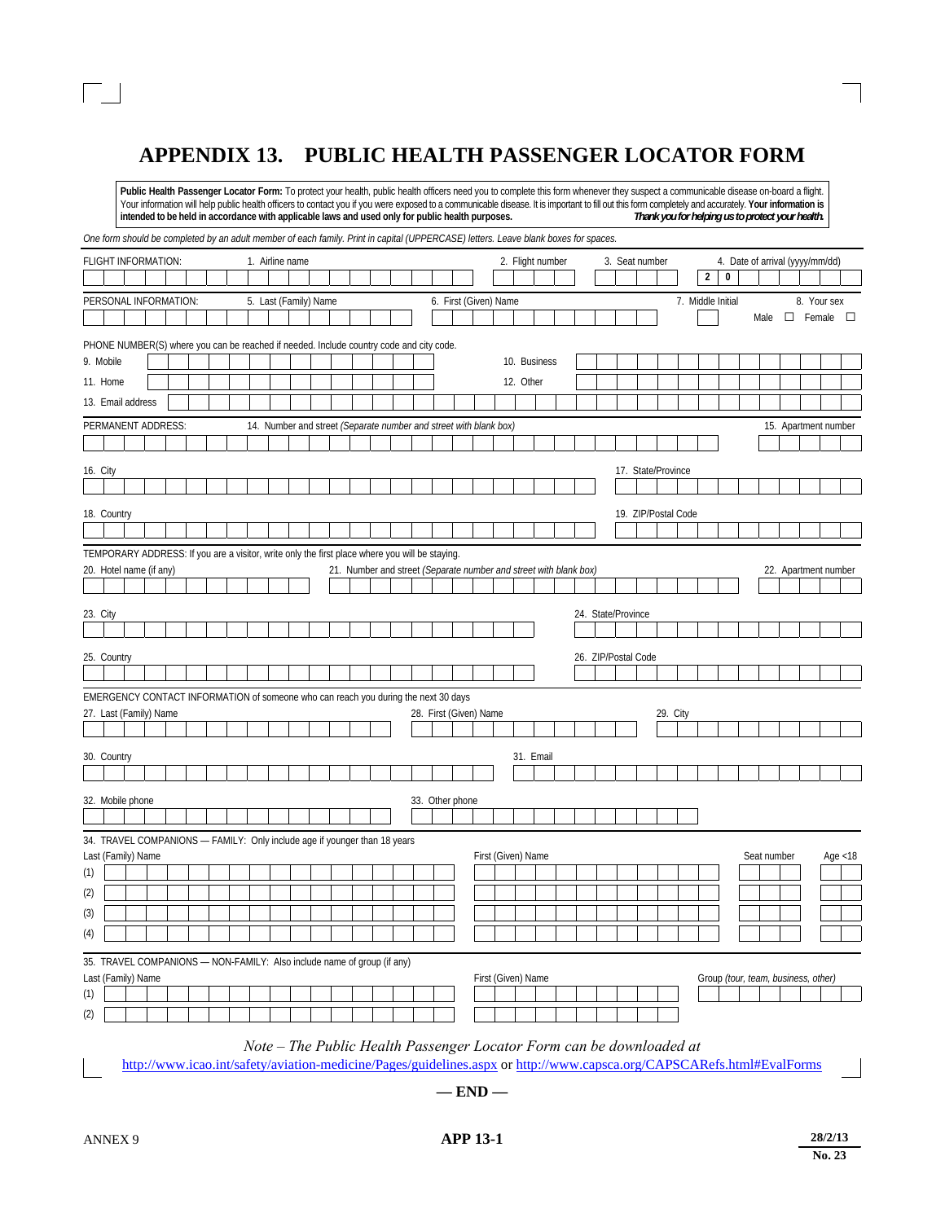# APPENDIX 13. PUBLIC HEALTH PASSENGER LOCATOR FORM

**Public Health Passenger Locator Form:** To protect your health, public health officers need you to complete this form whenever they suspect a communicable disease on-board a flight. Your information will help public health officers to contact you if you were exposed to a communicable disease. It is important to fill out this form completely and accurately. **Your information is intended to be held in accordance with applicable laws and used only for public health purposes.** ***Thank you for helping us to protect your health.***

*One form should be completed by an adult member of each family. Print in capital (UPPERCASE) letters. Leave blank boxes for spaces.*

FLIGHT INFORMATION: 1. Airline name 2. Flight number 3. Seat number 4. Date of arrival (yyyy/mm/dd) 2 0

PERSONAL INFORMATION: 5. Last (Family) Name 6. First (Given) Name 7. Middle Initial 8. Your sex Male ☐ Female ☐

PHONE NUMBER(S) where you can be reached if needed. Include country code and city code.

9. Mobile 10. Business

11. Home 12. Other

13. Email address

PERMANENT ADDRESS: 14. Number and street *(Separate number and street with blank box)* 15. Apartment number

16. City 17. State/Province

18. Country 19. ZIP/Postal Code

TEMPORARY ADDRESS: If you are a visitor, write only the first place where you will be staying.

20. Hotel name (if any) 21. Number and street *(Separate number and street with blank box)* 22. Apartment number

23. City 24. State/Province

25. Country 26. ZIP/Postal Code

EMERGENCY CONTACT INFORMATION of someone who can reach you during the next 30 days

27. Last (Family) Name 28. First (Given) Name 29. City

30. Country 31. Email

32. Mobile phone 33. Other phone

34. TRAVEL COMPANIONS — FAMILY: Only include age if younger than 18 years

| | Last (Family) Name | First (Given) Name | Seat number | Age <18 |
|---|---|---|---|---|
| (1) | | | | |
| (2) | | | | |
| (3) | | | | |
| (4) | | | | |

35. TRAVEL COMPANIONS — NON-FAMILY: Also include name of group (if any)

| | Last (Family) Name | First (Given) Name | Group *(tour, team, business, other)* |
|---|---|---|---|
| (1) | | | |
| (2) | | | |

*Note – The Public Health Passenger Locator Form can be downloaded at*
http://www.icao.int/safety/aviation-medicine/Pages/guidelines.aspx or http://www.capsca.org/CAPSCARefs.html#EvalForms

**— END —**